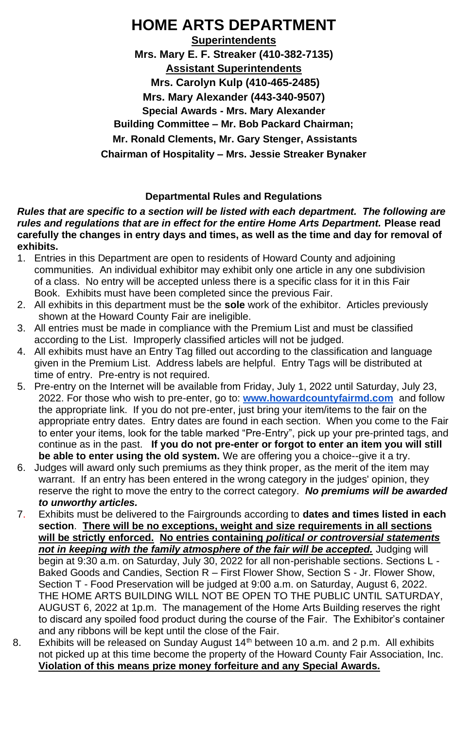# HOME ARTS DEPARTMENT

**Superintendents**

**Mrs. Mary E. F. Streaker (410-382-7135)**

**Assistant Superintendents**

**Mrs. Carolyn Kulp (410-465-2485)**

**Mrs. Mary Alexander (443-340-9507)**

**Special Awards - Mrs. Mary Alexander**

**Building Committee – Mr. Bob Packard Chairman;**

**Mr. Ronald Clements, Mr. Gary Stenger, Assistants**

**Chairman of Hospitality – Mrs. Jessie Streaker Bynaker**

## Departmental Rules and Regulations

***Rules that are specific to a section will be listed with each department. The following are rules and regulations that are in effect for the entire Home Arts Department.*** **Please read carefully the changes in entry days and times, as well as the time and day for removal of exhibits.**

1. Entries in this Department are open to residents of Howard County and adjoining communities. An individual exhibitor may exhibit only one article in any one subdivision of a class. No entry will be accepted unless there is a specific class for it in this Fair Book. Exhibits must have been completed since the previous Fair.
2. All exhibits in this department must be the **sole** work of the exhibitor. Articles previously shown at the Howard County Fair are ineligible.
3. All entries must be made in compliance with the Premium List and must be classified according to the List. Improperly classified articles will not be judged.
4. All exhibits must have an Entry Tag filled out according to the classification and language given in the Premium List. Address labels are helpful. Entry Tags will be distributed at time of entry. Pre-entry is not required.
5. Pre-entry on the Internet will be available from Friday, July 1, 2022 until Saturday, July 23, 2022. For those who wish to pre-enter, go to: **www.howardcountyfairmd.com** and follow the appropriate link. If you do not pre-enter, just bring your item/items to the fair on the appropriate entry dates. Entry dates are found in each section. When you come to the Fair to enter your items, look for the table marked "Pre-Entry", pick up your pre-printed tags, and continue as in the past. **If you do not pre-enter or forgot to enter an item you will still be able to enter using the old system.** We are offering you a choice--give it a try.
6. Judges will award only such premiums as they think proper, as the merit of the item may warrant. If an entry has been entered in the wrong category in the judges' opinion, they reserve the right to move the entry to the correct category. ***No premiums will be awarded to unworthy articles.***
7. Exhibits must be delivered to the Fairgrounds according to **dates and times listed in each section**. **There will be no exceptions, weight and size requirements in all sections will be strictly enforced.** **No entries containing *political or controversial statements not in keeping with the family atmosphere of the fair will be accepted.*** Judging will begin at 9:30 a.m. on Saturday, July 30, 2022 for all non-perishable sections. Sections L - Baked Goods and Candies, Section R – First Flower Show, Section S - Jr. Flower Show, Section T - Food Preservation will be judged at 9:00 a.m. on Saturday, August 6, 2022. THE HOME ARTS BUILDING WILL NOT BE OPEN TO THE PUBLIC UNTIL SATURDAY, AUGUST 6, 2022 at 1p.m. The management of the Home Arts Building reserves the right to discard any spoiled food product during the course of the Fair. The Exhibitor's container and any ribbons will be kept until the close of the Fair.
8. Exhibits will be released on Sunday August 14th between 10 a.m. and 2 p.m. All exhibits not picked up at this time become the property of the Howard County Fair Association, Inc. **Violation of this means prize money forfeiture and any Special Awards.**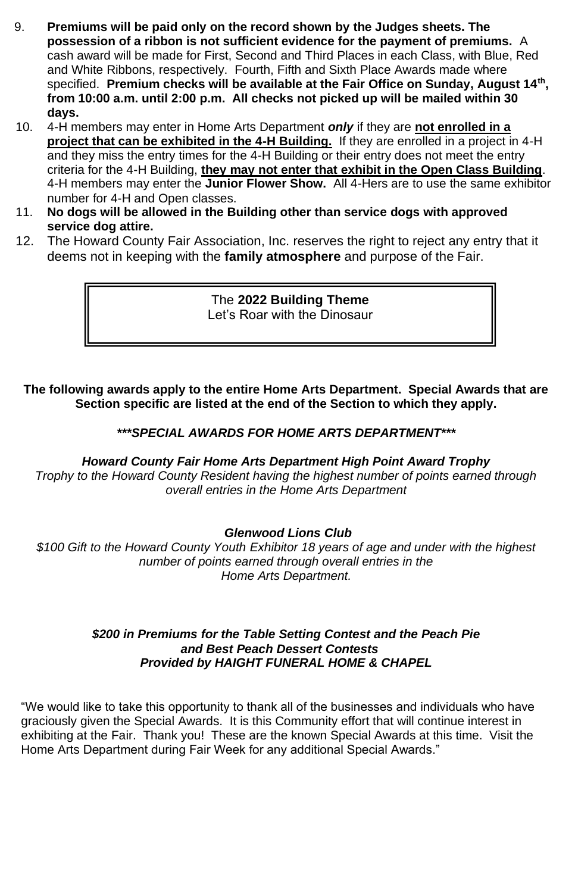9. **Premiums will be paid only on the record shown by the Judges sheets. The possession of a ribbon is not sufficient evidence for the payment of premiums.** A cash award will be made for First, Second and Third Places in each Class, with Blue, Red and White Ribbons, respectively. Fourth, Fifth and Sixth Place Awards made where specified. **Premium checks will be available at the Fair Office on Sunday, August 14th, from 10:00 a.m. until 2:00 p.m. All checks not picked up will be mailed within 30 days.**
10. 4-H members may enter in Home Arts Department ***only*** if they are **not enrolled in a project that can be exhibited in the 4-H Building.** If they are enrolled in a project in 4-H and they miss the entry times for the 4-H Building or their entry does not meet the entry criteria for the 4-H Building, **they may not enter that exhibit in the Open Class Building**. 4-H members may enter the **Junior Flower Show.** All 4-Hers are to use the same exhibitor number for 4-H and Open classes.
11. **No dogs will be allowed in the Building other than service dogs with approved service dog attire.**
12. The Howard County Fair Association, Inc. reserves the right to reject any entry that it deems not in keeping with the **family atmosphere** and purpose of the Fair.

The **2022 Building Theme**
Let's Roar with the Dinosaur

**The following awards apply to the entire Home Arts Department. Special Awards that are Section specific are listed at the end of the Section to which they apply.**

***\*\*\*SPECIAL AWARDS FOR HOME ARTS DEPARTMENT\*\*\****

***Howard County Fair Home Arts Department High Point Award Trophy***
*Trophy to the Howard County Resident having the highest number of points earned through overall entries in the Home Arts Department*

***Glenwood Lions Club***
*$100 Gift to the Howard County Youth Exhibitor 18 years of age and under with the highest number of points earned through overall entries in the Home Arts Department.*

***$200 in Premiums for the Table Setting Contest and the Peach Pie and Best Peach Dessert Contests***
***Provided by HAIGHT FUNERAL HOME & CHAPEL***

"We would like to take this opportunity to thank all of the businesses and individuals who have graciously given the Special Awards. It is this Community effort that will continue interest in exhibiting at the Fair. Thank you! These are the known Special Awards at this time. Visit the Home Arts Department during Fair Week for any additional Special Awards."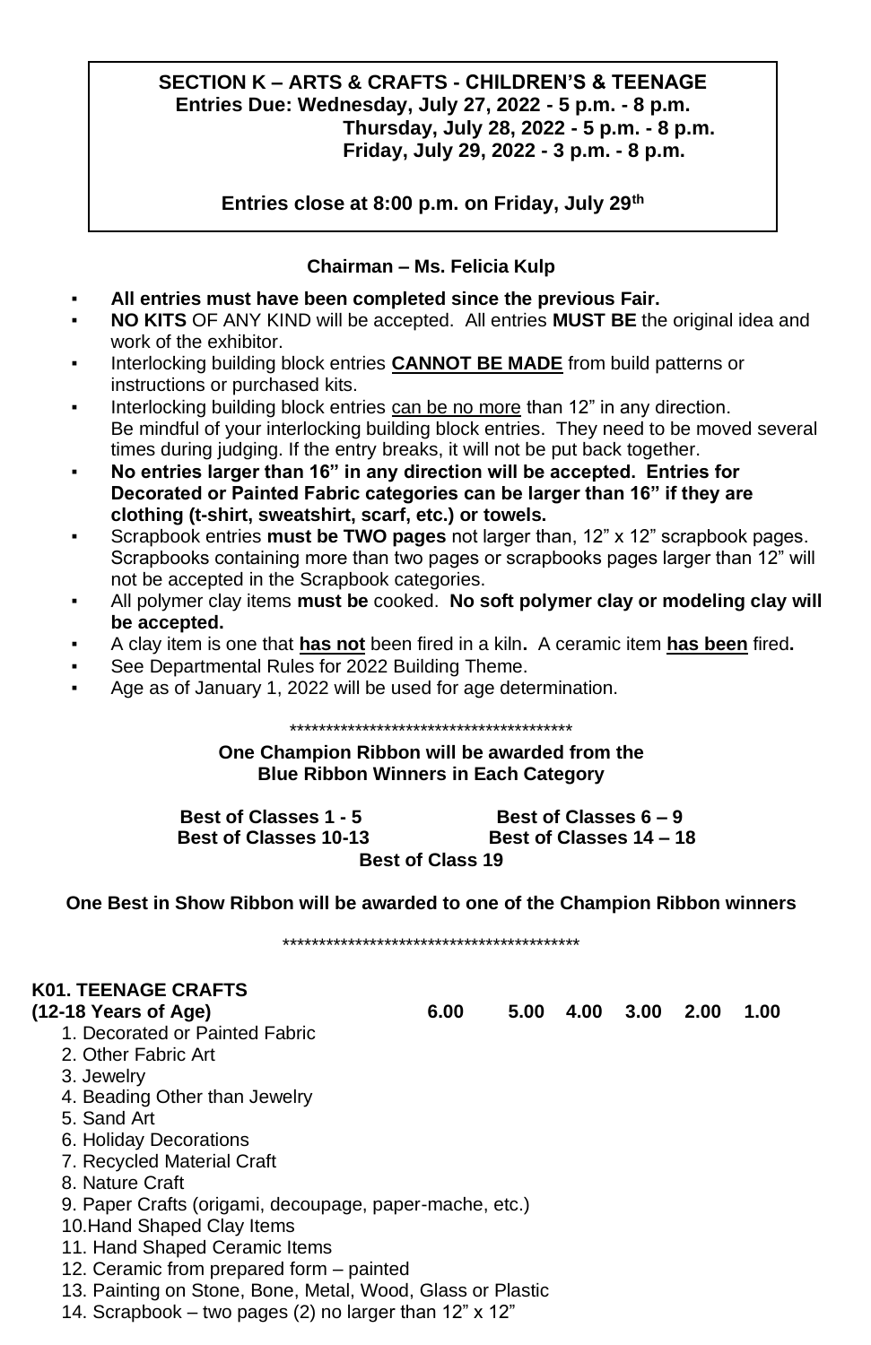**SECTION K – ARTS & CRAFTS - CHILDREN'S & TEENAGE**
**Entries Due: Wednesday, July 27, 2022 - 5 p.m. - 8 p.m.**
**Thursday, July 28, 2022 - 5 p.m. - 8 p.m.**
**Friday, July 29, 2022 - 3 p.m. - 8 p.m.**

**Entries close at 8:00 p.m. on Friday, July 29th**

**Chairman – Ms. Felicia Kulp**

- **All entries must have been completed since the previous Fair.**
- **NO KITS** OF ANY KIND will be accepted. All entries **MUST BE** the original idea and work of the exhibitor.
- Interlocking building block entries **CANNOT BE MADE** from build patterns or instructions or purchased kits.
- Interlocking building block entries can be no more than 12" in any direction. Be mindful of your interlocking building block entries. They need to be moved several times during judging. If the entry breaks, it will not be put back together.
- **No entries larger than 16" in any direction will be accepted. Entries for Decorated or Painted Fabric categories can be larger than 16" if they are clothing (t-shirt, sweatshirt, scarf, etc.) or towels.**
- Scrapbook entries **must be TWO pages** not larger than, 12" x 12" scrapbook pages. Scrapbooks containing more than two pages or scrapbooks pages larger than 12" will not be accepted in the Scrapbook categories.
- All polymer clay items **must be** cooked. **No soft polymer clay or modeling clay will be accepted.**
- A clay item is one that **has not** been fired in a kiln**.** A ceramic item **has been** fired**.**
- See Departmental Rules for 2022 Building Theme.
- Age as of January 1, 2022 will be used for age determination.

*****************************************

**One Champion Ribbon will be awarded from the Blue Ribbon Winners in Each Category**

**Best of Classes 1 - 5** **Best of Classes 6 – 9**
**Best of Classes 10-13** **Best of Classes 14 – 18**
**Best of Class 19**

**One Best in Show Ribbon will be awarded to one of the Champion Ribbon winners**

******************************************

**K01. TEENAGE CRAFTS**
**(12-18 Years of Age)** **6.00 5.00 4.00 3.00 2.00 1.00**

1. Decorated or Painted Fabric
2. Other Fabric Art
3. Jewelry
4. Beading Other than Jewelry
5. Sand Art
6. Holiday Decorations
7. Recycled Material Craft
8. Nature Craft
9. Paper Crafts (origami, decoupage, paper-mache, etc.)
10. Hand Shaped Clay Items
11. Hand Shaped Ceramic Items
12. Ceramic from prepared form – painted
13. Painting on Stone, Bone, Metal, Wood, Glass or Plastic
14. Scrapbook – two pages (2) no larger than 12" x 12"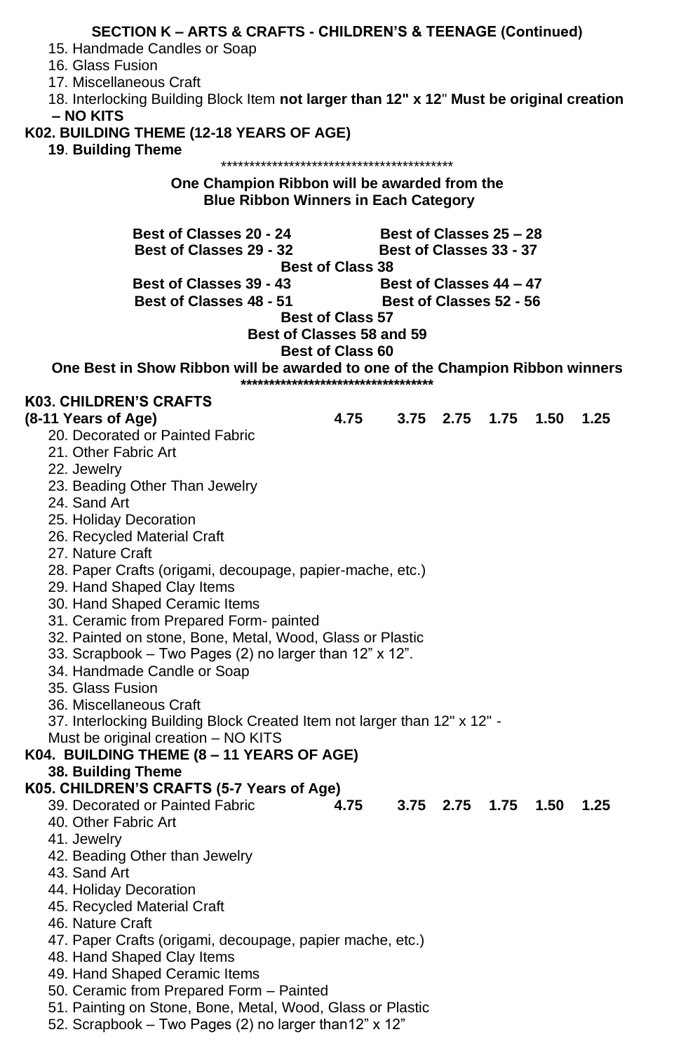**SECTION K – ARTS & CRAFTS - CHILDREN'S & TEENAGE (Continued)**

15. Handmade Candles or Soap
16. Glass Fusion
17. Miscellaneous Craft
18. Interlocking Building Block Item **not larger than 12" x 12" Must be original creation – NO KITS**

**K02. BUILDING THEME (12-18 YEARS OF AGE)**

**19. Building Theme**

******************************************

**One Champion Ribbon will be awarded from the Blue Ribbon Winners in Each Category**

**Best of Classes 20 - 24** | **Best of Classes 25 – 28**
**Best of Classes 29 - 32** | **Best of Classes 33 - 37**
**Best of Class 38**
**Best of Classes 39 - 43** | **Best of Classes 44 – 47**
**Best of Classes 48 - 51** | **Best of Classes 52 - 56**
**Best of Class 57**
**Best of Classes 58 and 59**
**Best of Class 60**

**One Best in Show Ribbon will be awarded to one of the Champion Ribbon winners**

**************************************

**K03. CHILDREN'S CRAFTS**
**(8-11 Years of Age)** **4.75 3.75 2.75 1.75 1.50 1.25**

20. Decorated or Painted Fabric
21. Other Fabric Art
22. Jewelry
23. Beading Other Than Jewelry
24. Sand Art
25. Holiday Decoration
26. Recycled Material Craft
27. Nature Craft
28. Paper Crafts (origami, decoupage, papier-mache, etc.)
29. Hand Shaped Clay Items
30. Hand Shaped Ceramic Items
31. Ceramic from Prepared Form- painted
32. Painted on stone, Bone, Metal, Wood, Glass or Plastic
33. Scrapbook – Two Pages (2) no larger than 12" x 12".
34. Handmade Candle or Soap
35. Glass Fusion
36. Miscellaneous Craft
37. Interlocking Building Block Created Item not larger than 12" x 12" - Must be original creation – NO KITS

**K04. BUILDING THEME (8 – 11 YEARS OF AGE)**

**38. Building Theme**

**K05. CHILDREN'S CRAFTS (5-7 Years of Age)**

39. Decorated or Painted Fabric **4.75 3.75 2.75 1.75 1.50 1.25**
40. Other Fabric Art
41. Jewelry
42. Beading Other than Jewelry
43. Sand Art
44. Holiday Decoration
45. Recycled Material Craft
46. Nature Craft
47. Paper Crafts (origami, decoupage, papier mache, etc.)
48. Hand Shaped Clay Items
49. Hand Shaped Ceramic Items
50. Ceramic from Prepared Form – Painted
51. Painting on Stone, Bone, Metal, Wood, Glass or Plastic
52. Scrapbook – Two Pages (2) no larger than12" x 12"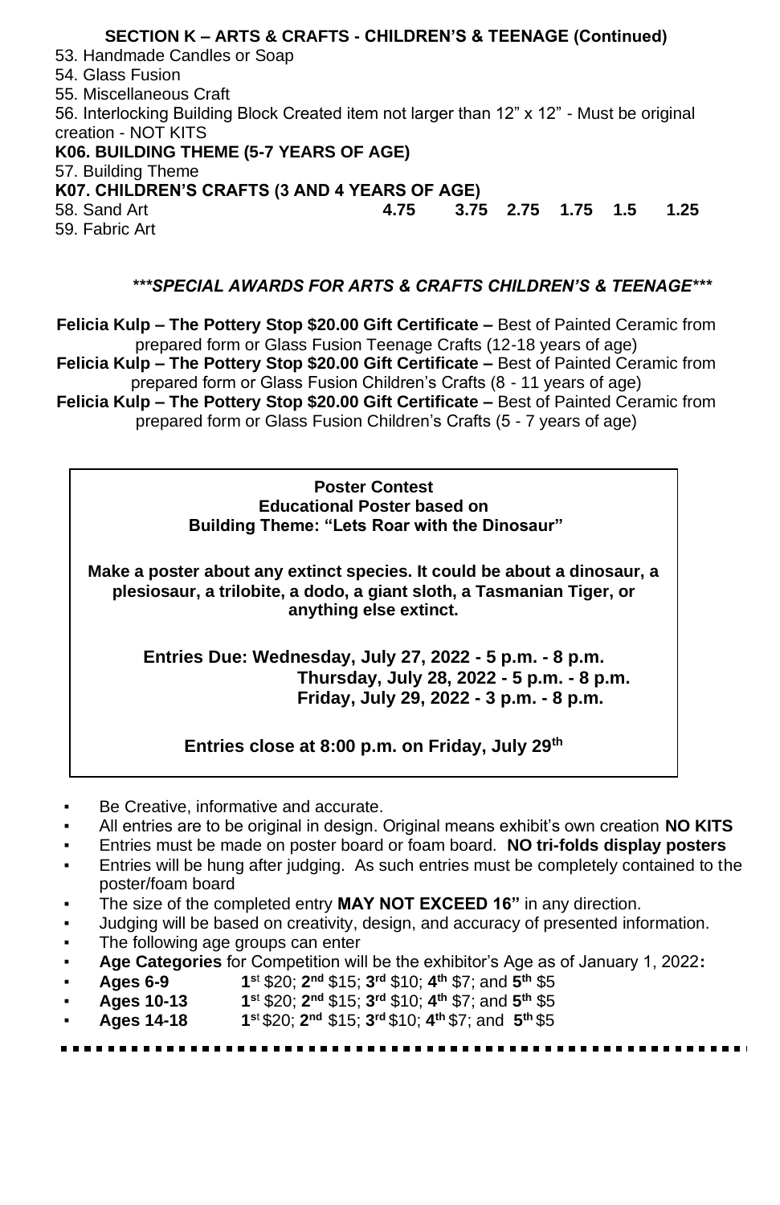**SECTION K – ARTS & CRAFTS - CHILDREN'S & TEENAGE (Continued)**

53. Handmade Candles or Soap
54. Glass Fusion
55. Miscellaneous Craft
56. Interlocking Building Block Created item not larger than 12" x 12" - Must be original creation - NOT KITS

**K06. BUILDING THEME (5-7 YEARS OF AGE)**

57. Building Theme

**K07. CHILDREN'S CRAFTS (3 AND 4 YEARS OF AGE)**

| | | | | | | |
|---|---|---|---|---|---|---|
| 58. Sand Art | **4.75** | **3.75** | **2.75** | **1.75** | **1.5** | **1.25** |
| 59. Fabric Art | | | | | | |

***\*\*\*SPECIAL AWARDS FOR ARTS & CRAFTS CHILDREN'S & TEENAGE\*\*\****

**Felicia Kulp – The Pottery Stop $20.00 Gift Certificate –** Best of Painted Ceramic from prepared form or Glass Fusion Teenage Crafts (12-18 years of age)

**Felicia Kulp – The Pottery Stop $20.00 Gift Certificate –** Best of Painted Ceramic from prepared form or Glass Fusion Children's Crafts (8 - 11 years of age)

**Felicia Kulp – The Pottery Stop $20.00 Gift Certificate –** Best of Painted Ceramic from prepared form or Glass Fusion Children's Crafts (5 - 7 years of age)

**Poster Contest**
**Educational Poster based on**
**Building Theme: "Lets Roar with the Dinosaur"**

**Make a poster about any extinct species. It could be about a dinosaur, a plesiosaur, a trilobite, a dodo, a giant sloth, a Tasmanian Tiger, or anything else extinct.**

**Entries Due: Wednesday, July 27, 2022 - 5 p.m. - 8 p.m.**
**Thursday, July 28, 2022 - 5 p.m. - 8 p.m.**
**Friday, July 29, 2022 - 3 p.m. - 8 p.m.**

**Entries close at 8:00 p.m. on Friday, July 29th**

- Be Creative, informative and accurate.
- All entries are to be original in design. Original means exhibit's own creation **NO KITS**
- Entries must be made on poster board or foam board. **NO tri-folds display posters**
- Entries will be hung after judging. As such entries must be completely contained to the poster/foam board
- The size of the completed entry **MAY NOT EXCEED 16"** in any direction.
- Judging will be based on creativity, design, and accuracy of presented information.
- The following age groups can enter
- **Age Categories** for Competition will be the exhibitor's Age as of January 1, 2022**:**
- **Ages 6-9** **1st** $20; **2nd** $15; **3rd** $10; **4th** $7; and **5th** $5
- **Ages 10-13** **1st** $20; **2nd** $15; **3rd** $10; **4th** $7; and **5th** $5
- **Ages 14-18** **1st** $20; **2nd** $15; **3rd** $10; **4th** $7; and **5th** $5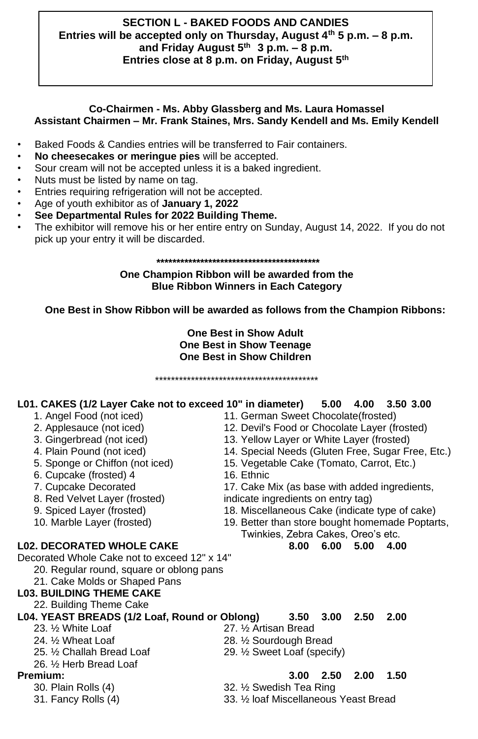**SECTION L - BAKED FOODS AND CANDIES**
**Entries will be accepted only on Thursday, August 4th 5 p.m. – 8 p.m. and Friday August 5th 3 p.m. – 8 p.m.**
**Entries close at 8 p.m. on Friday, August 5th**

**Co-Chairmen - Ms. Abby Glassberg and Ms. Laura Homassel**
**Assistant Chairmen – Mr. Frank Staines, Mrs. Sandy Kendell and Ms. Emily Kendell**

- Baked Foods & Candies entries will be transferred to Fair containers.
- **No cheesecakes or meringue pies** will be accepted.
- Sour cream will not be accepted unless it is a baked ingredient.
- Nuts must be listed by name on tag.
- Entries requiring refrigeration will not be accepted.
- Age of youth exhibitor as of **January 1, 2022**
- **See Departmental Rules for 2022 Building Theme.**
- The exhibitor will remove his or her entire entry on Sunday, August 14, 2022. If you do not pick up your entry it will be discarded.

******************************************

**One Champion Ribbon will be awarded from the Blue Ribbon Winners in Each Category**

**One Best in Show Ribbon will be awarded as follows from the Champion Ribbons:**

**One Best in Show Adult**
**One Best in Show Teenage**
**One Best in Show Children**

******************************************

**L01. CAKES (1/2 Layer Cake not to exceed 10" in diameter)** 5.00 4.00 3.50 3.00

1. Angel Food (not iced)
2. Applesauce (not iced)
3. Gingerbread (not iced)
4. Plain Pound (not iced)
5. Sponge or Chiffon (not iced)
6. Cupcake (frosted) 4
7. Cupcake Decorated
8. Red Velvet Layer (frosted)
9. Spiced Layer (frosted)
10. Marble Layer (frosted)
11. German Sweet Chocolate(frosted)
12. Devil's Food or Chocolate Layer (frosted)
13. Yellow Layer or White Layer (frosted)
14. Special Needs (Gluten Free, Sugar Free, Etc.)
15. Vegetable Cake (Tomato, Carrot, Etc.)
16. Ethnic
17. Cake Mix (as base with added ingredients, indicate ingredients on entry tag)
18. Miscellaneous Cake (indicate type of cake)
19. Better than store bought homemade Poptarts, Twinkies, Zebra Cakes, Oreo's etc.

**L02. DECORATED WHOLE CAKE** 8.00 6.00 5.00 4.00

Decorated Whole Cake not to exceed 12" x 14"

20. Regular round, square or oblong pans
21. Cake Molds or Shaped Pans

**L03. BUILDING THEME CAKE**

22. Building Theme Cake

**L04. YEAST BREADS (1/2 Loaf, Round or Oblong)** 3.50 3.00 2.50 2.00

23. ½ White Loaf
24. ½ Wheat Loaf
25. ½ Challah Bread Loaf
26. ½ Herb Bread Loaf
27. ½ Artisan Bread
28. ½ Sourdough Bread
29. ½ Sweet Loaf (specify)

**Premium:** 3.00 2.50 2.00 1.50

30. Plain Rolls (4)
31. Fancy Rolls (4)
32. ½ Swedish Tea Ring
33. ½ loaf Miscellaneous Yeast Bread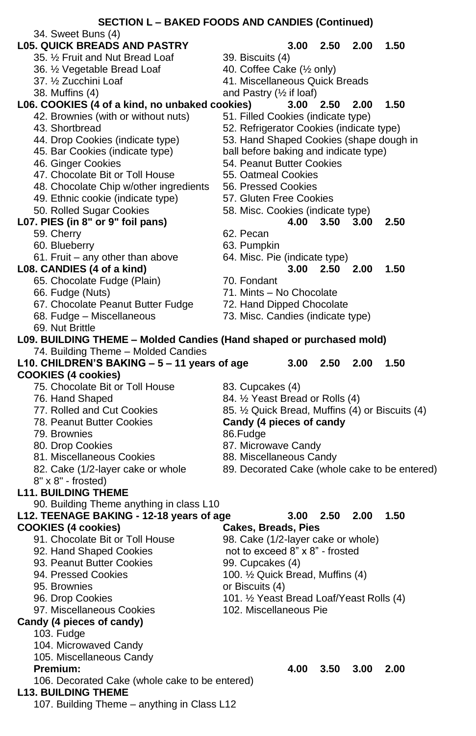## SECTION L – BAKED FOODS AND CANDIES (Continued)

34. Sweet Buns (4)

**L05. QUICK BREADS AND PASTRY** **3.00 2.50 2.00 1.50**

35. ½ Fruit and Nut Bread Loaf
36. ½ Vegetable Bread Loaf
37. ½ Zucchini Loaf
38. Muffins (4)
39. Biscuits (4)
40. Coffee Cake (½ only)
41. Miscellaneous Quick Breads and Pastry (½ if loaf)

**L06. COOKIES (4 of a kind, no unbaked cookies)** **3.00 2.50 2.00 1.50**

42. Brownies (with or without nuts)
43. Shortbread
44. Drop Cookies (indicate type)
45. Bar Cookies (indicate type)
46. Ginger Cookies
47. Chocolate Bit or Toll House
48. Chocolate Chip w/other ingredients
49. Ethnic cookie (indicate type)
50. Rolled Sugar Cookies
51. Filled Cookies (indicate type)
52. Refrigerator Cookies (indicate type)
53. Hand Shaped Cookies (shape dough in ball before baking and indicate type)
54. Peanut Butter Cookies
55. Oatmeal Cookies
56. Pressed Cookies
57. Gluten Free Cookies
58. Misc. Cookies (indicate type)

**L07. PIES (in 8" or 9" foil pans)** **4.00 3.50 3.00 2.50**

59. Cherry
60. Blueberry
61. Fruit – any other than above
62. Pecan
63. Pumpkin
64. Misc. Pie (indicate type)

**L08. CANDIES (4 of a kind)** **3.00 2.50 2.00 1.50**

65. Chocolate Fudge (Plain)
66. Fudge (Nuts)
67. Chocolate Peanut Butter Fudge
68. Fudge – Miscellaneous
69. Nut Brittle
70. Fondant
71. Mints – No Chocolate
72. Hand Dipped Chocolate
73. Misc. Candies (indicate type)

**L09. BUILDING THEME – Molded Candies (Hand shaped or purchased mold)**

74. Building Theme – Molded Candies

**L10. CHILDREN'S BAKING – 5 – 11 years of age** **3.00 2.50 2.00 1.50**

**COOKIES (4 cookies)**

75. Chocolate Bit or Toll House
76. Hand Shaped
77. Rolled and Cut Cookies
78. Peanut Butter Cookies
79. Brownies
80. Drop Cookies
81. Miscellaneous Cookies
82. Cake (1/2-layer cake or whole 8" x 8" - frosted)
83. Cupcakes (4)
84. ½ Yeast Bread or Rolls (4)
85. ½ Quick Bread, Muffins (4) or Biscuits (4)

**Candy (4 pieces of candy**

86. Fudge
87. Microwave Candy
88. Miscellaneous Candy
89. Decorated Cake (whole cake to be entered)

**L11. BUILDING THEME**

90. Building Theme anything in class L10

**L12. TEENAGE BAKING - 12-18 years of age** **3.00 2.50 2.00 1.50**

**COOKIES (4 cookies)**

91. Chocolate Bit or Toll House
92. Hand Shaped Cookies
93. Peanut Butter Cookies
94. Pressed Cookies
95. Brownies
96. Drop Cookies
97. Miscellaneous Cookies

**Cakes, Breads, Pies**

98. Cake (1/2-layer cake or whole) not to exceed 8" x 8" - frosted
99. Cupcakes (4)
100. ½ Quick Bread, Muffins (4) or Biscuits (4)
101. ½ Yeast Bread Loaf/Yeast Rolls (4)
102. Miscellaneous Pie

**Candy (4 pieces of candy)**

103. Fudge
104. Microwaved Candy
105. Miscellaneous Candy

**Premium:** **4.00 3.50 3.00 2.00**

106. Decorated Cake (whole cake to be entered)

**L13. BUILDING THEME**

107. Building Theme – anything in Class L12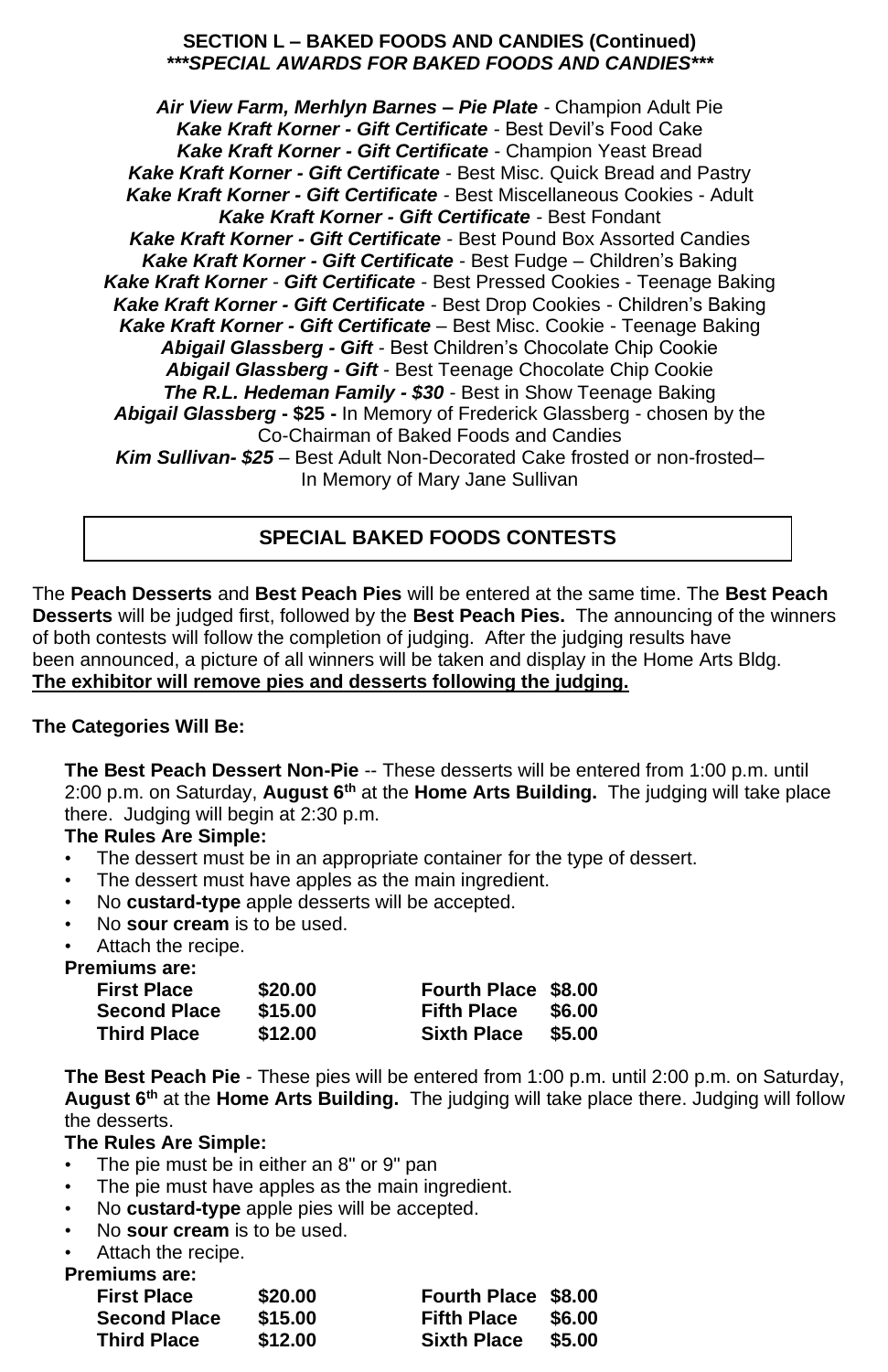**SECTION L – BAKED FOODS AND CANDIES (Continued)**
***\*\*\*SPECIAL AWARDS FOR BAKED FOODS AND CANDIES\*\*\****

***Air View Farm, Merhlyn Barnes – Pie Plate*** - Champion Adult Pie
***Kake Kraft Korner - Gift Certificate*** - Best Devil's Food Cake
***Kake Kraft Korner - Gift Certificate*** - Champion Yeast Bread
***Kake Kraft Korner - Gift Certificate*** - Best Misc. Quick Bread and Pastry
***Kake Kraft Korner - Gift Certificate*** - Best Miscellaneous Cookies - Adult
***Kake Kraft Korner - Gift Certificate*** - Best Fondant
***Kake Kraft Korner - Gift Certificate*** - Best Pound Box Assorted Candies
***Kake Kraft Korner - Gift Certificate*** - Best Fudge – Children's Baking
***Kake Kraft Korner*** - ***Gift Certificate*** - Best Pressed Cookies - Teenage Baking
***Kake Kraft Korner - Gift Certificate*** - Best Drop Cookies - Children's Baking
***Kake Kraft Korner - Gift Certificate*** – Best Misc. Cookie - Teenage Baking
***Abigail Glassberg - Gift*** - Best Children's Chocolate Chip Cookie
***Abigail Glassberg - Gift*** - Best Teenage Chocolate Chip Cookie
***The R.L. Hedeman Family - $30*** - Best in Show Teenage Baking
***Abigail Glassberg*** **- $25 -** In Memory of Frederick Glassberg - chosen by the Co-Chairman of Baked Foods and Candies
***Kim Sullivan- $25*** – Best Adult Non-Decorated Cake frosted or non-frosted– In Memory of Mary Jane Sullivan

## SPECIAL BAKED FOODS CONTESTS

The **Peach Desserts** and **Best Peach Pies** will be entered at the same time. The **Best Peach Desserts** will be judged first, followed by the **Best Peach Pies.** The announcing of the winners of both contests will follow the completion of judging. After the judging results have been announced, a picture of all winners will be taken and display in the Home Arts Bldg.
**The exhibitor will remove pies and desserts following the judging.**

**The Categories Will Be:**

**The Best Peach Dessert Non-Pie** -- These desserts will be entered from 1:00 p.m. until 2:00 p.m. on Saturday, **August 6th** at the **Home Arts Building.** The judging will take place there. Judging will begin at 2:30 p.m.

**The Rules Are Simple:**

- The dessert must be in an appropriate container for the type of dessert.
- The dessert must have apples as the main ingredient.
- No **custard-type** apple desserts will be accepted.
- No **sour cream** is to be used.
- Attach the recipe.

**Premiums are:**

| | | | |
|---|---|---|---|
| **First Place** | **$20.00** | **Fourth Place** | **$8.00** |
| **Second Place** | **$15.00** | **Fifth Place** | **$6.00** |
| **Third Place** | **$12.00** | **Sixth Place** | **$5.00** |

**The Best Peach Pie** - These pies will be entered from 1:00 p.m. until 2:00 p.m. on Saturday, **August 6th** at the **Home Arts Building.** The judging will take place there. Judging will follow the desserts.

**The Rules Are Simple:**

- The pie must be in either an 8" or 9" pan
- The pie must have apples as the main ingredient.
- No **custard-type** apple pies will be accepted.
- No **sour cream** is to be used.
- Attach the recipe.

**Premiums are:**

| | | | |
|---|---|---|---|
| **First Place** | **$20.00** | **Fourth Place** | **$8.00** |
| **Second Place** | **$15.00** | **Fifth Place** | **$6.00** |
| **Third Place** | **$12.00** | **Sixth Place** | **$5.00** |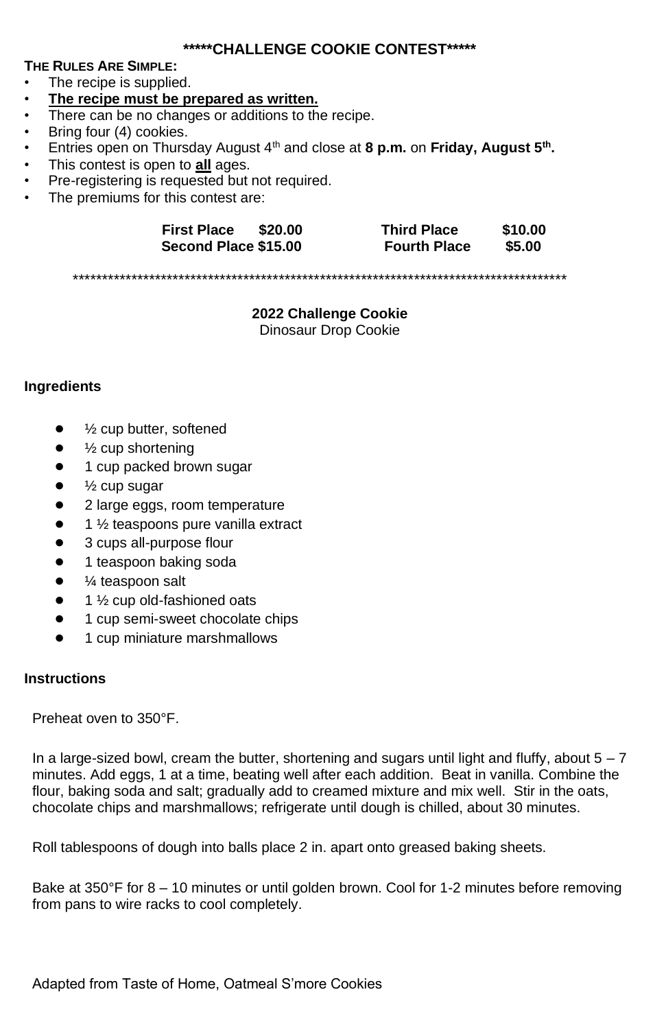**\*\*\*\*\*CHALLENGE COOKIE CONTEST\*\*\*\*\***

**THE RULES ARE SIMPLE:**

- The recipe is supplied.
- **The recipe must be prepared as written.**
- There can be no changes or additions to the recipe.
- Bring four (4) cookies.
- Entries open on Thursday August 4th and close at **8 p.m.** on **Friday, August 5th.**
- This contest is open to **all** ages.
- Pre-registering is requested but not required.
- The premiums for this contest are:

| | | | |
|---|---|---|---|
| **First Place** | **$20.00** | **Third Place** | **$10.00** |
| **Second Place** | **$15.00** | **Fourth Place** | **$5.00** |

\*\*\*\*\*\*\*\*\*\*\*\*\*\*\*\*\*\*\*\*\*\*\*\*\*\*\*\*\*\*\*\*\*\*\*\*\*\*\*\*\*\*\*\*\*\*\*\*\*\*\*\*\*\*\*\*\*\*\*\*\*\*\*\*\*\*\*\*\*\*\*\*\*\*\*\*\*\*\*\*\*\*\*\*

**2022 Challenge Cookie**

Dinosaur Drop Cookie

**Ingredients**

- ½ cup butter, softened
- ½ cup shortening
- 1 cup packed brown sugar
- ½ cup sugar
- 2 large eggs, room temperature
- 1 ½ teaspoons pure vanilla extract
- 3 cups all-purpose flour
- 1 teaspoon baking soda
- ¼ teaspoon salt
- 1 ½ cup old-fashioned oats
- 1 cup semi-sweet chocolate chips
- 1 cup miniature marshmallows

**Instructions**

Preheat oven to 350°F.

In a large-sized bowl, cream the butter, shortening and sugars until light and fluffy, about 5 – 7 minutes. Add eggs, 1 at a time, beating well after each addition. Beat in vanilla. Combine the flour, baking soda and salt; gradually add to creamed mixture and mix well. Stir in the oats, chocolate chips and marshmallows; refrigerate until dough is chilled, about 30 minutes.

Roll tablespoons of dough into balls place 2 in. apart onto greased baking sheets.

Bake at 350°F for 8 – 10 minutes or until golden brown. Cool for 1-2 minutes before removing from pans to wire racks to cool completely.

Adapted from Taste of Home, Oatmeal S'more Cookies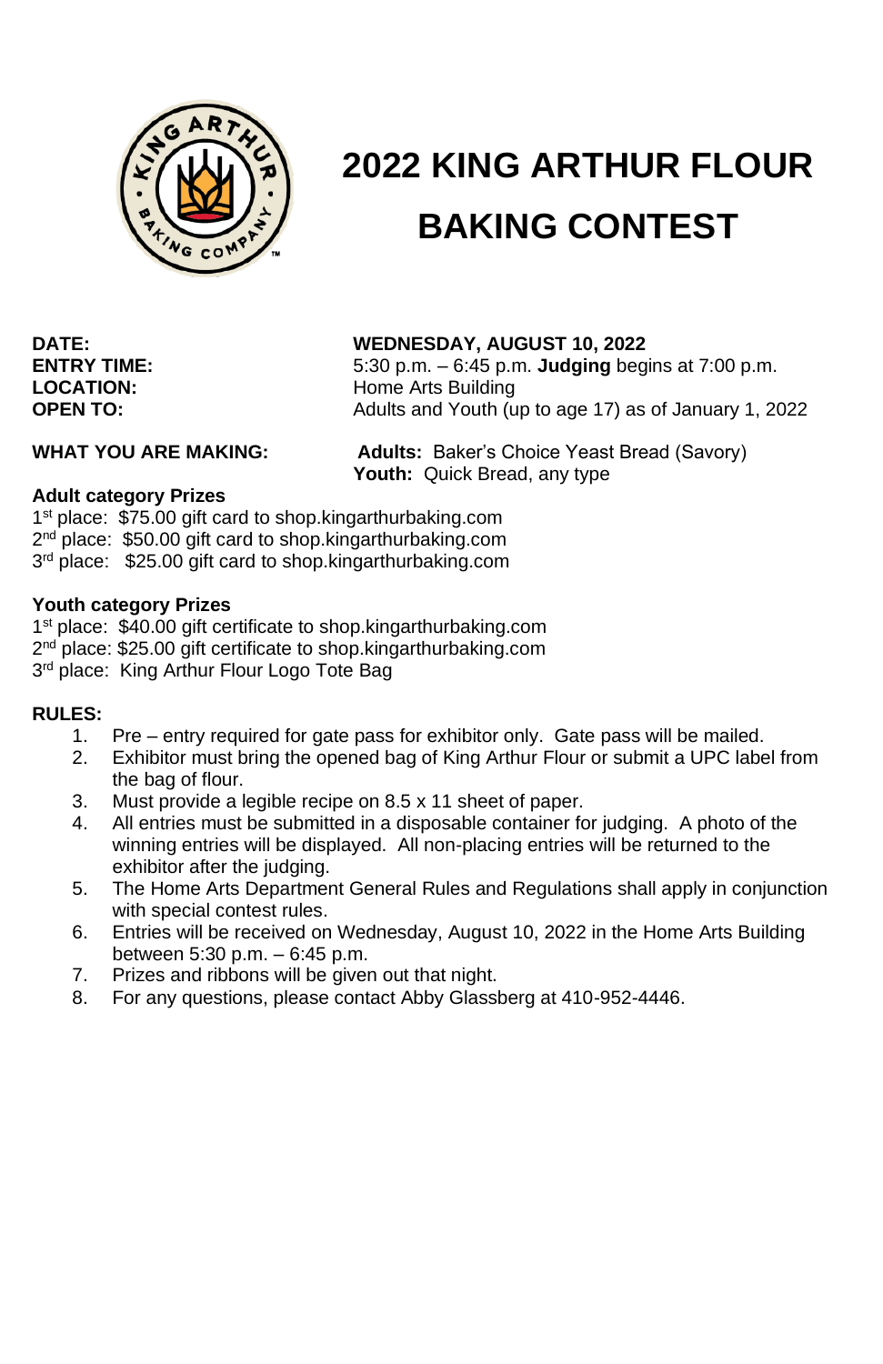# 2022 KING ARTHUR FLOUR BAKING CONTEST

**DATE:** **WEDNESDAY, AUGUST 10, 2022**
**ENTRY TIME:** 5:30 p.m. – 6:45 p.m. **Judging** begins at 7:00 p.m.
**LOCATION:** Home Arts Building
**OPEN TO:** Adults and Youth (up to age 17) as of January 1, 2022

**WHAT YOU ARE MAKING:** **Adults:** Baker's Choice Yeast Bread (Savory)
**Youth:** Quick Bread, any type

**Adult category Prizes**
1st place: $75.00 gift card to shop.kingarthurbaking.com
2nd place: $50.00 gift card to shop.kingarthurbaking.com
3rd place: $25.00 gift card to shop.kingarthurbaking.com

**Youth category Prizes**
1st place: $40.00 gift certificate to shop.kingarthurbaking.com
2nd place: $25.00 gift certificate to shop.kingarthurbaking.com
3rd place: King Arthur Flour Logo Tote Bag

**RULES:**

1. Pre – entry required for gate pass for exhibitor only. Gate pass will be mailed.
2. Exhibitor must bring the opened bag of King Arthur Flour or submit a UPC label from the bag of flour.
3. Must provide a legible recipe on 8.5 x 11 sheet of paper.
4. All entries must be submitted in a disposable container for judging. A photo of the winning entries will be displayed. All non-placing entries will be returned to the exhibitor after the judging.
5. The Home Arts Department General Rules and Regulations shall apply in conjunction with special contest rules.
6. Entries will be received on Wednesday, August 10, 2022 in the Home Arts Building between 5:30 p.m. – 6:45 p.m.
7. Prizes and ribbons will be given out that night.
8. For any questions, please contact Abby Glassberg at 410-952-4446.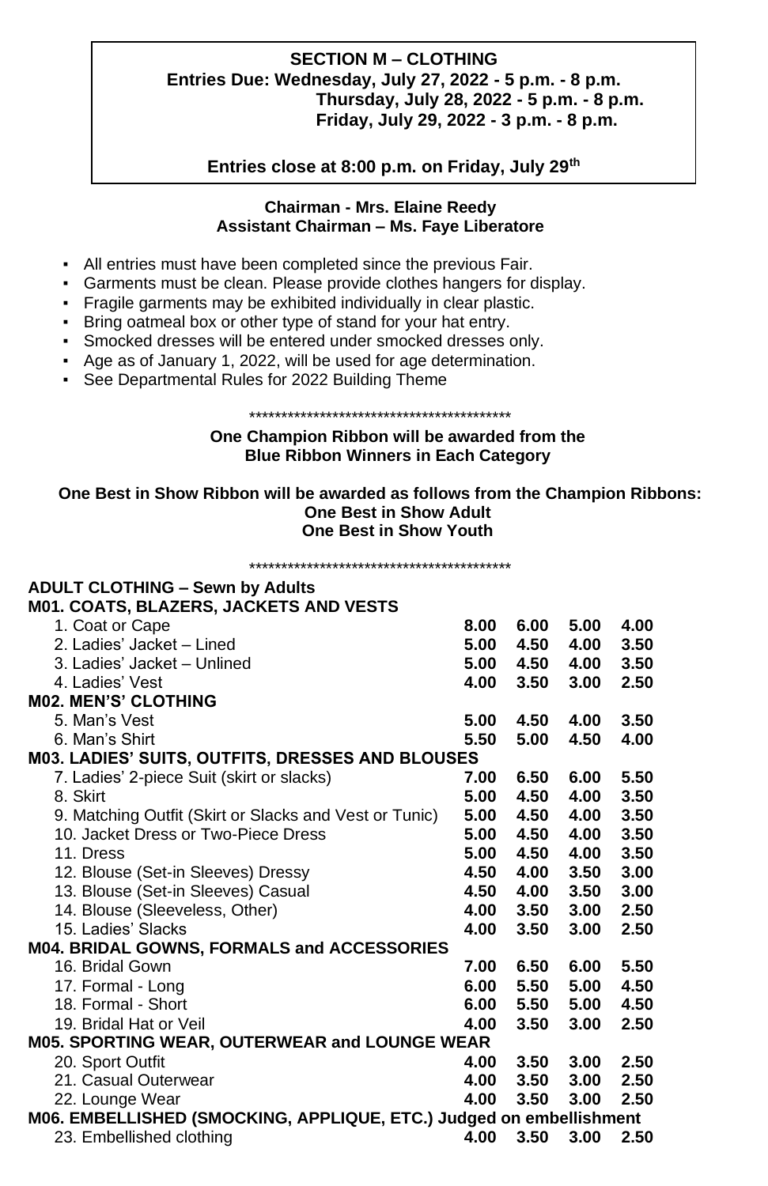**SECTION M – CLOTHING**
**Entries Due: Wednesday, July 27, 2022 - 5 p.m. - 8 p.m.**
**Thursday, July 28, 2022 - 5 p.m. - 8 p.m.**
**Friday, July 29, 2022 - 3 p.m. - 8 p.m.**

**Entries close at 8:00 p.m. on Friday, July 29th**

**Chairman - Mrs. Elaine Reedy**
**Assistant Chairman – Ms. Faye Liberatore**

- All entries must have been completed since the previous Fair.
- Garments must be clean. Please provide clothes hangers for display.
- Fragile garments may be exhibited individually in clear plastic.
- Bring oatmeal box or other type of stand for your hat entry.
- Smocked dresses will be entered under smocked dresses only.
- Age as of January 1, 2022, will be used for age determination.
- See Departmental Rules for 2022 Building Theme

******************************************

**One Champion Ribbon will be awarded from the Blue Ribbon Winners in Each Category**

**One Best in Show Ribbon will be awarded as follows from the Champion Ribbons:**
**One Best in Show Adult**
**One Best in Show Youth**

******************************************

| **ADULT CLOTHING – Sewn by Adults** | | | | |
|---|---|---|---|---|
| **M01. COATS, BLAZERS, JACKETS AND VESTS** | | | | |
| 1. Coat or Cape | **8.00** | **6.00** | **5.00** | **4.00** |
| 2. Ladies' Jacket – Lined | **5.00** | **4.50** | **4.00** | **3.50** |
| 3. Ladies' Jacket – Unlined | **5.00** | **4.50** | **4.00** | **3.50** |
| 4. Ladies' Vest | **4.00** | **3.50** | **3.00** | **2.50** |
| **M02. MEN'S' CLOTHING** | | | | |
| 5. Man's Vest | **5.00** | **4.50** | **4.00** | **3.50** |
| 6. Man's Shirt | **5.50** | **5.00** | **4.50** | **4.00** |
| **M03. LADIES' SUITS, OUTFITS, DRESSES AND BLOUSES** | | | | |
| 7. Ladies' 2-piece Suit (skirt or slacks) | **7.00** | **6.50** | **6.00** | **5.50** |
| 8. Skirt | **5.00** | **4.50** | **4.00** | **3.50** |
| 9. Matching Outfit (Skirt or Slacks and Vest or Tunic) | **5.00** | **4.50** | **4.00** | **3.50** |
| 10. Jacket Dress or Two-Piece Dress | **5.00** | **4.50** | **4.00** | **3.50** |
| 11. Dress | **5.00** | **4.50** | **4.00** | **3.50** |
| 12. Blouse (Set-in Sleeves) Dressy | **4.50** | **4.00** | **3.50** | **3.00** |
| 13. Blouse (Set-in Sleeves) Casual | **4.50** | **4.00** | **3.50** | **3.00** |
| 14. Blouse (Sleeveless, Other) | **4.00** | **3.50** | **3.00** | **2.50** |
| 15. Ladies' Slacks | **4.00** | **3.50** | **3.00** | **2.50** |
| **M04. BRIDAL GOWNS, FORMALS and ACCESSORIES** | | | | |
| 16. Bridal Gown | **7.00** | **6.50** | **6.00** | **5.50** |
| 17. Formal - Long | **6.00** | **5.50** | **5.00** | **4.50** |
| 18. Formal - Short | **6.00** | **5.50** | **5.00** | **4.50** |
| 19. Bridal Hat or Veil | **4.00** | **3.50** | **3.00** | **2.50** |
| **M05. SPORTING WEAR, OUTERWEAR and LOUNGE WEAR** | | | | |
| 20. Sport Outfit | **4.00** | **3.50** | **3.00** | **2.50** |
| 21. Casual Outerwear | **4.00** | **3.50** | **3.00** | **2.50** |
| 22. Lounge Wear | **4.00** | **3.50** | **3.00** | **2.50** |
| **M06. EMBELLISHED (SMOCKING, APPLIQUE, ETC.) Judged on embellishment** | | | | |
| 23. Embellished clothing | **4.00** | **3.50** | **3.00** | **2.50** |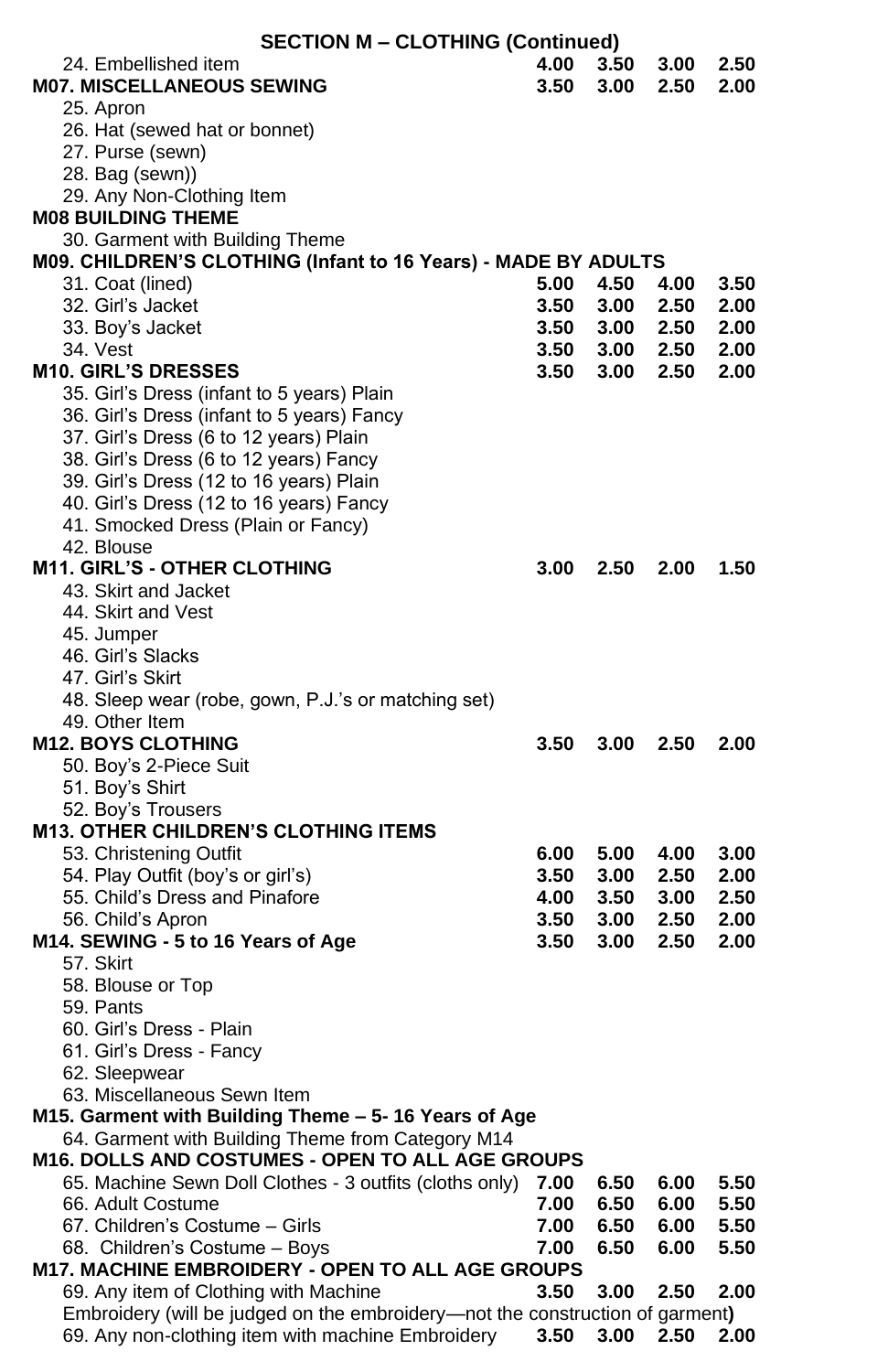**SECTION M – CLOTHING (Continued)**

| | | | | |
|---|---|---|---|---|
| 24. Embellished item | **4.00** | **3.50** | **3.00** | **2.50** |
| **M07. MISCELLANEOUS SEWING** | **3.50** | **3.00** | **2.50** | **2.00** |
| 25. Apron | | | | |
| 26. Hat (sewed hat or bonnet) | | | | |
| 27. Purse (sewn) | | | | |
| 28. Bag (sewn)) | | | | |
| 29. Any Non-Clothing Item | | | | |
| **M08 BUILDING THEME** | | | | |
| 30. Garment with Building Theme | | | | |
| **M09. CHILDREN'S CLOTHING (Infant to 16 Years) - MADE BY ADULTS** | | | | |
| 31. Coat (lined) | **5.00** | **4.50** | **4.00** | **3.50** |
| 32. Girl's Jacket | **3.50** | **3.00** | **2.50** | **2.00** |
| 33. Boy's Jacket | **3.50** | **3.00** | **2.50** | **2.00** |
| 34. Vest | **3.50** | **3.00** | **2.50** | **2.00** |
| **M10. GIRL'S DRESSES** | **3.50** | **3.00** | **2.50** | **2.00** |
| 35. Girl's Dress (infant to 5 years) Plain | | | | |
| 36. Girl's Dress (infant to 5 years) Fancy | | | | |
| 37. Girl's Dress (6 to 12 years) Plain | | | | |
| 38. Girl's Dress (6 to 12 years) Fancy | | | | |
| 39. Girl's Dress (12 to 16 years) Plain | | | | |
| 40. Girl's Dress (12 to 16 years) Fancy | | | | |
| 41. Smocked Dress (Plain or Fancy) | | | | |
| 42. Blouse | | | | |
| **M11. GIRL'S - OTHER CLOTHING** | **3.00** | **2.50** | **2.00** | **1.50** |
| 43. Skirt and Jacket | | | | |
| 44. Skirt and Vest | | | | |
| 45. Jumper | | | | |
| 46. Girl's Slacks | | | | |
| 47. Girl's Skirt | | | | |
| 48. Sleep wear (robe, gown, P.J.'s or matching set) | | | | |
| 49. Other Item | | | | |
| **M12. BOYS CLOTHING** | **3.50** | **3.00** | **2.50** | **2.00** |
| 50. Boy's 2-Piece Suit | | | | |
| 51. Boy's Shirt | | | | |
| 52. Boy's Trousers | | | | |
| **M13. OTHER CHILDREN'S CLOTHING ITEMS** | | | | |
| 53. Christening Outfit | **6.00** | **5.00** | **4.00** | **3.00** |
| 54. Play Outfit (boy's or girl's) | **3.50** | **3.00** | **2.50** | **2.00** |
| 55. Child's Dress and Pinafore | **4.00** | **3.50** | **3.00** | **2.50** |
| 56. Child's Apron | **3.50** | **3.00** | **2.50** | **2.00** |
| **M14. SEWING - 5 to 16 Years of Age** | **3.50** | **3.00** | **2.50** | **2.00** |
| 57. Skirt | | | | |
| 58. Blouse or Top | | | | |
| 59. Pants | | | | |
| 60. Girl's Dress - Plain | | | | |
| 61. Girl's Dress - Fancy | | | | |
| 62. Sleepwear | | | | |
| 63. Miscellaneous Sewn Item | | | | |
| **M15. Garment with Building Theme – 5- 16 Years of Age** | | | | |
| 64. Garment with Building Theme from Category M14 | | | | |
| **M16. DOLLS AND COSTUMES - OPEN TO ALL AGE GROUPS** | | | | |
| 65. Machine Sewn Doll Clothes - 3 outfits (cloths only) | **7.00** | **6.50** | **6.00** | **5.50** |
| 66. Adult Costume | **7.00** | **6.50** | **6.00** | **5.50** |
| 67. Children's Costume – Girls | **7.00** | **6.50** | **6.00** | **5.50** |
| 68. Children's Costume – Boys | **7.00** | **6.50** | **6.00** | **5.50** |
| **M17. MACHINE EMBROIDERY - OPEN TO ALL AGE GROUPS** | | | | |
| 69. Any item of Clothing with Machine Embroidery (will be judged on the embroidery—not the construction of garment) | **3.50** | **3.00** | **2.50** | **2.00** |
| 69. Any non-clothing item with machine Embroidery | **3.50** | **3.00** | **2.50** | **2.00** |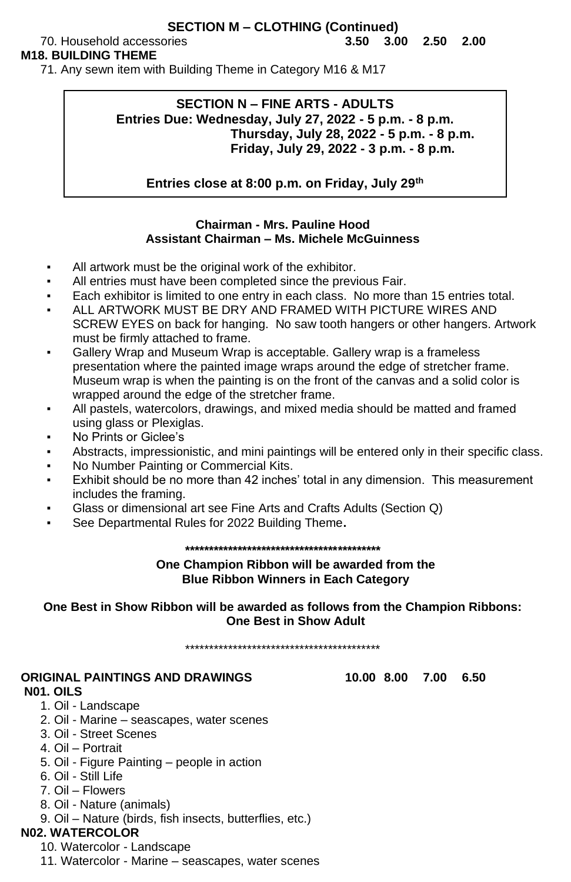## SECTION M – CLOTHING (Continued)

70. Household accessories **3.50 3.00 2.50 2.00**

**M18. BUILDING THEME**

71. Any sewn item with Building Theme in Category M16 & M17

## SECTION N – FINE ARTS - ADULTS

**Entries Due: Wednesday, July 27, 2022 - 5 p.m. - 8 p.m.**
**Thursday, July 28, 2022 - 5 p.m. - 8 p.m.**
**Friday, July 29, 2022 - 3 p.m. - 8 p.m.**

**Entries close at 8:00 p.m. on Friday, July 29th**

**Chairman - Mrs. Pauline Hood**
**Assistant Chairman – Ms. Michele McGuinness**

- All artwork must be the original work of the exhibitor.
- All entries must have been completed since the previous Fair.
- Each exhibitor is limited to one entry in each class. No more than 15 entries total.
- ALL ARTWORK MUST BE DRY AND FRAMED WITH PICTURE WIRES AND SCREW EYES on back for hanging. No saw tooth hangers or other hangers. Artwork must be firmly attached to frame.
- Gallery Wrap and Museum Wrap is acceptable. Gallery wrap is a frameless presentation where the painted image wraps around the edge of stretcher frame. Museum wrap is when the painting is on the front of the canvas and a solid color is wrapped around the edge of the stretcher frame.
- All pastels, watercolors, drawings, and mixed media should be matted and framed using glass or Plexiglas.
- No Prints or Giclee's
- Abstracts, impressionistic, and mini paintings will be entered only in their specific class.
- No Number Painting or Commercial Kits.
- Exhibit should be no more than 42 inches' total in any dimension. This measurement includes the framing.
- Glass or dimensional art see Fine Arts and Crafts Adults (Section Q)
- See Departmental Rules for 2022 Building Theme**.**

******************************************

**One Champion Ribbon will be awarded from the Blue Ribbon Winners in Each Category**

**One Best in Show Ribbon will be awarded as follows from the Champion Ribbons: One Best in Show Adult**

******************************************

**ORIGINAL PAINTINGS AND DRAWINGS 10.00 8.00 7.00 6.50**

**N01. OILS**

1. Oil - Landscape
2. Oil - Marine – seascapes, water scenes
3. Oil - Street Scenes
4. Oil – Portrait
5. Oil - Figure Painting – people in action
6. Oil - Still Life
7. Oil – Flowers
8. Oil - Nature (animals)
9. Oil – Nature (birds, fish insects, butterflies, etc.)

**N02. WATERCOLOR**

10. Watercolor - Landscape
11. Watercolor - Marine – seascapes, water scenes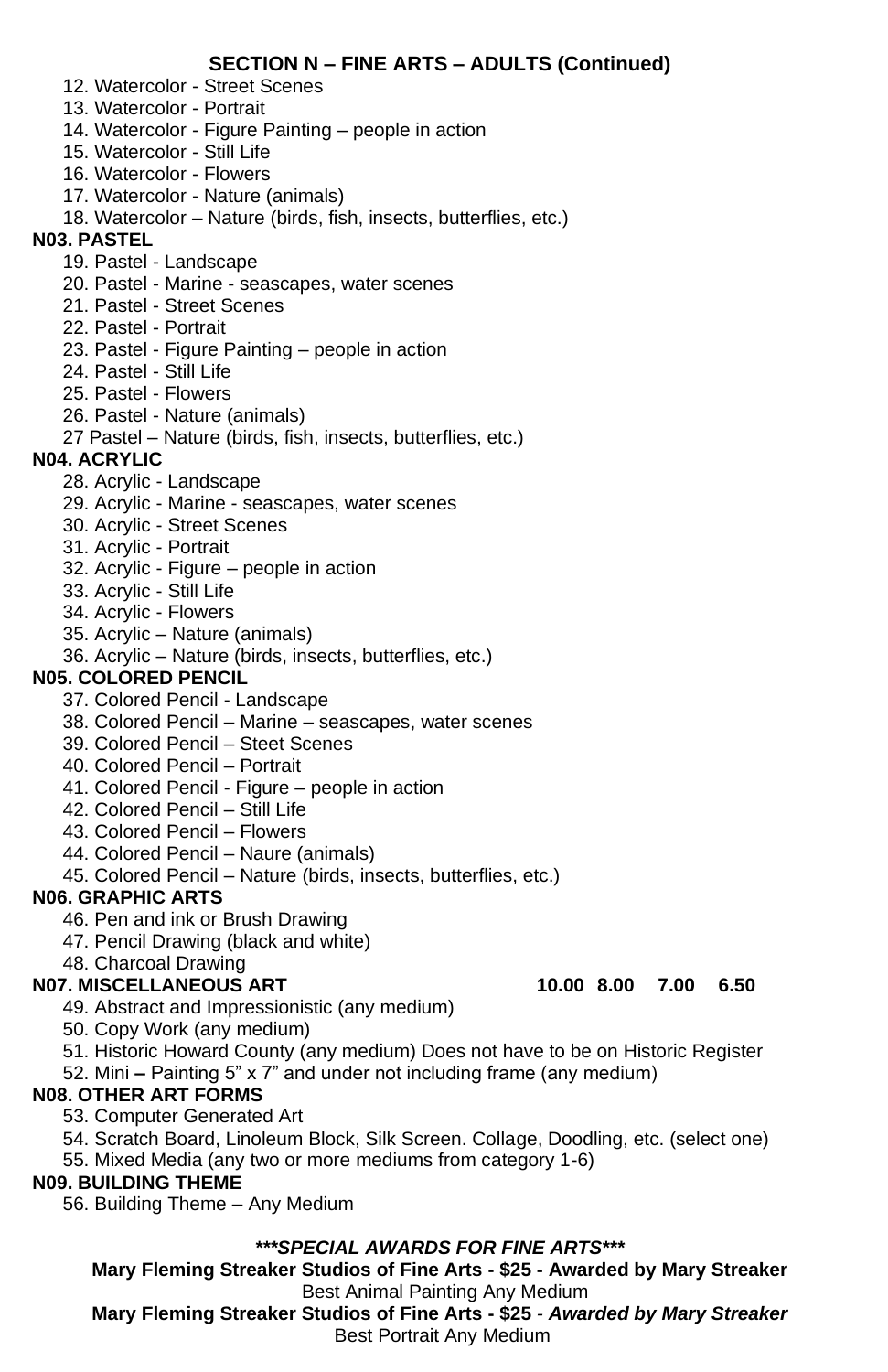## SECTION N – FINE ARTS – ADULTS (Continued)

12. Watercolor - Street Scenes
13. Watercolor - Portrait
14. Watercolor - Figure Painting – people in action
15. Watercolor - Still Life
16. Watercolor - Flowers
17. Watercolor - Nature (animals)
18. Watercolor – Nature (birds, fish, insects, butterflies, etc.)

**N03. PASTEL**

19. Pastel - Landscape
20. Pastel - Marine - seascapes, water scenes
21. Pastel - Street Scenes
22. Pastel - Portrait
23. Pastel - Figure Painting – people in action
24. Pastel - Still Life
25. Pastel - Flowers
26. Pastel - Nature (animals)
27 Pastel – Nature (birds, fish, insects, butterflies, etc.)

**N04. ACRYLIC**

28. Acrylic - Landscape
29. Acrylic - Marine - seascapes, water scenes
30. Acrylic - Street Scenes
31. Acrylic - Portrait
32. Acrylic - Figure – people in action
33. Acrylic - Still Life
34. Acrylic - Flowers
35. Acrylic – Nature (animals)
36. Acrylic – Nature (birds, insects, butterflies, etc.)

**N05. COLORED PENCIL**

37. Colored Pencil - Landscape
38. Colored Pencil – Marine – seascapes, water scenes
39. Colored Pencil – Steet Scenes
40. Colored Pencil – Portrait
41. Colored Pencil - Figure – people in action
42. Colored Pencil – Still Life
43. Colored Pencil – Flowers
44. Colored Pencil – Naure (animals)
45. Colored Pencil – Nature (birds, insects, butterflies, etc.)

**N06. GRAPHIC ARTS**

46. Pen and ink or Brush Drawing
47. Pencil Drawing (black and white)
48. Charcoal Drawing

**N07. MISCELLANEOUS ART** **10.00 8.00 7.00 6.50**

49. Abstract and Impressionistic (any medium)
50. Copy Work (any medium)
51. Historic Howard County (any medium) Does not have to be on Historic Register
52. Mini **–** Painting 5" x 7" and under not including frame (any medium)

**N08. OTHER ART FORMS**

53. Computer Generated Art
54. Scratch Board, Linoleum Block, Silk Screen. Collage, Doodling, etc. (select one)
55. Mixed Media (any two or more mediums from category 1-6)

**N09. BUILDING THEME**

56. Building Theme – Any Medium

***\*\*\*SPECIAL AWARDS FOR FINE ARTS\*\*\****

**Mary Fleming Streaker Studios of Fine Arts - $25 - Awarded by Mary Streaker**
Best Animal Painting Any Medium

**Mary Fleming Streaker Studios of Fine Arts - $25** - ***Awarded by Mary Streaker***
Best Portrait Any Medium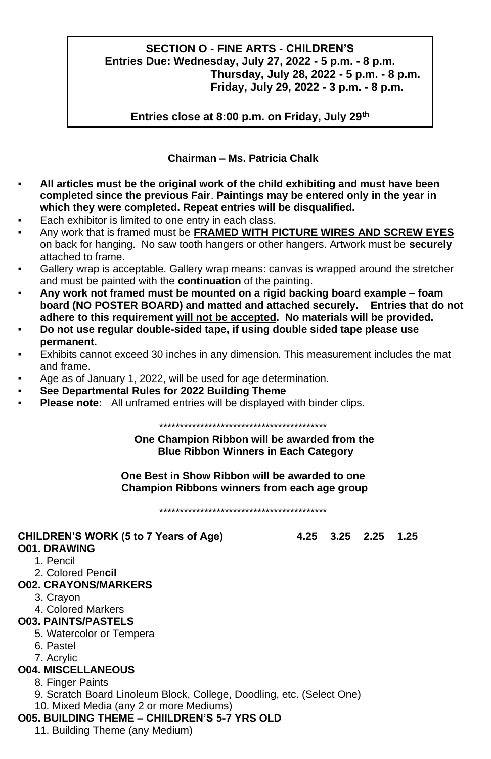**SECTION O - FINE ARTS - CHILDREN'S**
**Entries Due: Wednesday, July 27, 2022 - 5 p.m. - 8 p.m.**
**Thursday, July 28, 2022 - 5 p.m. - 8 p.m.**
**Friday, July 29, 2022 - 3 p.m. - 8 p.m.**

**Entries close at 8:00 p.m. on Friday, July 29th**

**Chairman – Ms. Patricia Chalk**

- **All articles must be the original work of the child exhibiting and must have been completed since the previous Fair**. **Paintings may be entered only in the year in which they were completed. Repeat entries will be disqualified.**
- Each exhibitor is limited to one entry in each class.
- Any work that is framed must be **FRAMED WITH PICTURE WIRES AND SCREW EYES** on back for hanging. No saw tooth hangers or other hangers. Artwork must be **securely** attached to frame.
- Gallery wrap is acceptable. Gallery wrap means: canvas is wrapped around the stretcher and must be painted with the **continuation** of the painting.
- **Any work not framed must be mounted on a rigid backing board example – foam board (NO POSTER BOARD) and matted and attached securely. Entries that do not adhere to this requirement will not be accepted. No materials will be provided.**
- **Do not use regular double-sided tape, if using double sided tape please use permanent.**
- Exhibits cannot exceed 30 inches in any dimension. This measurement includes the mat and frame.
- Age as of January 1, 2022, will be used for age determination.
- **See Departmental Rules for 2022 Building Theme**
- **Please note:** All unframed entries will be displayed with binder clips.

******************************************

**One Champion Ribbon will be awarded from the Blue Ribbon Winners in Each Category**

**One Best in Show Ribbon will be awarded to one Champion Ribbons winners from each age group**

******************************************

**CHILDREN'S WORK (5 to 7 Years of Age)** **4.25 3.25 2.25 1.25**

**O01. DRAWING**
1. Pencil
2. Colored Pen**cil**

**O02. CRAYONS/MARKERS**
3. Crayon
4. Colored Markers

**O03. PAINTS/PASTELS**
5. Watercolor or Tempera
6. Pastel
7. Acrylic

**O04. MISCELLANEOUS**
8. Finger Paints
9. Scratch Board Linoleum Block, College, Doodling, etc. (Select One)
10. Mixed Media (any 2 or more Mediums)

**O05. BUILDING THEME – CHIILDREN'S 5-7 YRS OLD**
11. Building Theme (any Medium)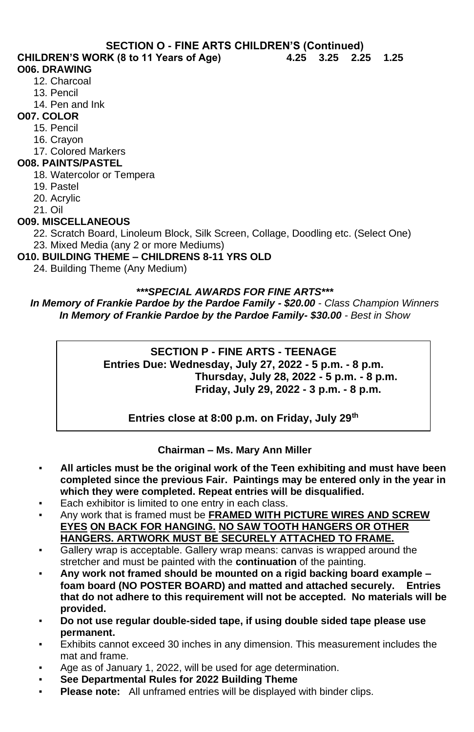## SECTION O - FINE ARTS CHILDREN'S (Continued)

**CHILDREN'S WORK (8 to 11 Years of Age) 4.25 3.25 2.25 1.25**

**O06. DRAWING**

12. Charcoal
13. Pencil
14. Pen and Ink

**O07. COLOR**

15. Pencil
16. Crayon
17. Colored Markers

**O08. PAINTS/PASTEL**

18. Watercolor or Tempera
19. Pastel
20. Acrylic
21. Oil

**O09. MISCELLANEOUS**

22. Scratch Board, Linoleum Block, Silk Screen, Collage, Doodling etc. (Select One)
23. Mixed Media (any 2 or more Mediums)

**O10. BUILDING THEME – CHILDRENS 8-11 YRS OLD**

24. Building Theme (Any Medium)

***\*\*\*SPECIAL AWARDS FOR FINE ARTS\*\*\****

***In Memory of Frankie Pardoe by the Pardoe Family - $20.00*** *- Class Champion Winners*
***In Memory of Frankie Pardoe by the Pardoe Family- $30.00*** *- Best in Show*

## SECTION P - FINE ARTS - TEENAGE

**Entries Due: Wednesday, July 27, 2022 - 5 p.m. - 8 p.m.**
**Thursday, July 28, 2022 - 5 p.m. - 8 p.m.**
**Friday, July 29, 2022 - 3 p.m. - 8 p.m.**

**Entries close at 8:00 p.m. on Friday, July 29th**

**Chairman – Ms. Mary Ann Miller**

- **All articles must be the original work of the Teen exhibiting and must have been completed since the previous Fair. Paintings may be entered only in the year in which they were completed. Repeat entries will be disqualified.**
- Each exhibitor is limited to one entry in each class.
- Any work that is framed must be **FRAMED WITH PICTURE WIRES AND SCREW EYES ON BACK FOR HANGING. NO SAW TOOTH HANGERS OR OTHER HANGERS. ARTWORK MUST BE SECURELY ATTACHED TO FRAME.**
- Gallery wrap is acceptable. Gallery wrap means: canvas is wrapped around the stretcher and must be painted with the **continuation** of the painting.
- **Any work not framed should be mounted on a rigid backing board example – foam board (NO POSTER BOARD) and matted and attached securely. Entries that do not adhere to this requirement will not be accepted. No materials will be provided.**
- **Do not use regular double-sided tape, if using double sided tape please use permanent.**
- Exhibits cannot exceed 30 inches in any dimension. This measurement includes the mat and frame.
- Age as of January 1, 2022, will be used for age determination.
- **See Departmental Rules for 2022 Building Theme**
- **Please note:** All unframed entries will be displayed with binder clips.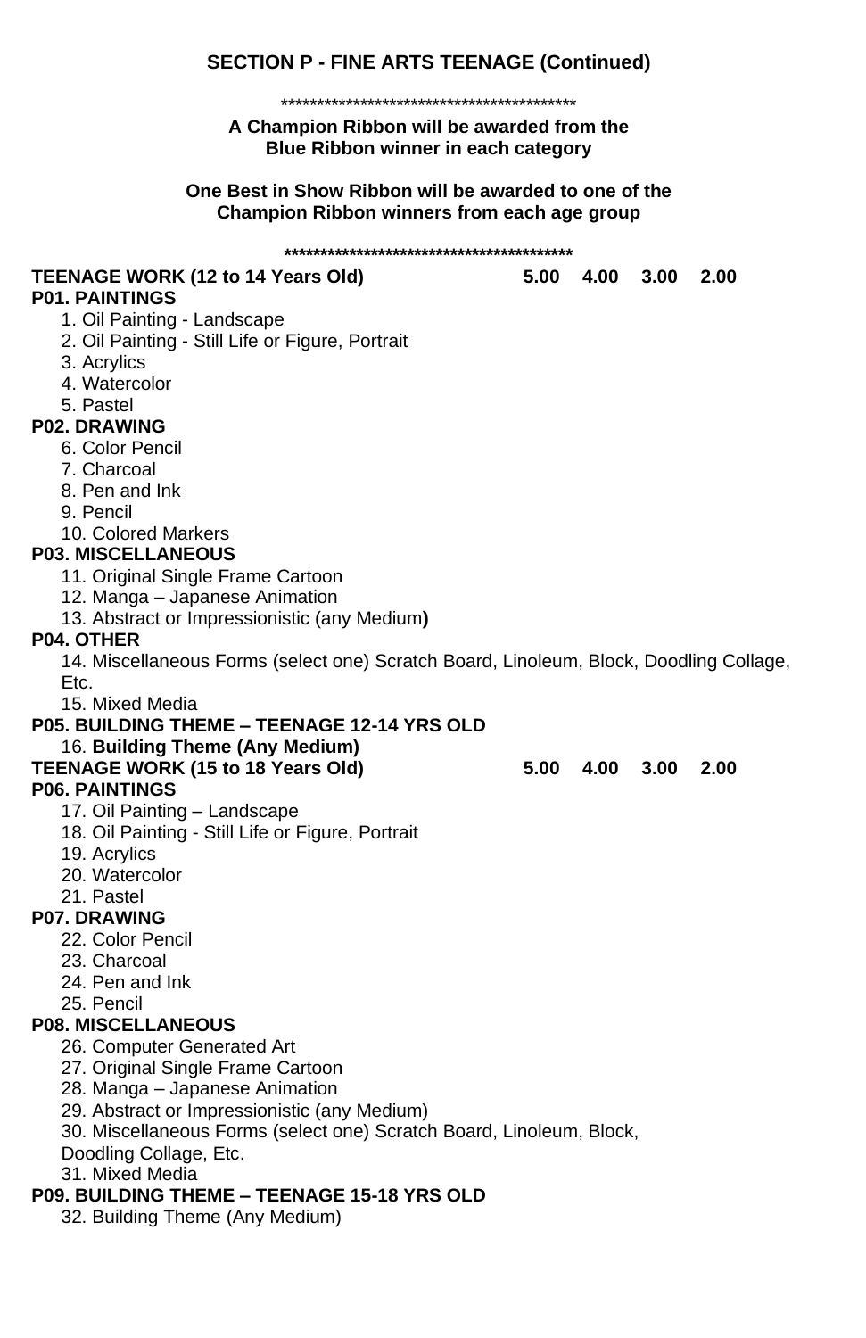## SECTION P - FINE ARTS TEENAGE (Continued)

*****************************************

**A Champion Ribbon will be awarded from the Blue Ribbon winner in each category**

**One Best in Show Ribbon will be awarded to one of the Champion Ribbon winners from each age group**

*****************************************

**TEENAGE WORK (12 to 14 Years Old) 5.00 4.00 3.00 2.00**

**P01. PAINTINGS**

1. Oil Painting - Landscape
2. Oil Painting - Still Life or Figure, Portrait
3. Acrylics
4. Watercolor
5. Pastel

**P02. DRAWING**

6. Color Pencil
7. Charcoal
8. Pen and Ink
9. Pencil
10. Colored Markers

**P03. MISCELLANEOUS**

11. Original Single Frame Cartoon
12. Manga – Japanese Animation
13. Abstract or Impressionistic (any Medium**)**

**P04. OTHER**

14. Miscellaneous Forms (select one) Scratch Board, Linoleum, Block, Doodling Collage, Etc.
15. Mixed Media

**P05. BUILDING THEME – TEENAGE 12-14 YRS OLD**

16. **Building Theme (Any Medium)**

**TEENAGE WORK (15 to 18 Years Old) 5.00 4.00 3.00 2.00**

**P06. PAINTINGS**

17. Oil Painting – Landscape
18. Oil Painting - Still Life or Figure, Portrait
19. Acrylics
20. Watercolor
21. Pastel

**P07. DRAWING**

22. Color Pencil
23. Charcoal
24. Pen and Ink
25. Pencil

**P08. MISCELLANEOUS**

26. Computer Generated Art
27. Original Single Frame Cartoon
28. Manga – Japanese Animation
29. Abstract or Impressionistic (any Medium)
30. Miscellaneous Forms (select one) Scratch Board, Linoleum, Block, Doodling Collage, Etc.
31. Mixed Media

**P09. BUILDING THEME – TEENAGE 15-18 YRS OLD**

32. Building Theme (Any Medium)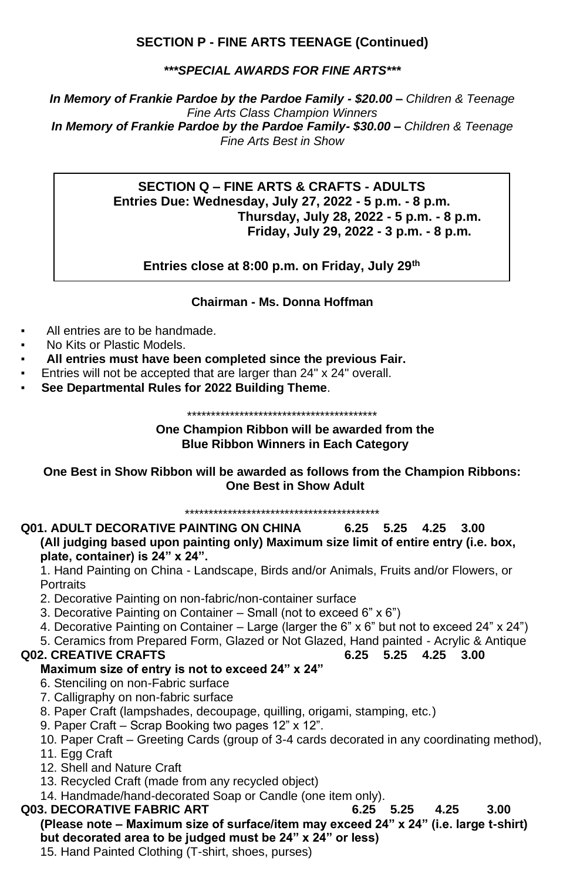## SECTION P - FINE ARTS TEENAGE (Continued)

***\*\*\*SPECIAL AWARDS FOR FINE ARTS\*\*\****

***In Memory of Frankie Pardoe by the Pardoe Family - $20.00 –*** *Children & Teenage Fine Arts Class Champion Winners*
***In Memory of Frankie Pardoe by the Pardoe Family- $30.00 –*** *Children & Teenage Fine Arts Best in Show*

## SECTION Q – FINE ARTS & CRAFTS - ADULTS

**Entries Due: Wednesday, July 27, 2022 - 5 p.m. - 8 p.m.**
**Thursday, July 28, 2022 - 5 p.m. - 8 p.m.**
**Friday, July 29, 2022 - 3 p.m. - 8 p.m.**

**Entries close at 8:00 p.m. on Friday, July 29th**

**Chairman - Ms. Donna Hoffman**

- All entries are to be handmade.
- No Kits or Plastic Models.
- **All entries must have been completed since the previous Fair.**
- Entries will not be accepted that are larger than 24" x 24" overall.
- **See Departmental Rules for 2022 Building Theme**.

\*\*\*\*\*\*\*\*\*\*\*\*\*\*\*\*\*\*\*\*\*\*\*\*\*\*\*\*\*\*\*\*\*\*\*\*\*\*\*\*\*

**One Champion Ribbon will be awarded from the Blue Ribbon Winners in Each Category**

**One Best in Show Ribbon will be awarded as follows from the Champion Ribbons: One Best in Show Adult**

\*\*\*\*\*\*\*\*\*\*\*\*\*\*\*\*\*\*\*\*\*\*\*\*\*\*\*\*\*\*\*\*\*\*\*\*\*\*\*\*\*\*

**Q01. ADULT DECORATIVE PAINTING ON CHINA 6.25 5.25 4.25 3.00**
**(All judging based upon painting only) Maximum size limit of entire entry (i.e. box, plate, container) is 24" x 24".**

1. Hand Painting on China - Landscape, Birds and/or Animals, Fruits and/or Flowers, or Portraits
2. Decorative Painting on non-fabric/non-container surface
3. Decorative Painting on Container – Small (not to exceed 6" x 6")
4. Decorative Painting on Container – Large (larger the 6" x 6" but not to exceed 24" x 24")
5. Ceramics from Prepared Form, Glazed or Not Glazed, Hand painted - Acrylic & Antique

**Q02. CREATIVE CRAFTS 6.25 5.25 4.25 3.00**
**Maximum size of entry is not to exceed 24" x 24"**

6. Stenciling on non-Fabric surface
7. Calligraphy on non-fabric surface
8. Paper Craft (lampshades, decoupage, quilling, origami, stamping, etc.)
9. Paper Craft – Scrap Booking two pages 12" x 12".
10. Paper Craft – Greeting Cards (group of 3-4 cards decorated in any coordinating method),
11. Egg Craft
12. Shell and Nature Craft
13. Recycled Craft (made from any recycled object)
14. Handmade/hand-decorated Soap or Candle (one item only).

**Q03. DECORATIVE FABRIC ART 6.25 5.25 4.25 3.00**
**(Please note – Maximum size of surface/item may exceed 24" x 24" (i.e. large t-shirt) but decorated area to be judged must be 24" x 24" or less)**

15. Hand Painted Clothing (T-shirt, shoes, purses)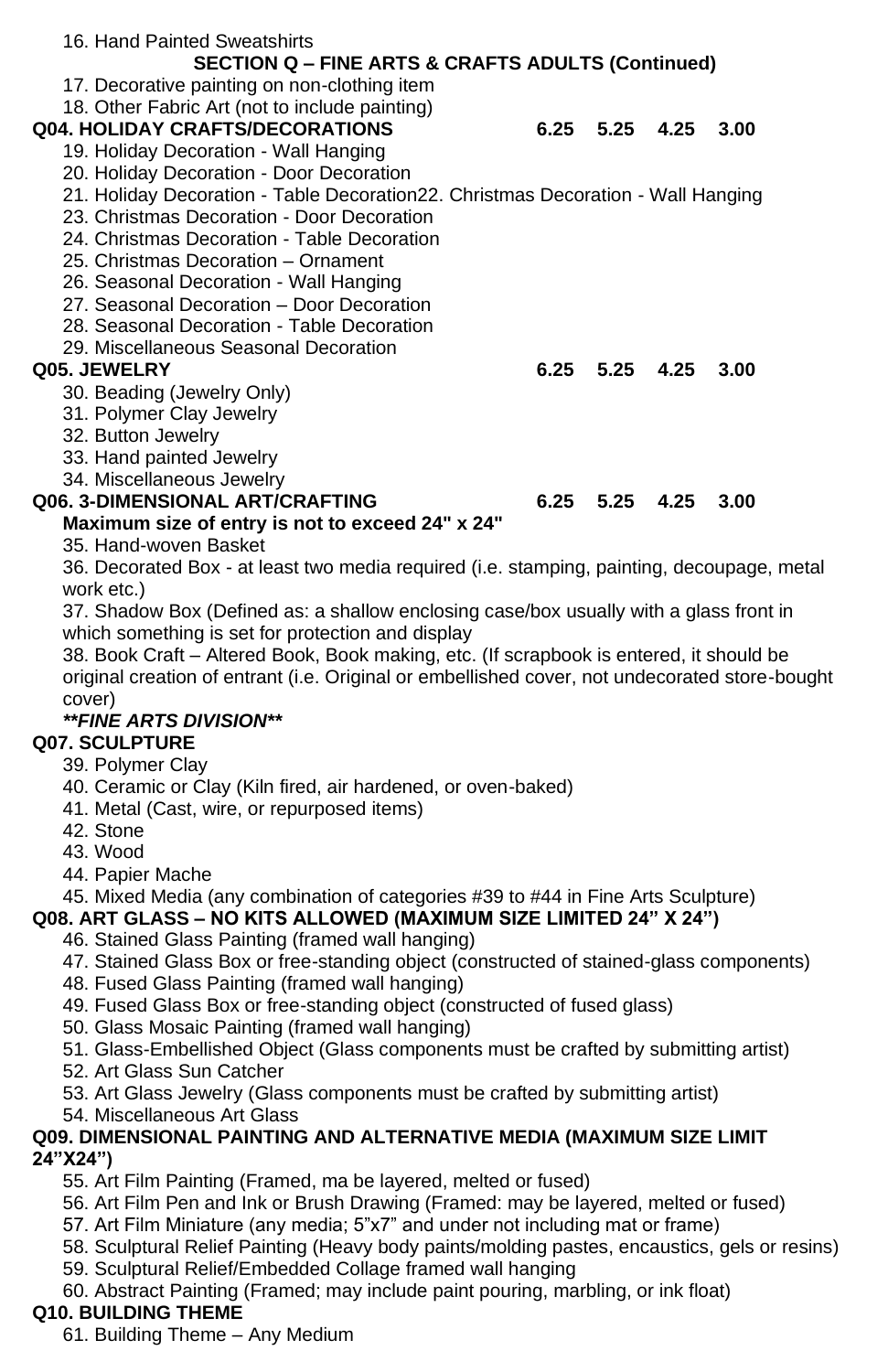16. Hand Painted Sweatshirts

**SECTION Q – FINE ARTS & CRAFTS ADULTS (Continued)**

17. Decorative painting on non-clothing item
18. Other Fabric Art (not to include painting)

**Q04. HOLIDAY CRAFTS/DECORATIONS** **6.25 5.25 4.25 3.00**

19. Holiday Decoration - Wall Hanging
20. Holiday Decoration - Door Decoration
21. Holiday Decoration - Table Decoration22. Christmas Decoration - Wall Hanging
23. Christmas Decoration - Door Decoration
24. Christmas Decoration - Table Decoration
25. Christmas Decoration – Ornament
26. Seasonal Decoration - Wall Hanging
27. Seasonal Decoration – Door Decoration
28. Seasonal Decoration - Table Decoration
29. Miscellaneous Seasonal Decoration

**Q05. JEWELRY** **6.25 5.25 4.25 3.00**

30. Beading (Jewelry Only)
31. Polymer Clay Jewelry
32. Button Jewelry
33. Hand painted Jewelry
34. Miscellaneous Jewelry

**Q06. 3-DIMENSIONAL ART/CRAFTING** **6.25 5.25 4.25 3.00**

**Maximum size of entry is not to exceed 24" x 24"**

35. Hand-woven Basket
36. Decorated Box - at least two media required (i.e. stamping, painting, decoupage, metal work etc.)
37. Shadow Box (Defined as: a shallow enclosing case/box usually with a glass front in which something is set for protection and display
38. Book Craft – Altered Book, Book making, etc. (If scrapbook is entered, it should be original creation of entrant (i.e. Original or embellished cover, not undecorated store-bought cover)

***\*\*FINE ARTS DIVISION\*\****

**Q07. SCULPTURE**

39. Polymer Clay
40. Ceramic or Clay (Kiln fired, air hardened, or oven-baked)
41. Metal (Cast, wire, or repurposed items)
42. Stone
43. Wood
44. Papier Mache
45. Mixed Media (any combination of categories #39 to #44 in Fine Arts Sculpture)

**Q08. ART GLASS – NO KITS ALLOWED (MAXIMUM SIZE LIMITED 24" X 24")**

46. Stained Glass Painting (framed wall hanging)
47. Stained Glass Box or free-standing object (constructed of stained-glass components)
48. Fused Glass Painting (framed wall hanging)
49. Fused Glass Box or free-standing object (constructed of fused glass)
50. Glass Mosaic Painting (framed wall hanging)
51. Glass-Embellished Object (Glass components must be crafted by submitting artist)
52. Art Glass Sun Catcher
53. Art Glass Jewelry (Glass components must be crafted by submitting artist)
54. Miscellaneous Art Glass

**Q09. DIMENSIONAL PAINTING AND ALTERNATIVE MEDIA (MAXIMUM SIZE LIMIT 24"X24")**

55. Art Film Painting (Framed, ma be layered, melted or fused)
56. Art Film Pen and Ink or Brush Drawing (Framed: may be layered, melted or fused)
57. Art Film Miniature (any media; 5"x7" and under not including mat or frame)
58. Sculptural Relief Painting (Heavy body paints/molding pastes, encaustics, gels or resins)
59. Sculptural Relief/Embedded Collage framed wall hanging
60. Abstract Painting (Framed; may include paint pouring, marbling, or ink float)

**Q10. BUILDING THEME**

61. Building Theme – Any Medium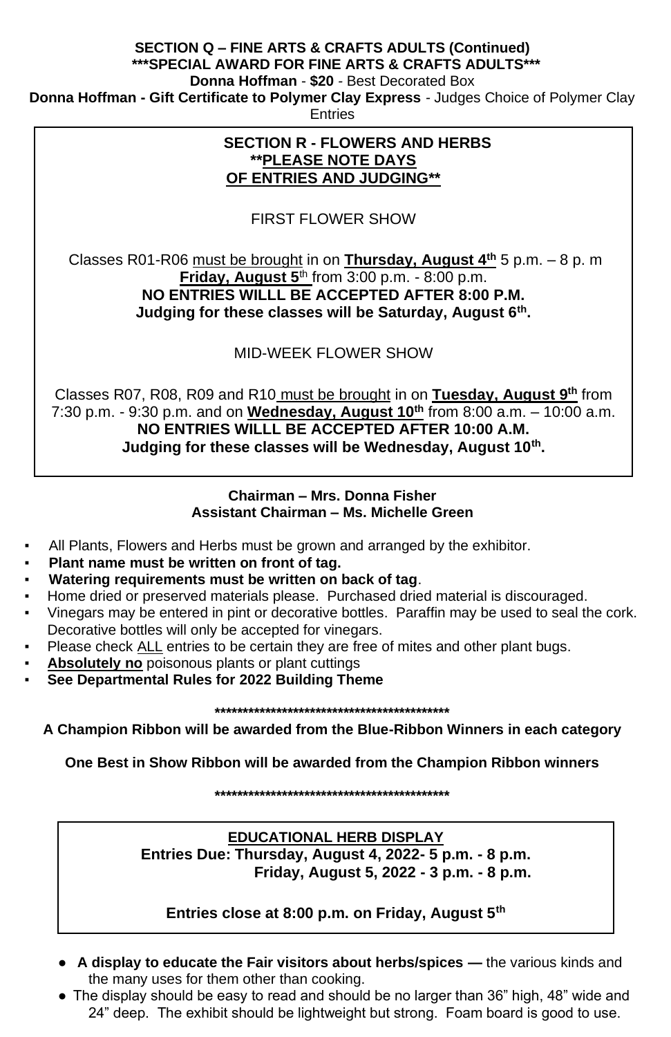**SECTION Q – FINE ARTS & CRAFTS ADULTS (Continued)**
***SPECIAL AWARD FOR FINE ARTS & CRAFTS ADULTS***
**Donna Hoffman** - **$20** - Best Decorated Box
**Donna Hoffman - Gift Certificate to Polymer Clay Express** - Judges Choice of Polymer Clay Entries

## SECTION R - FLOWERS AND HERBS

**PLEASE NOTE DAYS OF ENTRIES AND JUDGING**

FIRST FLOWER SHOW

Classes R01-R06 must be brought in on **Thursday, August 4th** 5 p.m. – 8 p. m **Friday, August 5th** from 3:00 p.m. - 8:00 p.m.
**NO ENTRIES WILLL BE ACCEPTED AFTER 8:00 P.M.**
**Judging for these classes will be Saturday, August 6th.**

MID-WEEK FLOWER SHOW

Classes R07, R08, R09 and R10 must be brought in on **Tuesday, August 9th** from 7:30 p.m. - 9:30 p.m. and on **Wednesday, August 10th** from 8:00 a.m. – 10:00 a.m.
**NO ENTRIES WILLL BE ACCEPTED AFTER 10:00 A.M.**
**Judging for these classes will be Wednesday, August 10th.**

**Chairman – Mrs. Donna Fisher**
**Assistant Chairman – Ms. Michelle Green**

- All Plants, Flowers and Herbs must be grown and arranged by the exhibitor.
- **Plant name must be written on front of tag.**
- **Watering requirements must be written on back of tag**.
- Home dried or preserved materials please. Purchased dried material is discouraged.
- Vinegars may be entered in pint or decorative bottles. Paraffin may be used to seal the cork. Decorative bottles will only be accepted for vinegars.
- Please check ALL entries to be certain they are free of mites and other plant bugs.
- **Absolutely no** poisonous plants or plant cuttings
- **See Departmental Rules for 2022 Building Theme**

*******************************************

**A Champion Ribbon will be awarded from the Blue-Ribbon Winners in each category**

**One Best in Show Ribbon will be awarded from the Champion Ribbon winners**

*******************************************

**EDUCATIONAL HERB DISPLAY**
**Entries Due: Thursday, August 4, 2022- 5 p.m. - 8 p.m.**
**Friday, August 5, 2022 - 3 p.m. - 8 p.m.**

**Entries close at 8:00 p.m. on Friday, August 5th**

- **A display to educate the Fair visitors about herbs/spices —** the various kinds and the many uses for them other than cooking.
- The display should be easy to read and should be no larger than 36" high, 48" wide and 24" deep. The exhibit should be lightweight but strong. Foam board is good to use.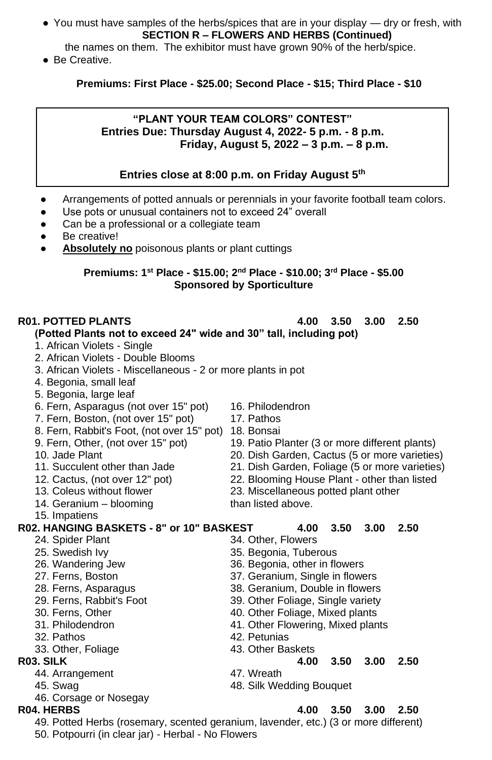- You must have samples of the herbs/spices that are in your display — dry or fresh, with

**SECTION R – FLOWERS AND HERBS (Continued)**

the names on them. The exhibitor must have grown 90% of the herb/spice.

- Be Creative.

**Premiums: First Place - $25.00; Second Place - $15; Third Place - $10**

**"PLANT YOUR TEAM COLORS" CONTEST**
**Entries Due: Thursday August 4, 2022- 5 p.m. - 8 p.m.**
**Friday, August 5, 2022 – 3 p.m. – 8 p.m.**

**Entries close at 8:00 p.m. on Friday August 5th**

- Arrangements of potted annuals or perennials in your favorite football team colors.
- Use pots or unusual containers not to exceed 24" overall
- Can be a professional or a collegiate team
- Be creative!
- **Absolutely no** poisonous plants or plant cuttings

**Premiums: 1st Place - $15.00; 2nd Place - $10.00; 3rd Place - $5.00**
**Sponsored by Sporticulture**

**R01. POTTED PLANTS** 4.00 3.50 3.00 2.50

**(Potted Plants not to exceed 24" wide and 30" tall, including pot)**

1. African Violets - Single
2. African Violets - Double Blooms
3. African Violets - Miscellaneous - 2 or more plants in pot
4. Begonia, small leaf
5. Begonia, large leaf
6. Fern, Asparagus (not over 15" pot)
7. Fern, Boston, (not over 15" pot)
8. Fern, Rabbit's Foot, (not over 15" pot)
9. Fern, Other, (not over 15" pot)
10. Jade Plant
11. Succulent other than Jade
12. Cactus, (not over 12" pot)
13. Coleus without flower
14. Geranium – blooming
15. Impatiens
16. Philodendron
17. Pathos
18. Bonsai
19. Patio Planter (3 or more different plants)
20. Dish Garden, Cactus (5 or more varieties)
21. Dish Garden, Foliage (5 or more varieties)
22. Blooming House Plant - other than listed
23. Miscellaneous potted plant other than listed above.

**R02. HANGING BASKETS - 8" or 10" BASKEST** 4.00 3.50 3.00 2.50

24. Spider Plant
25. Swedish Ivy
26. Wandering Jew
27. Ferns, Boston
28. Ferns, Asparagus
29. Ferns, Rabbit's Foot
30. Ferns, Other
31. Philodendron
32. Pathos
33. Other, Foliage
34. Other, Flowers
35. Begonia, Tuberous
36. Begonia, other in flowers
37. Geranium, Single in flowers
38. Geranium, Double in flowers
39. Other Foliage, Single variety
40. Other Foliage, Mixed plants
41. Other Flowering, Mixed plants
42. Petunias
43. Other Baskets

**R03. SILK** 4.00 3.50 3.00 2.50

44. Arrangement
45. Swag
46. Corsage or Nosegay
47. Wreath
48. Silk Wedding Bouquet

**R04. HERBS** 4.00 3.50 3.00 2.50

49. Potted Herbs (rosemary, scented geranium, lavender, etc.) (3 or more different)
50. Potpourri (in clear jar) - Herbal - No Flowers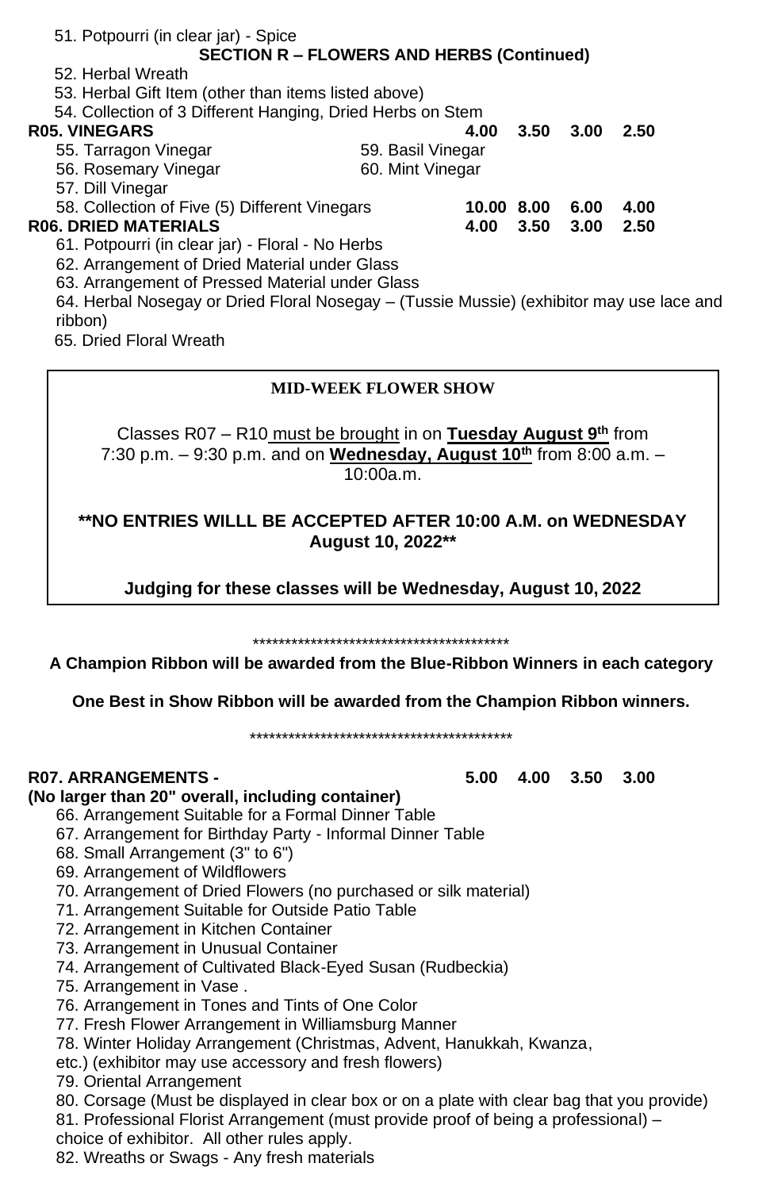51. Potpourri (in clear jar) - Spice

**SECTION R – FLOWERS AND HERBS (Continued)**

52. Herbal Wreath
53. Herbal Gift Item (other than items listed above)
54. Collection of 3 Different Hanging, Dried Herbs on Stem

**R05. VINEGARS** **4.00 3.50 3.00 2.50**

55. Tarragon Vinegar
56. Rosemary Vinegar
57. Dill Vinegar
58. Collection of Five (5) Different Vinegars **10.00 8.00 6.00 4.00**
59. Basil Vinegar
60. Mint Vinegar

**R06. DRIED MATERIALS** **4.00 3.50 3.00 2.50**

61. Potpourri (in clear jar) - Floral - No Herbs
62. Arrangement of Dried Material under Glass
63. Arrangement of Pressed Material under Glass
64. Herbal Nosegay or Dried Floral Nosegay – (Tussie Mussie) (exhibitor may use lace and ribbon)
65. Dried Floral Wreath

**MID-WEEK FLOWER SHOW**

Classes R07 – R10 must be brought in on **Tuesday August 9th** from 7:30 p.m. – 9:30 p.m. and on **Wednesday, August 10th** from 8:00 a.m. – 10:00a.m.

**\*\*NO ENTRIES WILLL BE ACCEPTED AFTER 10:00 A.M. on WEDNESDAY August 10, 2022\*\***

**Judging for these classes will be Wednesday, August 10, 2022**

\*\*\*\*\*\*\*\*\*\*\*\*\*\*\*\*\*\*\*\*\*\*\*\*\*\*\*\*\*\*\*\*\*\*\*\*\*\*\*\*\*

**A Champion Ribbon will be awarded from the Blue-Ribbon Winners in each category**

**One Best in Show Ribbon will be awarded from the Champion Ribbon winners.**

\*\*\*\*\*\*\*\*\*\*\*\*\*\*\*\*\*\*\*\*\*\*\*\*\*\*\*\*\*\*\*\*\*\*\*\*\*\*\*\*\*\*

**R07. ARRANGEMENTS -** **5.00 4.00 3.50 3.00**
**(No larger than 20" overall, including container)**

66. Arrangement Suitable for a Formal Dinner Table
67. Arrangement for Birthday Party - Informal Dinner Table
68. Small Arrangement (3" to 6")
69. Arrangement of Wildflowers
70. Arrangement of Dried Flowers (no purchased or silk material)
71. Arrangement Suitable for Outside Patio Table
72. Arrangement in Kitchen Container
73. Arrangement in Unusual Container
74. Arrangement of Cultivated Black-Eyed Susan (Rudbeckia)
75. Arrangement in Vase .
76. Arrangement in Tones and Tints of One Color
77. Fresh Flower Arrangement in Williamsburg Manner
78. Winter Holiday Arrangement (Christmas, Advent, Hanukkah, Kwanza, etc.) (exhibitor may use accessory and fresh flowers)
79. Oriental Arrangement
80. Corsage (Must be displayed in clear box or on a plate with clear bag that you provide)
81. Professional Florist Arrangement (must provide proof of being a professional) – choice of exhibitor. All other rules apply.
82. Wreaths or Swags - Any fresh materials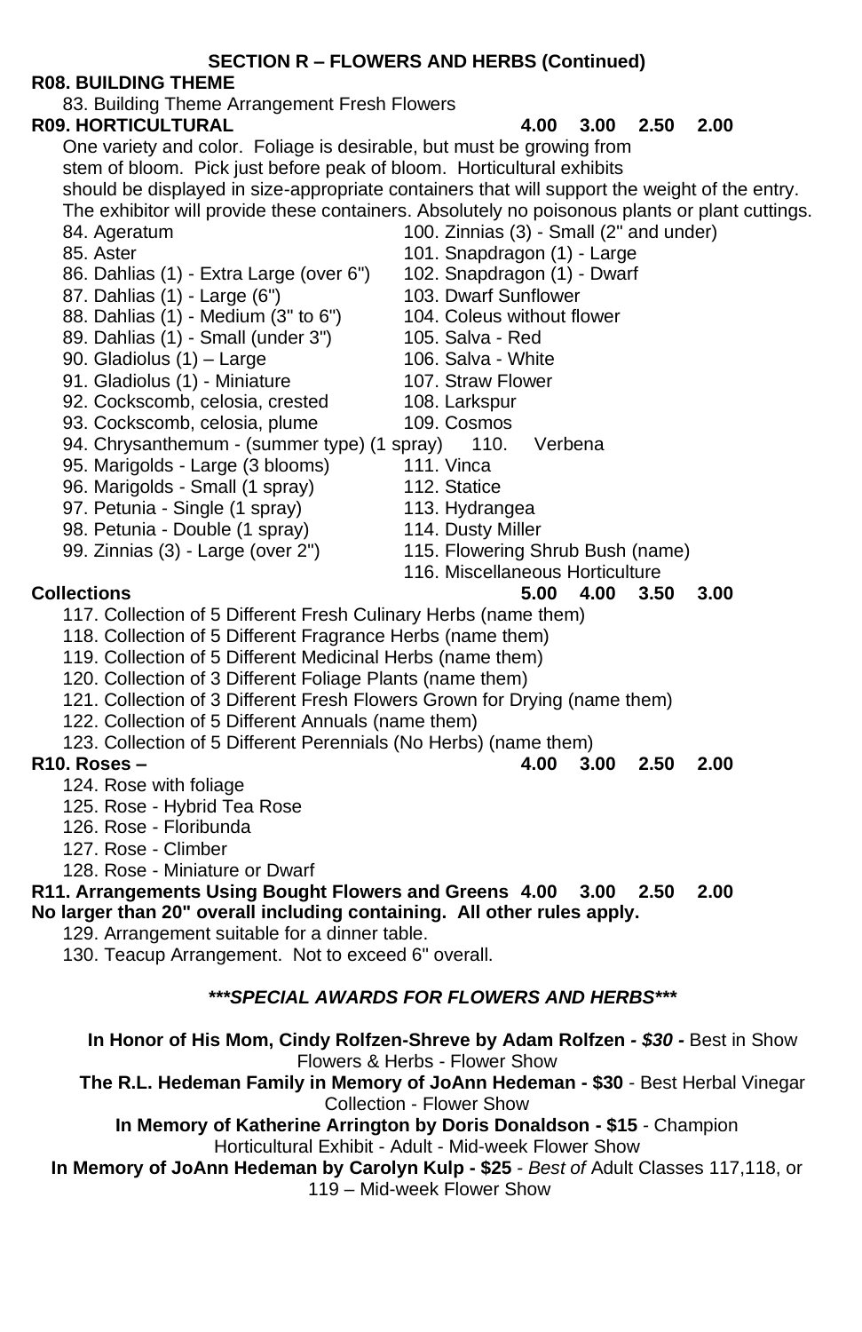## SECTION R – FLOWERS AND HERBS (Continued)

**R08. BUILDING THEME**

83. Building Theme Arrangement Fresh Flowers

**R09. HORTICULTURAL** **4.00 3.00 2.50 2.00**

One variety and color. Foliage is desirable, but must be growing from stem of bloom. Pick just before peak of bloom. Horticultural exhibits should be displayed in size-appropriate containers that will support the weight of the entry. The exhibitor will provide these containers. Absolutely no poisonous plants or plant cuttings.

84. Ageratum
85. Aster
86. Dahlias (1) - Extra Large (over 6")
87. Dahlias (1) - Large (6")
88. Dahlias (1) - Medium (3" to 6")
89. Dahlias (1) - Small (under 3")
90. Gladiolus (1) – Large
91. Gladiolus (1) - Miniature
92. Cockscomb, celosia, crested
93. Cockscomb, celosia, plume
94. Chrysanthemum - (summer type) (1 spray)
95. Marigolds - Large (3 blooms)
96. Marigolds - Small (1 spray)
97. Petunia - Single (1 spray)
98. Petunia - Double (1 spray)
99. Zinnias (3) - Large (over 2")
100. Zinnias (3) - Small (2" and under)
101. Snapdragon (1) - Large
102. Snapdragon (1) - Dwarf
103. Dwarf Sunflower
104. Coleus without flower
105. Salva - Red
106. Salva - White
107. Straw Flower
108. Larkspur
109. Cosmos
110. Verbena
111. Vinca
112. Statice
113. Hydrangea
114. Dusty Miller
115. Flowering Shrub Bush (name)
116. Miscellaneous Horticulture

**Collections** **5.00 4.00 3.50 3.00**

117. Collection of 5 Different Fresh Culinary Herbs (name them)
118. Collection of 5 Different Fragrance Herbs (name them)
119. Collection of 5 Different Medicinal Herbs (name them)
120. Collection of 3 Different Foliage Plants (name them)
121. Collection of 3 Different Fresh Flowers Grown for Drying (name them)
122. Collection of 5 Different Annuals (name them)
123. Collection of 5 Different Perennials (No Herbs) (name them)

**R10. Roses –** **4.00 3.00 2.50 2.00**

124. Rose with foliage
125. Rose - Hybrid Tea Rose
126. Rose - Floribunda
127. Rose - Climber
128. Rose - Miniature or Dwarf

**R11. Arrangements Using Bought Flowers and Greens 4.00 3.00 2.50 2.00**
**No larger than 20" overall including containing. All other rules apply.**

129. Arrangement suitable for a dinner table.
130. Teacup Arrangement. Not to exceed 6" overall.

***\*\*\*SPECIAL AWARDS FOR FLOWERS AND HERBS\*\*\****

**In Honor of His Mom, Cindy Rolfzen-Shreve by Adam Rolfzen - *$30* -** Best in Show Flowers & Herbs - Flower Show

**The R.L. Hedeman Family in Memory of JoAnn Hedeman - $30** - Best Herbal Vinegar Collection - Flower Show

**In Memory of Katherine Arrington by Doris Donaldson - $15** - Champion Horticultural Exhibit - Adult - Mid-week Flower Show

**In Memory of JoAnn Hedeman by Carolyn Kulp - $25** - *Best of* Adult Classes 117,118, or 119 – Mid-week Flower Show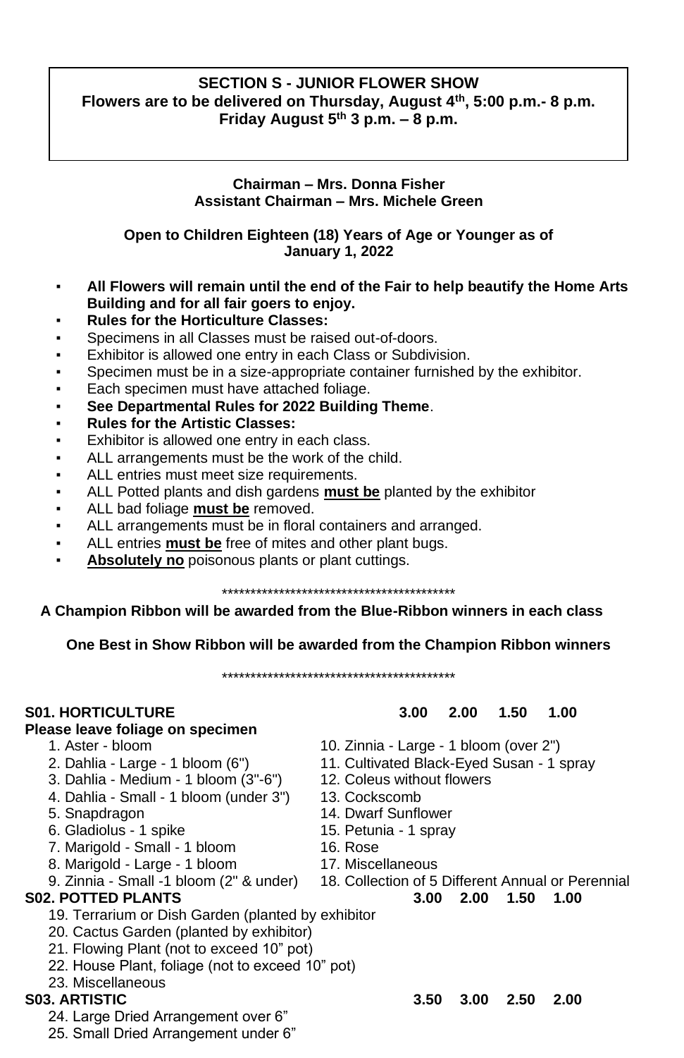## SECTION S - JUNIOR FLOWER SHOW

**Flowers are to be delivered on Thursday, August 4th, 5:00 p.m.- 8 p.m.**
**Friday August 5th 3 p.m. – 8 p.m.**

**Chairman – Mrs. Donna Fisher**
**Assistant Chairman – Mrs. Michele Green**

**Open to Children Eighteen (18) Years of Age or Younger as of January 1, 2022**

- **All Flowers will remain until the end of the Fair to help beautify the Home Arts Building and for all fair goers to enjoy.**
- **Rules for the Horticulture Classes:**
- Specimens in all Classes must be raised out-of-doors.
- Exhibitor is allowed one entry in each Class or Subdivision.
- Specimen must be in a size-appropriate container furnished by the exhibitor.
- Each specimen must have attached foliage.
- **See Departmental Rules for 2022 Building Theme**.
- **Rules for the Artistic Classes:**
- Exhibitor is allowed one entry in each class.
- ALL arrangements must be the work of the child.
- ALL entries must meet size requirements.
- ALL Potted plants and dish gardens **must be** planted by the exhibitor
- ALL bad foliage **must be** removed.
- ALL arrangements must be in floral containers and arranged.
- ALL entries **must be** free of mites and other plant bugs.
- **Absolutely no** poisonous plants or plant cuttings.

******************************************

**A Champion Ribbon will be awarded from the Blue-Ribbon winners in each class**

**One Best in Show Ribbon will be awarded from the Champion Ribbon winners**

******************************************

**S01. HORTICULTURE** 3.00 2.00 1.50 1.00

**Please leave foliage on specimen**

1. Aster - bloom
2. Dahlia - Large - 1 bloom (6")
3. Dahlia - Medium - 1 bloom (3"-6")
4. Dahlia - Small - 1 bloom (under 3")
5. Snapdragon
6. Gladiolus - 1 spike
7. Marigold - Small - 1 bloom
8. Marigold - Large - 1 bloom
9. Zinnia - Small -1 bloom (2" & under)
10. Zinnia - Large - 1 bloom (over 2")
11. Cultivated Black-Eyed Susan - 1 spray
12. Coleus without flowers
13. Cockscomb
14. Dwarf Sunflower
15. Petunia - 1 spray
16. Rose
17. Miscellaneous
18. Collection of 5 Different Annual or Perennial

**S02. POTTED PLANTS** 3.00 2.00 1.50 1.00

19. Terrarium or Dish Garden (planted by exhibitor
20. Cactus Garden (planted by exhibitor)
21. Flowing Plant (not to exceed 10" pot)
22. House Plant, foliage (not to exceed 10" pot)
23. Miscellaneous

**S03. ARTISTIC** 3.50 3.00 2.50 2.00

24. Large Dried Arrangement over 6"
25. Small Dried Arrangement under 6"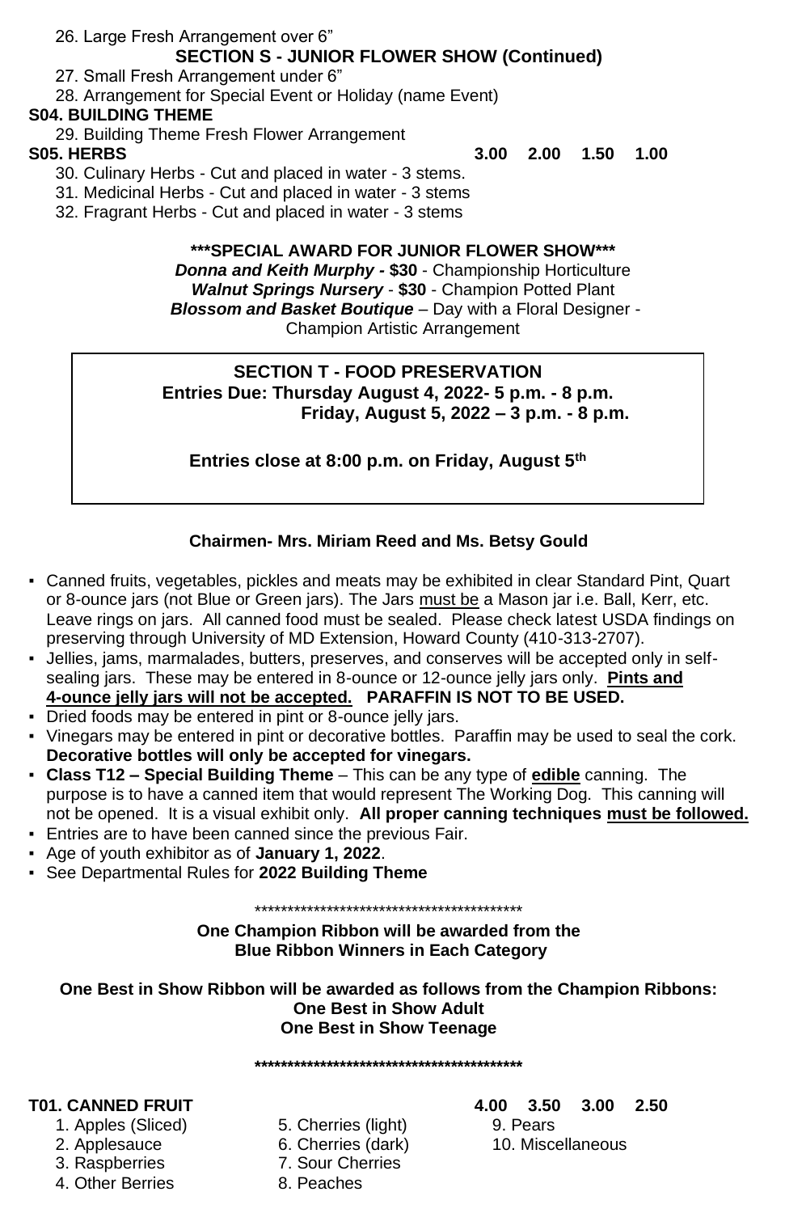26. Large Fresh Arrangement over 6”

**SECTION S - JUNIOR FLOWER SHOW (Continued)**

27. Small Fresh Arrangement under 6”
28. Arrangement for Special Event or Holiday (name Event)

**S04. BUILDING THEME**

29. Building Theme Fresh Flower Arrangement

**S05. HERBS** **3.00 2.00 1.50 1.00**

30. Culinary Herbs - Cut and placed in water - 3 stems.
31. Medicinal Herbs - Cut and placed in water - 3 stems
32. Fragrant Herbs - Cut and placed in water - 3 stems

**\*\*\*SPECIAL AWARD FOR JUNIOR FLOWER SHOW\*\*\***

***Donna and Keith Murphy -*** **$30** - Championship Horticulture
***Walnut Springs Nursery*** - **$30** - Champion Potted Plant
***Blossom and Basket Boutique*** – Day with a Floral Designer - Champion Artistic Arrangement

## SECTION T - FOOD PRESERVATION

**Entries Due: Thursday August 4, 2022- 5 p.m. - 8 p.m.**
**Friday, August 5, 2022 – 3 p.m. - 8 p.m.**

**Entries close at 8:00 p.m. on Friday, August 5th**

**Chairmen- Mrs. Miriam Reed and Ms. Betsy Gould**

- Canned fruits, vegetables, pickles and meats may be exhibited in clear Standard Pint, Quart or 8-ounce jars (not Blue or Green jars). The Jars must be a Mason jar i.e. Ball, Kerr, etc. Leave rings on jars. All canned food must be sealed. Please check latest USDA findings on preserving through University of MD Extension, Howard County (410-313-2707).
- Jellies, jams, marmalades, butters, preserves, and conserves will be accepted only in self-sealing jars. These may be entered in 8-ounce or 12-ounce jelly jars only. **Pints and 4-ounce jelly jars will not be accepted. PARAFFIN IS NOT TO BE USED.**
- Dried foods may be entered in pint or 8-ounce jelly jars.
- Vinegars may be entered in pint or decorative bottles. Paraffin may be used to seal the cork. **Decorative bottles will only be accepted for vinegars.**
- **Class T12 – Special Building Theme** – This can be any type of **edible** canning. The purpose is to have a canned item that would represent The Working Dog. This canning will not be opened. It is a visual exhibit only. **All proper canning techniques must be followed.**
- Entries are to have been canned since the previous Fair.
- Age of youth exhibitor as of **January 1, 2022**.
- See Departmental Rules for **2022 Building Theme**

\*\*\*\*\*\*\*\*\*\*\*\*\*\*\*\*\*\*\*\*\*\*\*\*\*\*\*\*\*\*\*\*\*\*\*\*\*\*\*\*\*\*

**One Champion Ribbon will be awarded from the Blue Ribbon Winners in Each Category**

**One Best in Show Ribbon will be awarded as follows from the Champion Ribbons:**
**One Best in Show Adult**
**One Best in Show Teenage**

\*\*\*\*\*\*\*\*\*\*\*\*\*\*\*\*\*\*\*\*\*\*\*\*\*\*\*\*\*\*\*\*\*\*\*\*\*\*\*\*\*\*

**T01. CANNED FRUIT** **4.00 3.50 3.00 2.50**

1. Apples (Sliced)
2. Applesauce
3. Raspberries
4. Other Berries
5. Cherries (light)
6. Cherries (dark)
7. Sour Cherries
8. Peaches
9. Pears
10. Miscellaneous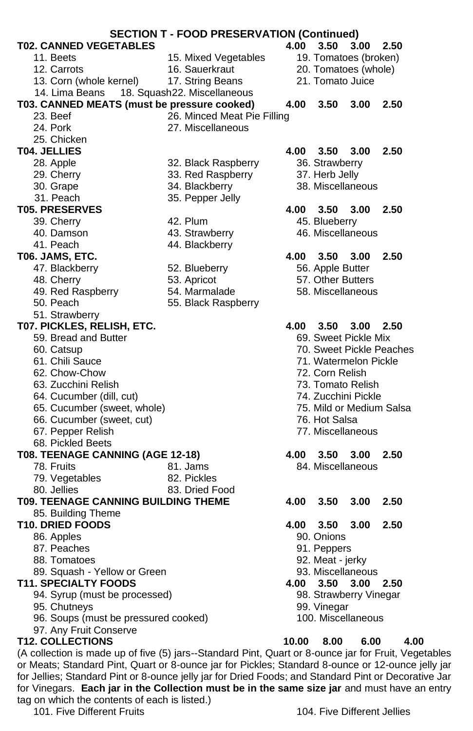## SECTION T - FOOD PRESERVATION (Continued)

**T02. CANNED VEGETABLES** 4.00 3.50 3.00 2.50

11. Beets
12. Carrots
13. Corn (whole kernel)
14. Lima Beans
15. Mixed Vegetables
16. Sauerkraut
17. String Beans
18. Squash
19. Tomatoes (broken)
20. Tomatoes (whole)
21. Tomato Juice
22. Miscellaneous

**T03. CANNED MEATS (must be pressure cooked)** 4.00 3.50 3.00 2.50

23. Beef
24. Pork
25. Chicken
26. Minced Meat Pie Filling
27. Miscellaneous

**T04. JELLIES** 4.00 3.50 3.00 2.50

28. Apple
29. Cherry
30. Grape
31. Peach
32. Black Raspberry
33. Red Raspberry
34. Blackberry
35. Pepper Jelly
36. Strawberry
37. Herb Jelly
38. Miscellaneous

**T05. PRESERVES** 4.00 3.50 3.00 2.50

39. Cherry
40. Damson
41. Peach
42. Plum
43. Strawberry
44. Blackberry
45. Blueberry
46. Miscellaneous

**T06. JAMS, ETC.** 4.00 3.50 3.00 2.50

47. Blackberry
48. Cherry
49. Red Raspberry
50. Peach
51. Strawberry
52. Blueberry
53. Apricot
54. Marmalade
55. Black Raspberry
56. Apple Butter
57. Other Butters
58. Miscellaneous

**T07. PICKLES, RELISH, ETC.** 4.00 3.50 3.00 2.50

59. Bread and Butter
60. Catsup
61. Chili Sauce
62. Chow-Chow
63. Zucchini Relish
64. Cucumber (dill, cut)
65. Cucumber (sweet, whole)
66. Cucumber (sweet, cut)
67. Pepper Relish
68. Pickled Beets
69. Sweet Pickle Mix
70. Sweet Pickle Peaches
71. Watermelon Pickle
72. Corn Relish
73. Tomato Relish
74. Zucchini Pickle
75. Mild or Medium Salsa
76. Hot Salsa
77. Miscellaneous

**T08. TEENAGE CANNING (AGE 12-18)** 4.00 3.50 3.00 2.50

78. Fruits
79. Vegetables
80. Jellies
81. Jams
82. Pickles
83. Dried Food
84. Miscellaneous

**T09. TEENAGE CANNING BUILDING THEME** 4.00 3.50 3.00 2.50

85. Building Theme

**T10. DRIED FOODS** 4.00 3.50 3.00 2.50

86. Apples
87. Peaches
88. Tomatoes
89. Squash - Yellow or Green
90. Onions
91. Peppers
92. Meat - jerky
93. Miscellaneous

**T11. SPECIALTY FOODS** 4.00 3.50 3.00 2.50

94. Syrup (must be processed)
95. Chutneys
96. Soups (must be pressured cooked)
97. Any Fruit Conserve
98. Strawberry Vinegar
99. Vinegar
100. Miscellaneous

**T12. COLLECTIONS** 10.00 8.00 6.00 4.00

(A collection is made up of five (5) jars--Standard Pint, Quart or 8-ounce jar for Fruit, Vegetables or Meats; Standard Pint, Quart or 8-ounce jar for Pickles; Standard 8-ounce or 12-ounce jelly jar for Jellies; Standard Pint or 8-ounce jelly jar for Dried Foods; and Standard Pint or Decorative Jar for Vinegars. **Each jar in the Collection must be in the same size jar** and must have an entry tag on which the contents of each is listed.)

101. Five Different Fruits
104. Five Different Jellies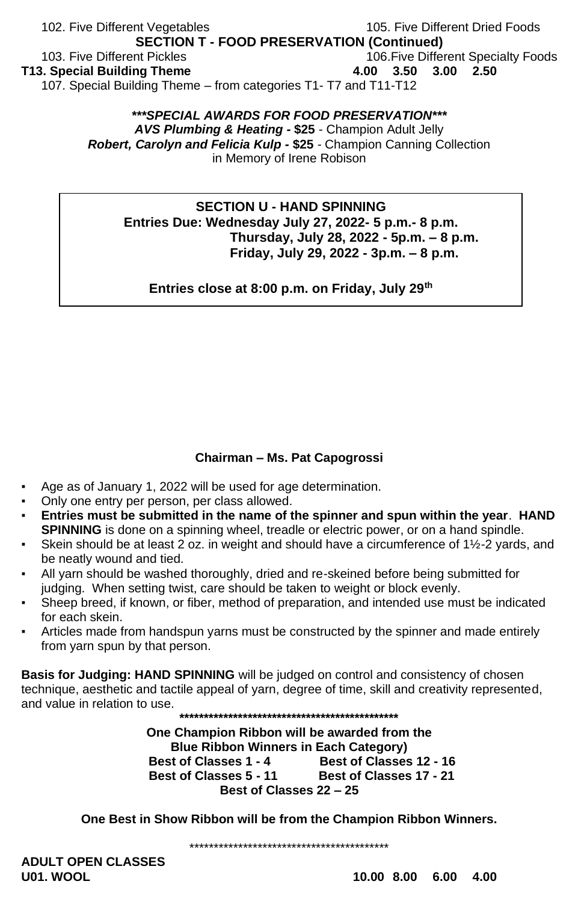102. Five Different Vegetables
105. Five Different Dried Foods

**SECTION T - FOOD PRESERVATION (Continued)**

103. Five Different Pickles
106. Five Different Specialty Foods

| | | | | |
|---|---|---|---|---|
| **T13. Special Building Theme** | **4.00** | **3.50** | **3.00** | **2.50** |

107. Special Building Theme – from categories T1- T7 and T11-T12

***\*\*\*SPECIAL AWARDS FOR FOOD PRESERVATION\*\*\****

***AVS Plumbing & Heating -*** **$25** - Champion Adult Jelly

***Robert, Carolyn and Felicia Kulp -*** **$25** - Champion Canning Collection in Memory of Irene Robison

## SECTION U - HAND SPINNING

**Entries Due: Wednesday July 27, 2022- 5 p.m.- 8 p.m.**
**Thursday, July 28, 2022 - 5p.m. – 8 p.m.**
**Friday, July 29, 2022 - 3p.m. – 8 p.m.**

**Entries close at 8:00 p.m. on Friday, July 29th**

**Chairman – Ms. Pat Capogrossi**

- Age as of January 1, 2022 will be used for age determination.
- Only one entry per person, per class allowed.
- **Entries must be submitted in the name of the spinner and spun within the year**. **HAND SPINNING** is done on a spinning wheel, treadle or electric power, or on a hand spindle.
- Skein should be at least 2 oz. in weight and should have a circumference of 1½-2 yards, and be neatly wound and tied.
- All yarn should be washed thoroughly, dried and re-skeined before being submitted for judging. When setting twist, care should be taken to weight or block evenly.
- Sheep breed, if known, or fiber, method of preparation, and intended use must be indicated for each skein.
- Articles made from handspun yarns must be constructed by the spinner and made entirely from yarn spun by that person.

**Basis for Judging: HAND SPINNING** will be judged on control and consistency of chosen technique, aesthetic and tactile appeal of yarn, degree of time, skill and creativity represented, and value in relation to use.

\*\*\*\*\*\*\*\*\*\*\*\*\*\*\*\*\*\*\*\*\*\*\*\*\*\*\*\*\*\*\*\*\*\*\*\*\*\*\*\*\*\*\*\*\*\*\*

**One Champion Ribbon will be awarded from the Blue Ribbon Winners in Each Category)**

**Best of Classes 1 - 4** **Best of Classes 12 - 16**
**Best of Classes 5 - 11** **Best of Classes 17 - 21**
**Best of Classes 22 – 25**

**One Best in Show Ribbon will be from the Champion Ribbon Winners.**

\*\*\*\*\*\*\*\*\*\*\*\*\*\*\*\*\*\*\*\*\*\*\*\*\*\*\*\*\*\*\*\*\*\*\*\*\*\*\*\*\*\*

**ADULT OPEN CLASSES**

| | | | | |
|---|---|---|---|---|
| **U01. WOOL** | **10.00** | **8.00** | **6.00** | **4.00** |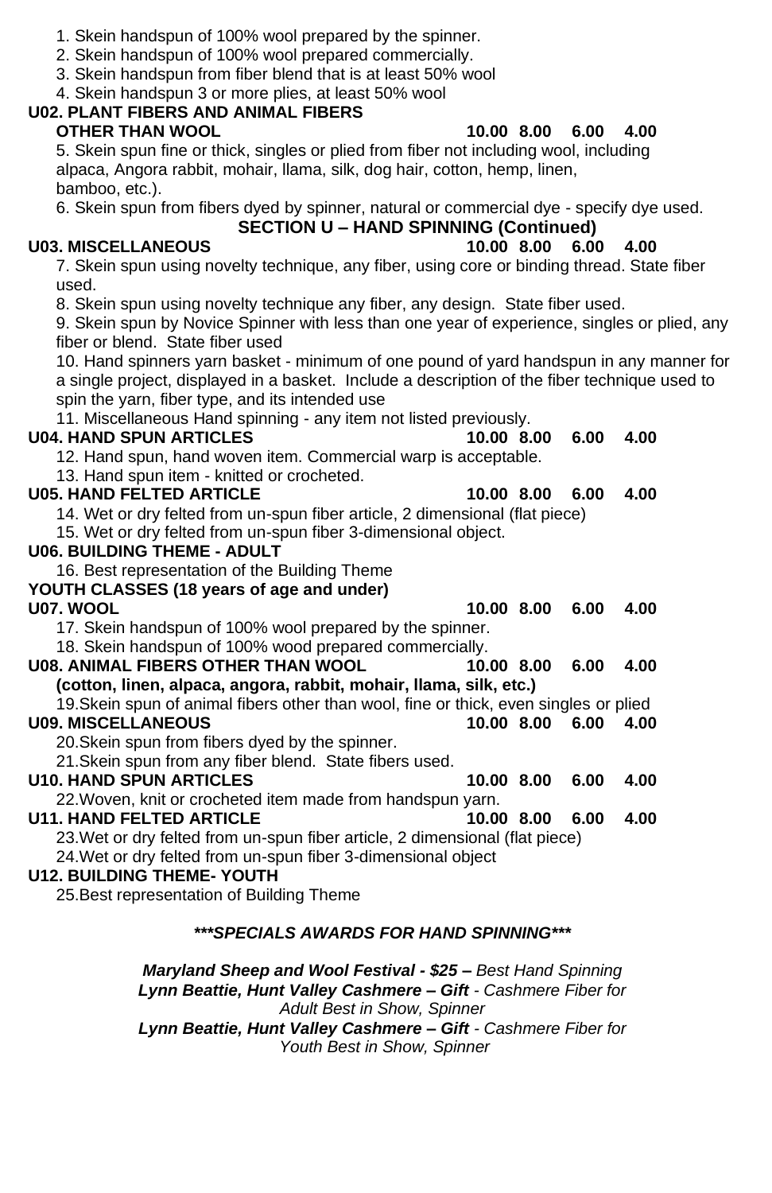1. Skein handspun of 100% wool prepared by the spinner.
2. Skein handspun of 100% wool prepared commercially.
3. Skein handspun from fiber blend that is at least 50% wool
4. Skein handspun 3 or more plies, at least 50% wool

**U02. PLANT FIBERS AND ANIMAL FIBERS OTHER THAN WOOL** **10.00 8.00 6.00 4.00**

5. Skein spun fine or thick, singles or plied from fiber not including wool, including alpaca, Angora rabbit, mohair, llama, silk, dog hair, cotton, hemp, linen, bamboo, etc.).
6. Skein spun from fibers dyed by spinner, natural or commercial dye - specify dye used.

## SECTION U – HAND SPINNING (Continued)

**U03. MISCELLANEOUS** **10.00 8.00 6.00 4.00**

7. Skein spun using novelty technique, any fiber, using core or binding thread. State fiber used.
8. Skein spun using novelty technique any fiber, any design. State fiber used.
9. Skein spun by Novice Spinner with less than one year of experience, singles or plied, any fiber or blend. State fiber used
10. Hand spinners yarn basket - minimum of one pound of yard handspun in any manner for a single project, displayed in a basket. Include a description of the fiber technique used to spin the yarn, fiber type, and its intended use
11. Miscellaneous Hand spinning - any item not listed previously.

**U04. HAND SPUN ARTICLES** **10.00 8.00 6.00 4.00**

12. Hand spun, hand woven item. Commercial warp is acceptable.
13. Hand spun item - knitted or crocheted.

**U05. HAND FELTED ARTICLE** **10.00 8.00 6.00 4.00**

14. Wet or dry felted from un-spun fiber article, 2 dimensional (flat piece)
15. Wet or dry felted from un-spun fiber 3-dimensional object.

**U06. BUILDING THEME - ADULT**

16. Best representation of the Building Theme

**YOUTH CLASSES (18 years of age and under)**

**U07. WOOL** **10.00 8.00 6.00 4.00**

17. Skein handspun of 100% wool prepared by the spinner.
18. Skein handspun of 100% wood prepared commercially.

**U08. ANIMAL FIBERS OTHER THAN WOOL** **10.00 8.00 6.00 4.00**
**(cotton, linen, alpaca, angora, rabbit, mohair, llama, silk, etc.)**

19. Skein spun of animal fibers other than wool, fine or thick, even singles or plied

**U09. MISCELLANEOUS** **10.00 8.00 6.00 4.00**

20. Skein spun from fibers dyed by the spinner.
21. Skein spun from any fiber blend. State fibers used.

**U10. HAND SPUN ARTICLES** **10.00 8.00 6.00 4.00**

22. Woven, knit or crocheted item made from handspun yarn.

**U11. HAND FELTED ARTICLE** **10.00 8.00 6.00 4.00**

23. Wet or dry felted from un-spun fiber article, 2 dimensional (flat piece)
24. Wet or dry felted from un-spun fiber 3-dimensional object

**U12. BUILDING THEME- YOUTH**

25. Best representation of Building Theme

***\*\*\*SPECIALS AWARDS FOR HAND SPINNING\*\*\****

***Maryland Sheep and Wool Festival - $25 –*** *Best Hand Spinning*
***Lynn Beattie, Hunt Valley Cashmere – Gift*** *- Cashmere Fiber for Adult Best in Show, Spinner*
***Lynn Beattie, Hunt Valley Cashmere – Gift*** *- Cashmere Fiber for Youth Best in Show, Spinner*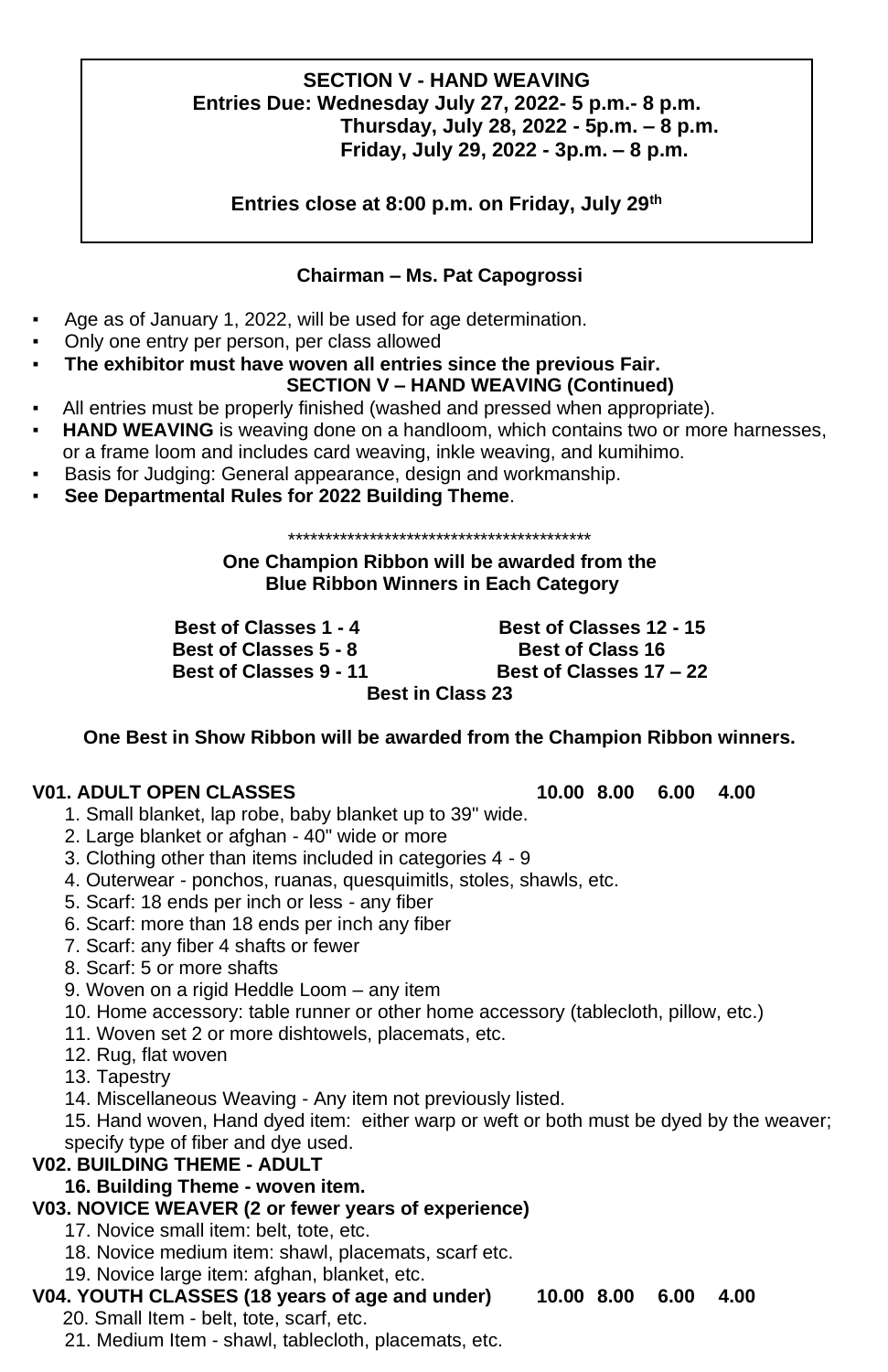**SECTION V - HAND WEAVING**
**Entries Due: Wednesday July 27, 2022- 5 p.m.- 8 p.m.**
**Thursday, July 28, 2022 - 5p.m. – 8 p.m.**
**Friday, July 29, 2022 - 3p.m. – 8 p.m.**

**Entries close at 8:00 p.m. on Friday, July 29th**

**Chairman – Ms. Pat Capogrossi**

- Age as of January 1, 2022, will be used for age determination.
- Only one entry per person, per class allowed
- **The exhibitor must have woven all entries since the previous Fair.**

**SECTION V – HAND WEAVING (Continued)**

- All entries must be properly finished (washed and pressed when appropriate).
- **HAND WEAVING** is weaving done on a handloom, which contains two or more harnesses, or a frame loom and includes card weaving, inkle weaving, and kumihimo.
- Basis for Judging: General appearance, design and workmanship.
- **See Departmental Rules for 2022 Building Theme**.

******************************************

**One Champion Ribbon will be awarded from the Blue Ribbon Winners in Each Category**

**Best of Classes 1 - 4**
**Best of Classes 5 - 8**
**Best of Classes 9 - 11**
**Best of Classes 12 - 15**
**Best of Class 16**
**Best of Classes 17 – 22**
**Best in Class 23**

**One Best in Show Ribbon will be awarded from the Champion Ribbon winners.**

**V01. ADULT OPEN CLASSES** 10.00 8.00 6.00 4.00

1. Small blanket, lap robe, baby blanket up to 39" wide.
2. Large blanket or afghan - 40" wide or more
3. Clothing other than items included in categories 4 - 9
4. Outerwear - ponchos, ruanas, quesquimitls, stoles, shawls, etc.
5. Scarf: 18 ends per inch or less - any fiber
6. Scarf: more than 18 ends per inch any fiber
7. Scarf: any fiber 4 shafts or fewer
8. Scarf: 5 or more shafts
9. Woven on a rigid Heddle Loom – any item
10. Home accessory: table runner or other home accessory (tablecloth, pillow, etc.)
11. Woven set 2 or more dishtowels, placemats, etc.
12. Rug, flat woven
13. Tapestry
14. Miscellaneous Weaving - Any item not previously listed.
15. Hand woven, Hand dyed item: either warp or weft or both must be dyed by the weaver; specify type of fiber and dye used.

**V02. BUILDING THEME - ADULT**

16. **Building Theme - woven item.**

**V03. NOVICE WEAVER (2 or fewer years of experience)**

17. Novice small item: belt, tote, etc.
18. Novice medium item: shawl, placemats, scarf etc.
19. Novice large item: afghan, blanket, etc.

**V04. YOUTH CLASSES (18 years of age and under)** 10.00 8.00 6.00 4.00

20. Small Item - belt, tote, scarf, etc.
21. Medium Item - shawl, tablecloth, placemats, etc.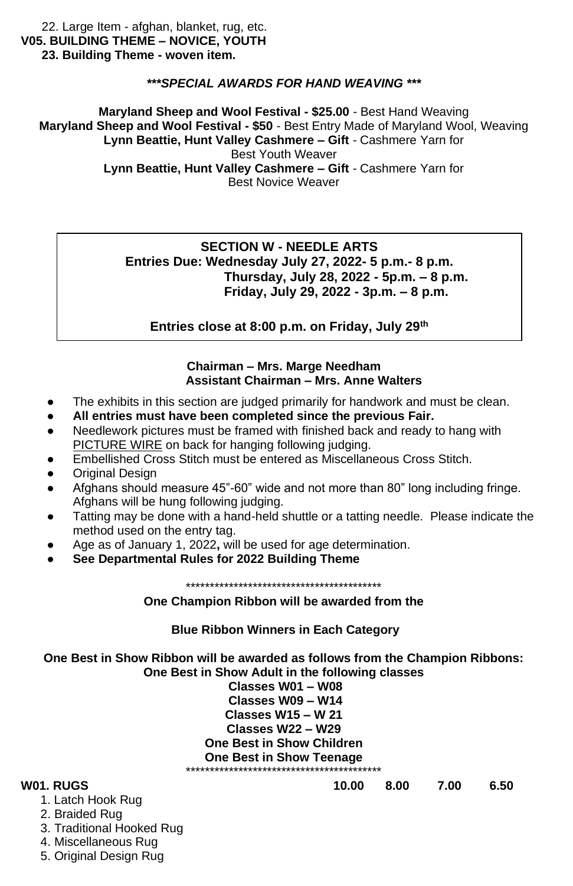22. Large Item - afghan, blanket, rug, etc.

**V05. BUILDING THEME – NOVICE, YOUTH**

**23. Building Theme - woven item.**

***\*\*\*SPECIAL AWARDS FOR HAND WEAVING \*\*\****

**Maryland Sheep and Wool Festival - $25.00** - Best Hand Weaving
**Maryland Sheep and Wool Festival - $50** - Best Entry Made of Maryland Wool, Weaving
**Lynn Beattie, Hunt Valley Cashmere – Gift** - Cashmere Yarn for Best Youth Weaver
**Lynn Beattie, Hunt Valley Cashmere – Gift** - Cashmere Yarn for Best Novice Weaver

## SECTION W - NEEDLE ARTS

**Entries Due: Wednesday July 27, 2022- 5 p.m.- 8 p.m.**
**Thursday, July 28, 2022 - 5p.m. – 8 p.m.**
**Friday, July 29, 2022 - 3p.m. – 8 p.m.**

**Entries close at 8:00 p.m. on Friday, July 29th**

**Chairman – Mrs. Marge Needham**
**Assistant Chairman – Mrs. Anne Walters**

- The exhibits in this section are judged primarily for handwork and must be clean.
- **All entries must have been completed since the previous Fair.**
- Needlework pictures must be framed with finished back and ready to hang with PICTURE WIRE on back for hanging following judging.
- Embellished Cross Stitch must be entered as Miscellaneous Cross Stitch.
- Original Design
- Afghans should measure 45"-60" wide and not more than 80" long including fringe. Afghans will be hung following judging.
- Tatting may be done with a hand-held shuttle or a tatting needle. Please indicate the method used on the entry tag.
- Age as of January 1, 2022**,** will be used for age determination.
- **See Departmental Rules for 2022 Building Theme**

\*\*\*\*\*\*\*\*\*\*\*\*\*\*\*\*\*\*\*\*\*\*\*\*\*\*\*\*\*\*\*\*\*\*\*\*\*\*\*\*\*\*

**One Champion Ribbon will be awarded from the**

**Blue Ribbon Winners in Each Category**

**One Best in Show Ribbon will be awarded as follows from the Champion Ribbons:**
**One Best in Show Adult in the following classes**
**Classes W01 – W08**
**Classes W09 – W14**
**Classes W15 – W 21**
**Classes W22 – W29**
**One Best in Show Children**
**One Best in Show Teenage**

\*\*\*\*\*\*\*\*\*\*\*\*\*\*\*\*\*\*\*\*\*\*\*\*\*\*\*\*\*\*\*\*\*\*\*\*\*\*\*\*\*\*

**W01. RUGS** **10.00 8.00 7.00 6.50**

1. Latch Hook Rug
2. Braided Rug
3. Traditional Hooked Rug
4. Miscellaneous Rug
5. Original Design Rug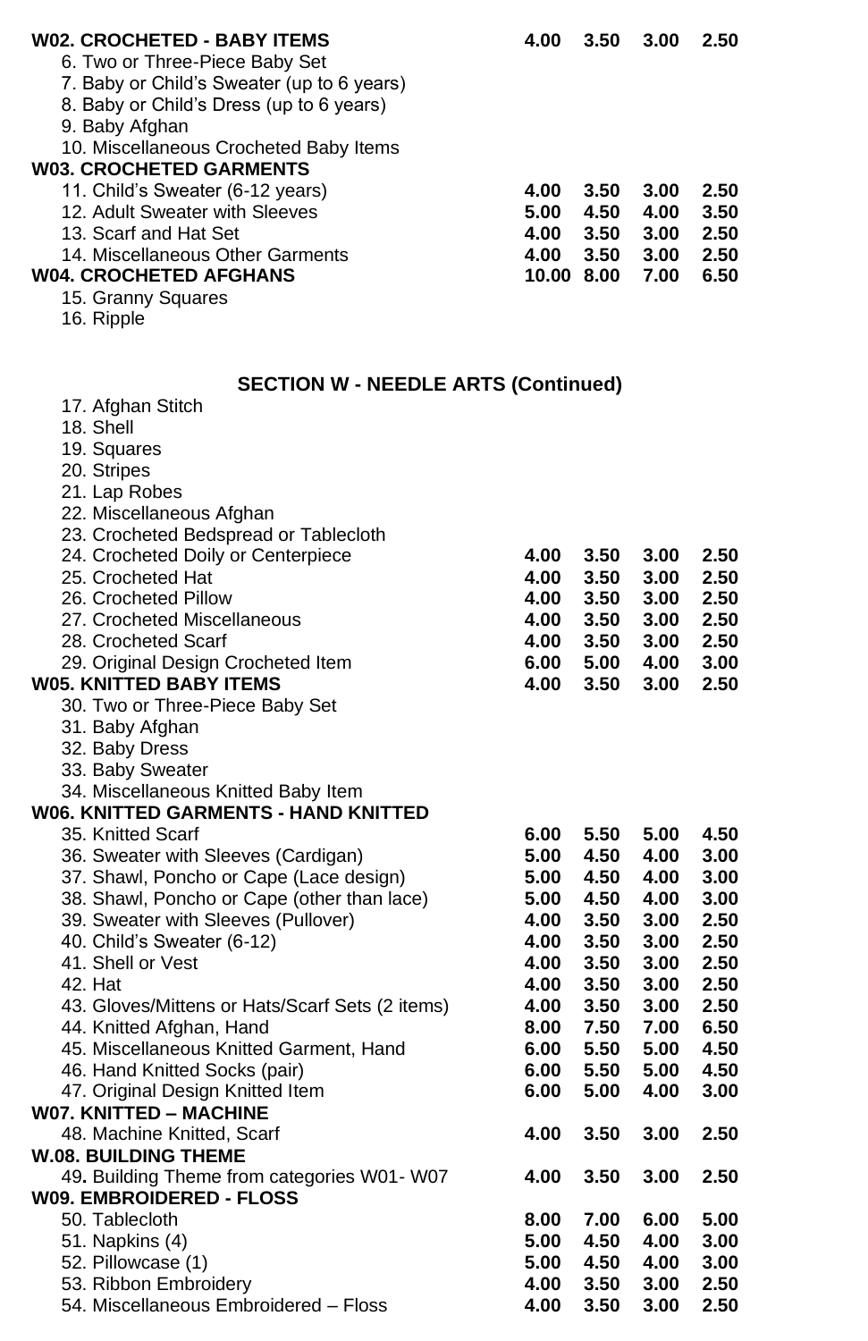| | | | | |
|---|---|---|---|---|
| **W02. CROCHETED - BABY ITEMS** | **4.00** | **3.50** | **3.00** | **2.50** |
| 6. Two or Three-Piece Baby Set | | | | |
| 7. Baby or Child's Sweater (up to 6 years) | | | | |
| 8. Baby or Child's Dress (up to 6 years) | | | | |
| 9. Baby Afghan | | | | |
| 10. Miscellaneous Crocheted Baby Items | | | | |
| **W03. CROCHETED GARMENTS** | | | | |
| 11. Child's Sweater (6-12 years) | **4.00** | **3.50** | **3.00** | **2.50** |
| 12. Adult Sweater with Sleeves | **5.00** | **4.50** | **4.00** | **3.50** |
| 13. Scarf and Hat Set | **4.00** | **3.50** | **3.00** | **2.50** |
| 14. Miscellaneous Other Garments | **4.00** | **3.50** | **3.00** | **2.50** |
| **W04. CROCHETED AFGHANS** | **10.00** | **8.00** | **7.00** | **6.50** |
| 15. Granny Squares | | | | |
| 16. Ripple | | | | |

## SECTION W - NEEDLE ARTS (Continued)

| | | | | |
|---|---|---|---|---|
| 17. Afghan Stitch | | | | |
| 18. Shell | | | | |
| 19. Squares | | | | |
| 20. Stripes | | | | |
| 21. Lap Robes | | | | |
| 22. Miscellaneous Afghan | | | | |
| 23. Crocheted Bedspread or Tablecloth | | | | |
| 24. Crocheted Doily or Centerpiece | **4.00** | **3.50** | **3.00** | **2.50** |
| 25. Crocheted Hat | **4.00** | **3.50** | **3.00** | **2.50** |
| 26. Crocheted Pillow | **4.00** | **3.50** | **3.00** | **2.50** |
| 27. Crocheted Miscellaneous | **4.00** | **3.50** | **3.00** | **2.50** |
| 28. Crocheted Scarf | **4.00** | **3.50** | **3.00** | **2.50** |
| 29. Original Design Crocheted Item | **6.00** | **5.00** | **4.00** | **3.00** |
| **W05. KNITTED BABY ITEMS** | **4.00** | **3.50** | **3.00** | **2.50** |
| 30. Two or Three-Piece Baby Set | | | | |
| 31. Baby Afghan | | | | |
| 32. Baby Dress | | | | |
| 33. Baby Sweater | | | | |
| 34. Miscellaneous Knitted Baby Item | | | | |
| **W06. KNITTED GARMENTS - HAND KNITTED** | | | | |
| 35. Knitted Scarf | **6.00** | **5.50** | **5.00** | **4.50** |
| 36. Sweater with Sleeves (Cardigan) | **5.00** | **4.50** | **4.00** | **3.00** |
| 37. Shawl, Poncho or Cape (Lace design) | **5.00** | **4.50** | **4.00** | **3.00** |
| 38. Shawl, Poncho or Cape (other than lace) | **5.00** | **4.50** | **4.00** | **3.00** |
| 39. Sweater with Sleeves (Pullover) | **4.00** | **3.50** | **3.00** | **2.50** |
| 40. Child's Sweater (6-12) | **4.00** | **3.50** | **3.00** | **2.50** |
| 41. Shell or Vest | **4.00** | **3.50** | **3.00** | **2.50** |
| 42. Hat | **4.00** | **3.50** | **3.00** | **2.50** |
| 43. Gloves/Mittens or Hats/Scarf Sets (2 items) | **4.00** | **3.50** | **3.00** | **2.50** |
| 44. Knitted Afghan, Hand | **8.00** | **7.50** | **7.00** | **6.50** |
| 45. Miscellaneous Knitted Garment, Hand | **6.00** | **5.50** | **5.00** | **4.50** |
| 46. Hand Knitted Socks (pair) | **6.00** | **5.50** | **5.00** | **4.50** |
| 47. Original Design Knitted Item | **6.00** | **5.00** | **4.00** | **3.00** |
| **W07. KNITTED – MACHINE** | | | | |
| 48. Machine Knitted, Scarf | **4.00** | **3.50** | **3.00** | **2.50** |
| **W.08. BUILDING THEME** | | | | |
| 49. Building Theme from categories W01- W07 | **4.00** | **3.50** | **3.00** | **2.50** |
| **W09. EMBROIDERED - FLOSS** | | | | |
| 50. Tablecloth | **8.00** | **7.00** | **6.00** | **5.00** |
| 51. Napkins (4) | **5.00** | **4.50** | **4.00** | **3.00** |
| 52. Pillowcase (1) | **5.00** | **4.50** | **4.00** | **3.00** |
| 53. Ribbon Embroidery | **4.00** | **3.50** | **3.00** | **2.50** |
| 54. Miscellaneous Embroidered – Floss | **4.00** | **3.50** | **3.00** | **2.50** |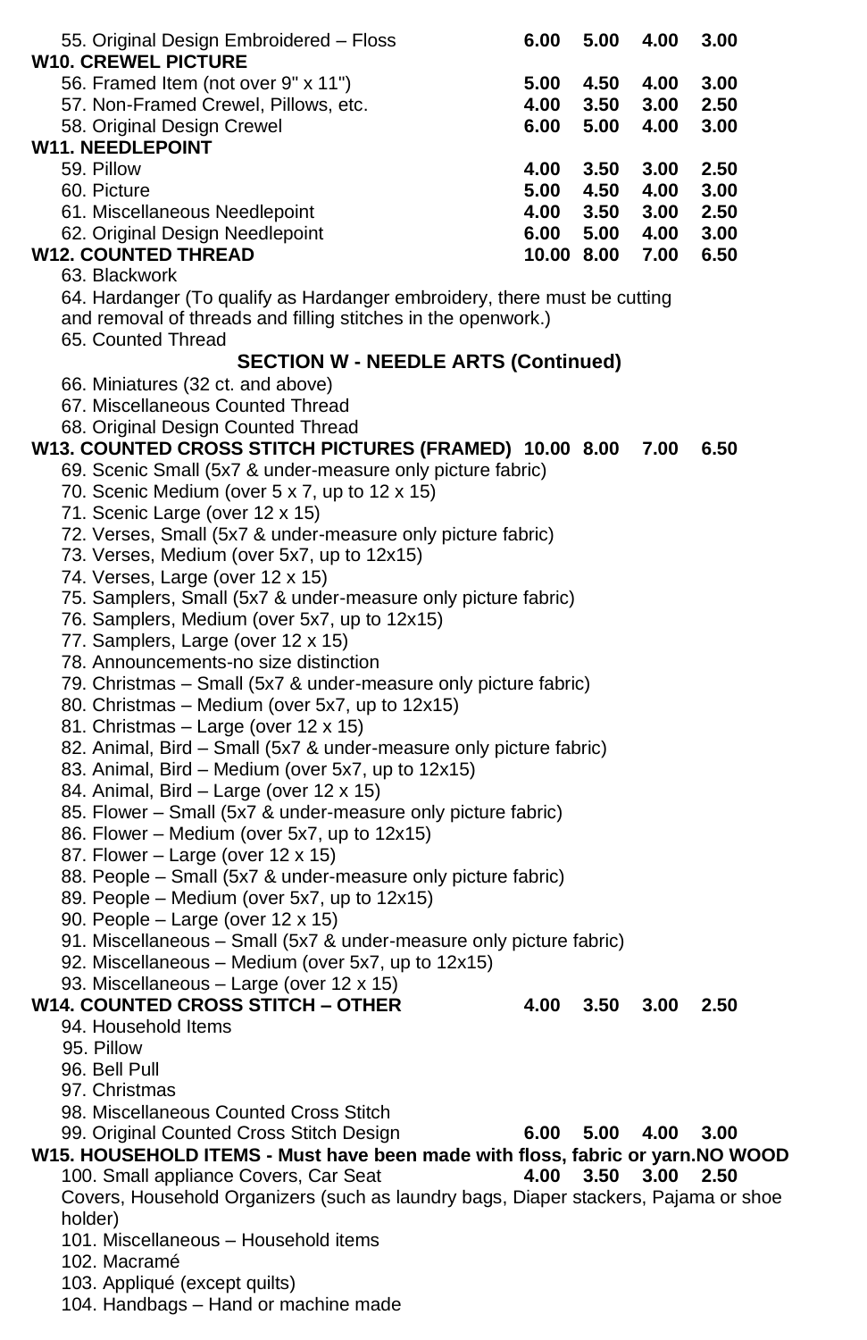55. Original Design Embroidered – Floss **6.00 5.00 4.00 3.00**

**W10. CREWEL PICTURE**

56. Framed Item (not over 9" x 11") **5.00 4.50 4.00 3.00**
57. Non-Framed Crewel, Pillows, etc. **4.00 3.50 3.00 2.50**
58. Original Design Crewel **6.00 5.00 4.00 3.00**

**W11. NEEDLEPOINT**

59. Pillow **4.00 3.50 3.00 2.50**
60. Picture **5.00 4.50 4.00 3.00**
61. Miscellaneous Needlepoint **4.00 3.50 3.00 2.50**
62. Original Design Needlepoint **6.00 5.00 4.00 3.00**

**W12. COUNTED THREAD** **10.00 8.00 7.00 6.50**

63. Blackwork
64. Hardanger (To qualify as Hardanger embroidery, there must be cutting and removal of threads and filling stitches in the openwork.)
65. Counted Thread

**SECTION W - NEEDLE ARTS (Continued)**

66. Miniatures (32 ct. and above)
67. Miscellaneous Counted Thread
68. Original Design Counted Thread

**W13. COUNTED CROSS STITCH PICTURES (FRAMED)** **10.00 8.00 7.00 6.50**

69. Scenic Small (5x7 & under-measure only picture fabric)
70. Scenic Medium (over 5 x 7, up to 12 x 15)
71. Scenic Large (over 12 x 15)
72. Verses, Small (5x7 & under-measure only picture fabric)
73. Verses, Medium (over 5x7, up to 12x15)
74. Verses, Large (over 12 x 15)
75. Samplers, Small (5x7 & under-measure only picture fabric)
76. Samplers, Medium (over 5x7, up to 12x15)
77. Samplers, Large (over 12 x 15)
78. Announcements-no size distinction
79. Christmas – Small (5x7 & under-measure only picture fabric)
80. Christmas – Medium (over 5x7, up to 12x15)
81. Christmas – Large (over 12 x 15)
82. Animal, Bird – Small (5x7 & under-measure only picture fabric)
83. Animal, Bird – Medium (over 5x7, up to 12x15)
84. Animal, Bird – Large (over 12 x 15)
85. Flower – Small (5x7 & under-measure only picture fabric)
86. Flower – Medium (over 5x7, up to 12x15)
87. Flower – Large (over 12 x 15)
88. People – Small (5x7 & under-measure only picture fabric)
89. People – Medium (over 5x7, up to 12x15)
90. People – Large (over 12 x 15)
91. Miscellaneous – Small (5x7 & under-measure only picture fabric)
92. Miscellaneous – Medium (over 5x7, up to 12x15)
93. Miscellaneous – Large (over 12 x 15)

**W14. COUNTED CROSS STITCH – OTHER** **4.00 3.50 3.00 2.50**

94. Household Items
95. Pillow
96. Bell Pull
97. Christmas
98. Miscellaneous Counted Cross Stitch
99. Original Counted Cross Stitch Design **6.00 5.00 4.00 3.00**

**W15. HOUSEHOLD ITEMS - Must have been made with floss, fabric or yarn.NO WOOD**

100. Small appliance Covers, Car Seat **4.00 3.50 3.00 2.50**
Covers, Household Organizers (such as laundry bags, Diaper stackers, Pajama or shoe holder)
101. Miscellaneous – Household items
102. Macramé
103. Appliqué (except quilts)
104. Handbags – Hand or machine made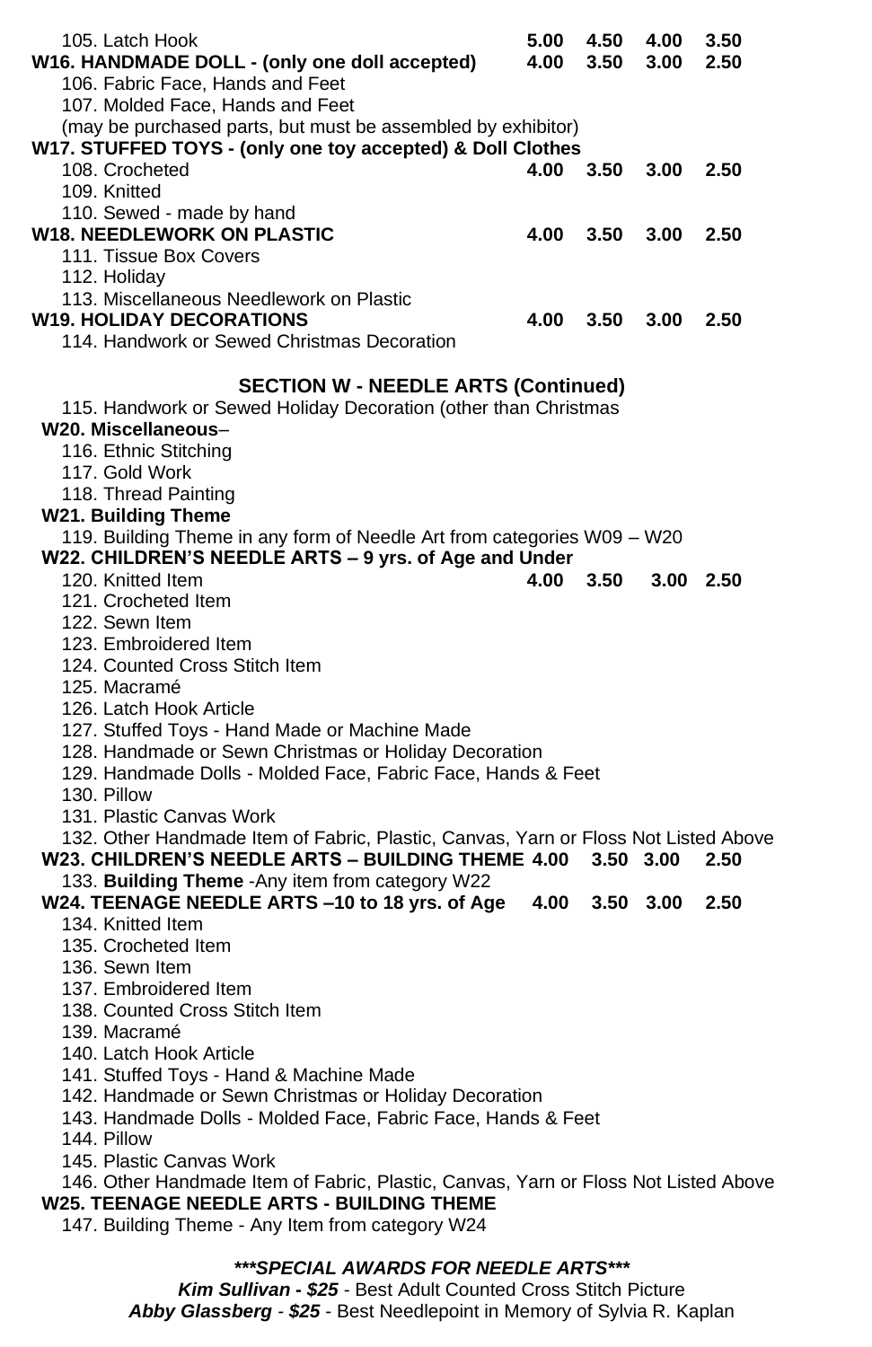105. Latch Hook 5.00 4.50 4.00 3.50

**W16. HANDMADE DOLL - (only one doll accepted) 4.00 3.50 3.00 2.50**

106. Fabric Face, Hands and Feet

107. Molded Face, Hands and Feet

(may be purchased parts, but must be assembled by exhibitor)

**W17. STUFFED TOYS - (only one toy accepted) & Doll Clothes**

108. Crocheted **4.00 3.50 3.00 2.50**

109. Knitted

110. Sewed - made by hand

**W18. NEEDLEWORK ON PLASTIC 4.00 3.50 3.00 2.50**

111. Tissue Box Covers

112. Holiday

113. Miscellaneous Needlework on Plastic

**W19. HOLIDAY DECORATIONS 4.00 3.50 3.00 2.50**

114. Handwork or Sewed Christmas Decoration

## SECTION W - NEEDLE ARTS (Continued)

115. Handwork or Sewed Holiday Decoration (other than Christmas

**W20. Miscellaneous**–

116. Ethnic Stitching

117. Gold Work

118. Thread Painting

**W21. Building Theme**

119. Building Theme in any form of Needle Art from categories W09 – W20

**W22. CHILDREN'S NEEDLE ARTS – 9 yrs. of Age and Under**

120. Knitted Item **4.00 3.50 3.00 2.50**

121. Crocheted Item

122. Sewn Item

123. Embroidered Item

124. Counted Cross Stitch Item

125. Macramé

126. Latch Hook Article

127. Stuffed Toys - Hand Made or Machine Made

128. Handmade or Sewn Christmas or Holiday Decoration

129. Handmade Dolls - Molded Face, Fabric Face, Hands & Feet

130. Pillow

131. Plastic Canvas Work

132. Other Handmade Item of Fabric, Plastic, Canvas, Yarn or Floss Not Listed Above

**W23. CHILDREN'S NEEDLE ARTS – BUILDING THEME 4.00 3.50 3.00 2.50**

133. **Building Theme** -Any item from category W22

**W24. TEENAGE NEEDLE ARTS –10 to 18 yrs. of Age 4.00 3.50 3.00 2.50**

134. Knitted Item

135. Crocheted Item

136. Sewn Item

137. Embroidered Item

138. Counted Cross Stitch Item

139. Macramé

140. Latch Hook Article

141. Stuffed Toys - Hand & Machine Made

142. Handmade or Sewn Christmas or Holiday Decoration

143. Handmade Dolls - Molded Face, Fabric Face, Hands & Feet

144. Pillow

145. Plastic Canvas Work

146. Other Handmade Item of Fabric, Plastic, Canvas, Yarn or Floss Not Listed Above

**W25. TEENAGE NEEDLE ARTS - BUILDING THEME**

147. Building Theme - Any Item from category W24

***\*\*\*SPECIAL AWARDS FOR NEEDLE ARTS\*\*\****

***Kim Sullivan - $25*** - Best Adult Counted Cross Stitch Picture

***Abby Glassberg - $25*** - Best Needlepoint in Memory of Sylvia R. Kaplan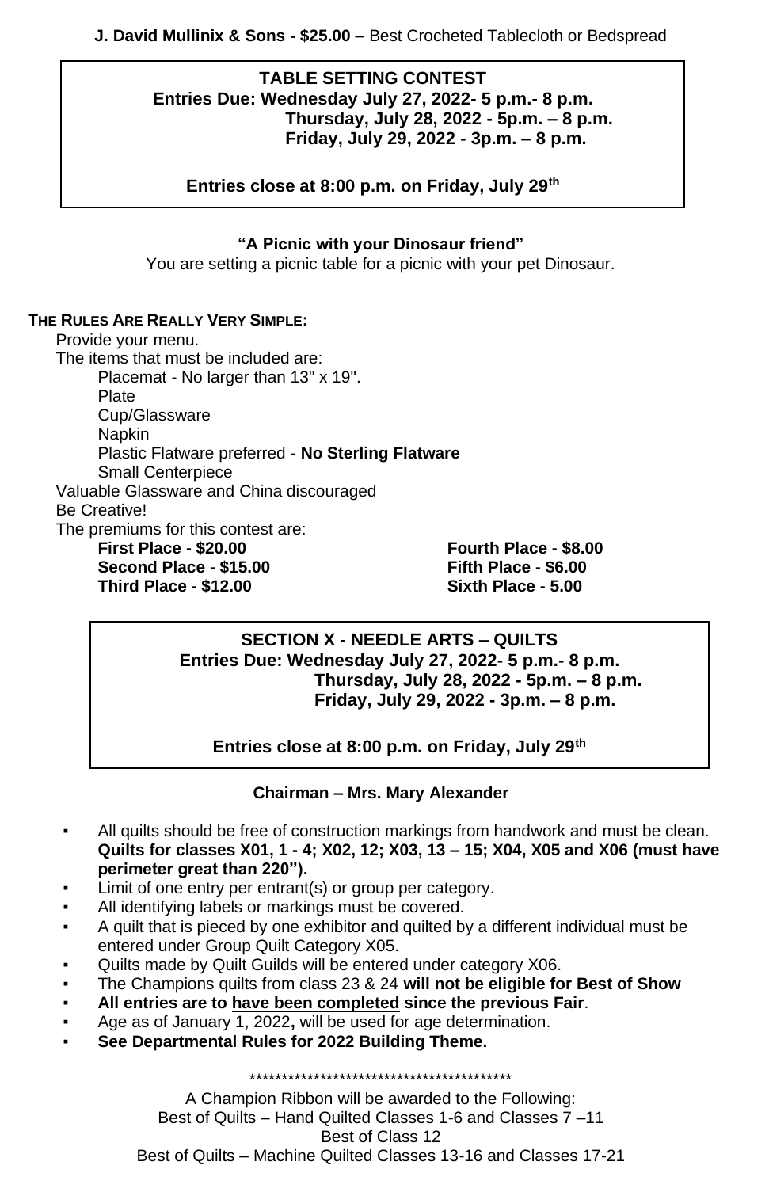**J. David Mullinix & Sons - $25.00** – Best Crocheted Tablecloth or Bedspread

## TABLE SETTING CONTEST

**Entries Due: Wednesday July 27, 2022- 5 p.m.- 8 p.m.**
**Thursday, July 28, 2022 - 5p.m. – 8 p.m.**
**Friday, July 29, 2022 - 3p.m. – 8 p.m.**

**Entries close at 8:00 p.m. on Friday, July 29th**

**"A Picnic with your Dinosaur friend"**

You are setting a picnic table for a picnic with your pet Dinosaur.

**THE RULES ARE REALLY VERY SIMPLE:**

Provide your menu.

The items that must be included are:

- Placemat - No larger than 13" x 19".
- Plate
- Cup/Glassware
- Napkin
- Plastic Flatware preferred - **No Sterling Flatware**
- Small Centerpiece

Valuable Glassware and China discouraged

Be Creative!

The premiums for this contest are:

**First Place - $20.00**
**Second Place - $15.00**
**Third Place - $12.00**
**Fourth Place - $8.00**
**Fifth Place - $6.00**
**Sixth Place - 5.00**

## SECTION X - NEEDLE ARTS – QUILTS

**Entries Due: Wednesday July 27, 2022- 5 p.m.- 8 p.m.**
**Thursday, July 28, 2022 - 5p.m. – 8 p.m.**
**Friday, July 29, 2022 - 3p.m. – 8 p.m.**

**Entries close at 8:00 p.m. on Friday, July 29th**

**Chairman – Mrs. Mary Alexander**

- All quilts should be free of construction markings from handwork and must be clean. **Quilts for classes X01, 1 - 4; X02, 12; X03, 13 – 15; X04, X05 and X06 (must have perimeter great than 220").**
- Limit of one entry per entrant(s) or group per category.
- All identifying labels or markings must be covered.
- A quilt that is pieced by one exhibitor and quilted by a different individual must be entered under Group Quilt Category X05.
- Quilts made by Quilt Guilds will be entered under category X06.
- The Champions quilts from class 23 & 24 **will not be eligible for Best of Show**
- **All entries are to <u>have been completed</u> since the previous Fair**.
- Age as of January 1, 2022**,** will be used for age determination.
- **See Departmental Rules for 2022 Building Theme.**

\*\*\*\*\*\*\*\*\*\*\*\*\*\*\*\*\*\*\*\*\*\*\*\*\*\*\*\*\*\*\*\*\*\*\*\*\*\*\*\*\*\*

A Champion Ribbon will be awarded to the Following:

Best of Quilts – Hand Quilted Classes 1-6 and Classes 7 –11

Best of Class 12

Best of Quilts – Machine Quilted Classes 13-16 and Classes 17-21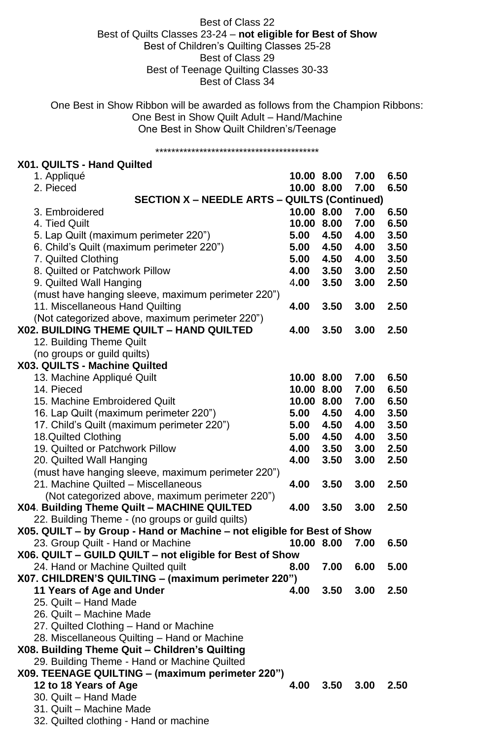Best of Class 22
Best of Quilts Classes 23-24 – **not eligible for Best of Show**
Best of Children's Quilting Classes 25-28
Best of Class 29
Best of Teenage Quilting Classes 30-33
Best of Class 34

One Best in Show Ribbon will be awarded as follows from the Champion Ribbons:
One Best in Show Quilt Adult – Hand/Machine
One Best in Show Quilt Children's/Teenage

\*\*\*\*\*\*\*\*\*\*\*\*\*\*\*\*\*\*\*\*\*\*\*\*\*\*\*\*\*\*\*\*\*\*\*\*\*\*\*\*\*\*

| | | | | |
|---|---|---|---|---|
| **X01. QUILTS - Hand Quilted** | | | | |
| 1. Appliqué | **10.00** | **8.00** | **7.00** | **6.50** |
| 2. Pieced | **10.00** | **8.00** | **7.00** | **6.50** |
| **SECTION X – NEEDLE ARTS – QUILTS (Continued)** | | | | |
| 3. Embroidered | **10.00** | **8.00** | **7.00** | **6.50** |
| 4. Tied Quilt | **10.00** | **8.00** | **7.00** | **6.50** |
| 5. Lap Quilt (maximum perimeter 220") | **5.00** | **4.50** | **4.00** | **3.50** |
| 6. Child's Quilt (maximum perimeter 220") | **5.00** | **4.50** | **4.00** | **3.50** |
| 7. Quilted Clothing | **5.00** | **4.50** | **4.00** | **3.50** |
| 8. Quilted or Patchwork Pillow | **4.00** | **3.50** | **3.00** | **2.50** |
| 9. Quilted Wall Hanging (must have hanging sleeve, maximum perimeter 220") | **4.00** | **3.50** | **3.00** | **2.50** |
| 11. Miscellaneous Hand Quilting (Not categorized above, maximum perimeter 220") | **4.00** | **3.50** | **3.00** | **2.50** |
| **X02. BUILDING THEME QUILT – HAND QUILTED** | **4.00** | **3.50** | **3.00** | **2.50** |
| 12. Building Theme Quilt (no groups or guild quilts) | | | | |
| **X03. QUILTS - Machine Quilted** | | | | |
| 13. Machine Appliqué Quilt | **10.00** | **8.00** | **7.00** | **6.50** |
| 14. Pieced | **10.00** | **8.00** | **7.00** | **6.50** |
| 15. Machine Embroidered Quilt | **10.00** | **8.00** | **7.00** | **6.50** |
| 16. Lap Quilt (maximum perimeter 220") | **5.00** | **4.50** | **4.00** | **3.50** |
| 17. Child's Quilt (maximum perimeter 220") | **5.00** | **4.50** | **4.00** | **3.50** |
| 18.Quilted Clothing | **5.00** | **4.50** | **4.00** | **3.50** |
| 19. Quilted or Patchwork Pillow | **4.00** | **3.50** | **3.00** | **2.50** |
| 20. Quilted Wall Hanging (must have hanging sleeve, maximum perimeter 220") | **4.00** | **3.50** | **3.00** | **2.50** |
| 21. Machine Quilted – Miscellaneous (Not categorized above, maximum perimeter 220") | **4.00** | **3.50** | **3.00** | **2.50** |
| **X04. Building Theme Quilt – MACHINE QUILTED** | **4.00** | **3.50** | **3.00** | **2.50** |
| 22. Building Theme - (no groups or guild quilts) | | | | |
| **X05. QUILT – by Group - Hand or Machine – not eligible for Best of Show** | | | | |
| 23. Group Quilt - Hand or Machine | **10.00** | **8.00** | **7.00** | **6.50** |
| **X06. QUILT – GUILD QUILT – not eligible for Best of Show** | | | | |
| 24. Hand or Machine Quilted quilt | **8.00** | **7.00** | **6.00** | **5.00** |
| **X07. CHILDREN'S QUILTING – (maximum perimeter 220")** | | | | |
| **11 Years of Age and Under** | **4.00** | **3.50** | **3.00** | **2.50** |
| 25. Quilt – Hand Made | | | | |
| 26. Quilt – Machine Made | | | | |
| 27. Quilted Clothing – Hand or Machine | | | | |
| 28. Miscellaneous Quilting – Hand or Machine | | | | |
| **X08. Building Theme Quit – Children's Quilting** | | | | |
| 29. Building Theme - Hand or Machine Quilted | | | | |
| **X09. TEENAGE QUILTING – (maximum perimeter 220")** | | | | |
| **12 to 18 Years of Age** | **4.00** | **3.50** | **3.00** | **2.50** |
| 30. Quilt – Hand Made | | | | |
| 31. Quilt – Machine Made | | | | |
| 32. Quilted clothing - Hand or machine | | | | |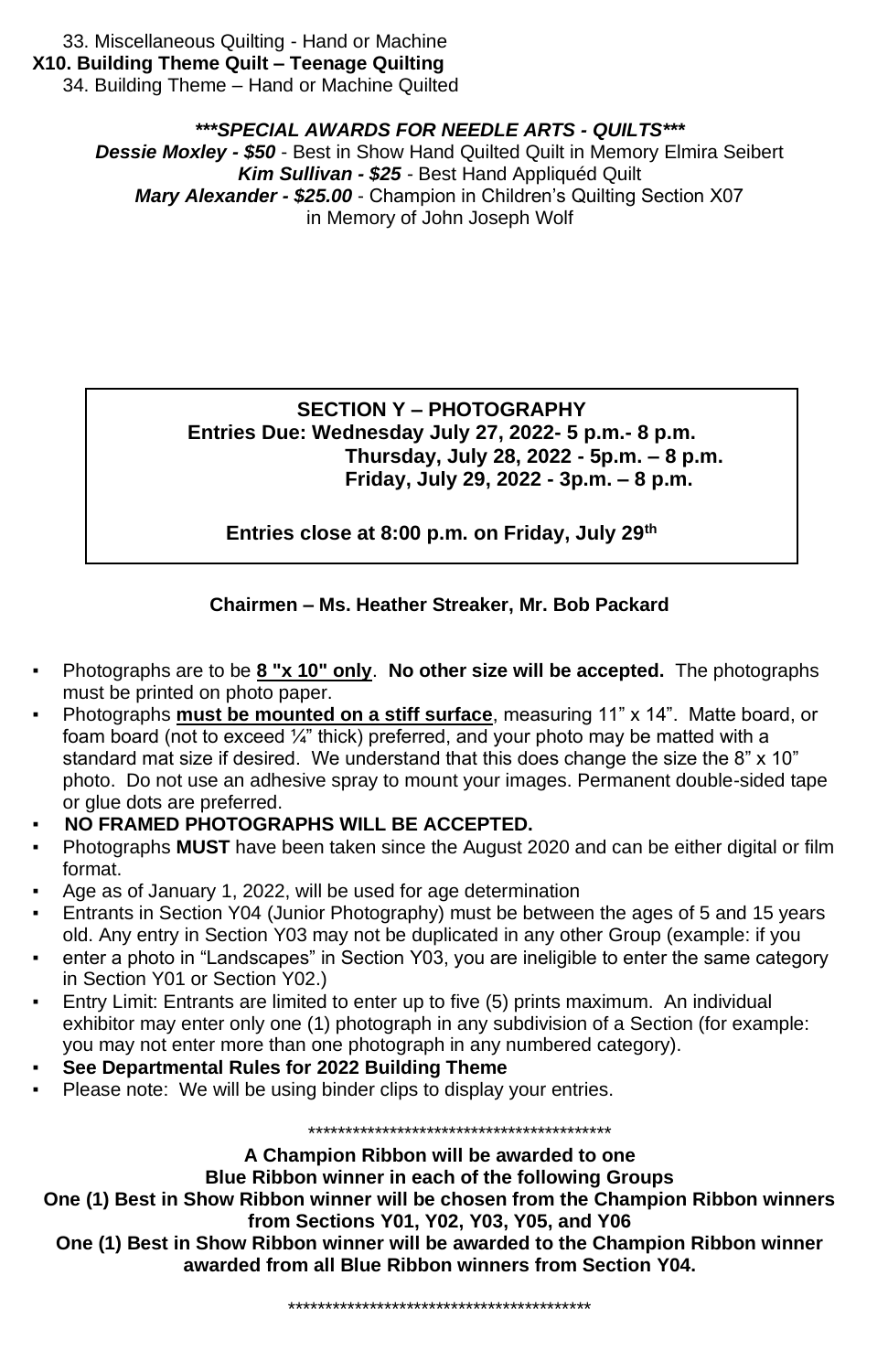33. Miscellaneous Quilting - Hand or Machine

**X10. Building Theme Quilt – Teenage Quilting**

34. Building Theme – Hand or Machine Quilted

***\*\*\*SPECIAL AWARDS FOR NEEDLE ARTS - QUILTS\*\*\****

***Dessie Moxley - $50*** - Best in Show Hand Quilted Quilt in Memory Elmira Seibert

***Kim Sullivan - $25*** - Best Hand Appliquéd Quilt

***Mary Alexander - $25.00*** - Champion in Children's Quilting Section X07 in Memory of John Joseph Wolf

## SECTION Y – PHOTOGRAPHY

**Entries Due: Wednesday July 27, 2022- 5 p.m.- 8 p.m.**
**Thursday, July 28, 2022 - 5p.m. – 8 p.m.**
**Friday, July 29, 2022 - 3p.m. – 8 p.m.**

**Entries close at 8:00 p.m. on Friday, July 29th**

**Chairmen – Ms. Heather Streaker, Mr. Bob Packard**

- Photographs are to be **8 "x 10" only**. **No other size will be accepted.** The photographs must be printed on photo paper.
- Photographs **must be mounted on a stiff surface**, measuring 11" x 14". Matte board, or foam board (not to exceed ¼" thick) preferred, and your photo may be matted with a standard mat size if desired. We understand that this does change the size the 8" x 10" photo. Do not use an adhesive spray to mount your images. Permanent double-sided tape or glue dots are preferred.
- **NO FRAMED PHOTOGRAPHS WILL BE ACCEPTED.**
- Photographs **MUST** have been taken since the August 2020 and can be either digital or film format.
- Age as of January 1, 2022, will be used for age determination
- Entrants in Section Y04 (Junior Photography) must be between the ages of 5 and 15 years old. Any entry in Section Y03 may not be duplicated in any other Group (example: if you
- enter a photo in "Landscapes" in Section Y03, you are ineligible to enter the same category in Section Y01 or Section Y02.)
- Entry Limit: Entrants are limited to enter up to five (5) prints maximum. An individual exhibitor may enter only one (1) photograph in any subdivision of a Section (for example: you may not enter more than one photograph in any numbered category).
- **See Departmental Rules for 2022 Building Theme**
- Please note: We will be using binder clips to display your entries.

\*\*\*\*\*\*\*\*\*\*\*\*\*\*\*\*\*\*\*\*\*\*\*\*\*\*\*\*\*\*\*\*\*\*\*\*\*\*\*\*\*\*

**A Champion Ribbon will be awarded to one Blue Ribbon winner in each of the following Groups**

**One (1) Best in Show Ribbon winner will be chosen from the Champion Ribbon winners from Sections Y01, Y02, Y03, Y05, and Y06**

**One (1) Best in Show Ribbon winner will be awarded to the Champion Ribbon winner awarded from all Blue Ribbon winners from Section Y04.**

\*\*\*\*\*\*\*\*\*\*\*\*\*\*\*\*\*\*\*\*\*\*\*\*\*\*\*\*\*\*\*\*\*\*\*\*\*\*\*\*\*\*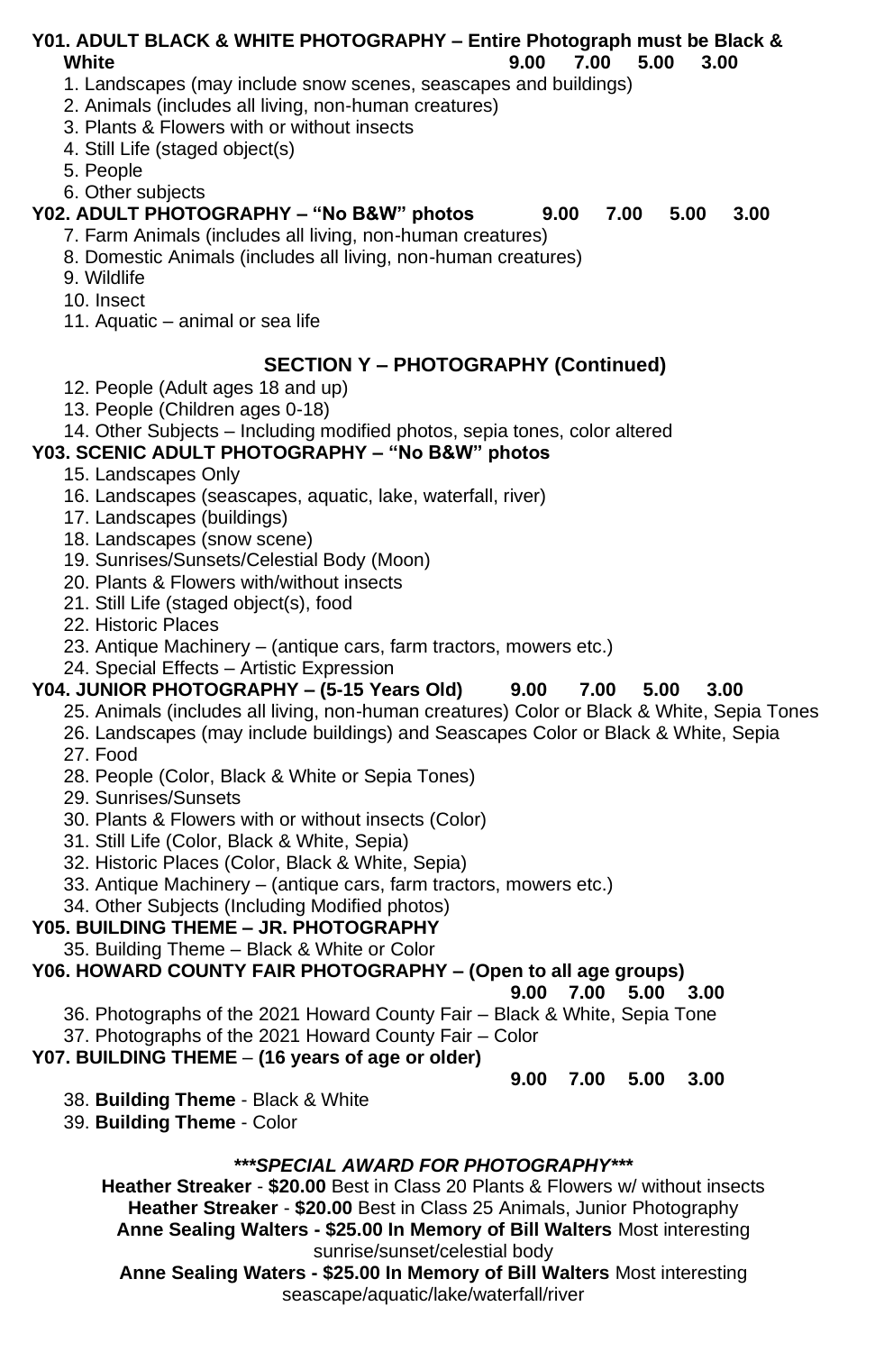**Y01. ADULT BLACK & WHITE PHOTOGRAPHY – Entire Photograph must be Black & White** **9.00 7.00 5.00 3.00**

1. Landscapes (may include snow scenes, seascapes and buildings)
2. Animals (includes all living, non-human creatures)
3. Plants & Flowers with or without insects
4. Still Life (staged object(s)
5. People
6. Other subjects

**Y02. ADULT PHOTOGRAPHY – "No B&W" photos** **9.00 7.00 5.00 3.00**

7. Farm Animals (includes all living, non-human creatures)
8. Domestic Animals (includes all living, non-human creatures)
9. Wildlife
10. Insect
11. Aquatic – animal or sea life

## SECTION Y – PHOTOGRAPHY (Continued)

12. People (Adult ages 18 and up)
13. People (Children ages 0-18)
14. Other Subjects – Including modified photos, sepia tones, color altered

**Y03. SCENIC ADULT PHOTOGRAPHY – "No B&W" photos**

15. Landscapes Only
16. Landscapes (seascapes, aquatic, lake, waterfall, river)
17. Landscapes (buildings)
18. Landscapes (snow scene)
19. Sunrises/Sunsets/Celestial Body (Moon)
20. Plants & Flowers with/without insects
21. Still Life (staged object(s), food
22. Historic Places
23. Antique Machinery – (antique cars, farm tractors, mowers etc.)
24. Special Effects – Artistic Expression

**Y04. JUNIOR PHOTOGRAPHY – (5-15 Years Old)** **9.00 7.00 5.00 3.00**

25. Animals (includes all living, non-human creatures) Color or Black & White, Sepia Tones
26. Landscapes (may include buildings) and Seascapes Color or Black & White, Sepia
27. Food
28. People (Color, Black & White or Sepia Tones)
29. Sunrises/Sunsets
30. Plants & Flowers with or without insects (Color)
31. Still Life (Color, Black & White, Sepia)
32. Historic Places (Color, Black & White, Sepia)
33. Antique Machinery – (antique cars, farm tractors, mowers etc.)
34. Other Subjects (Including Modified photos)

**Y05. BUILDING THEME – JR. PHOTOGRAPHY**

35. Building Theme – Black & White or Color

**Y06. HOWARD COUNTY FAIR PHOTOGRAPHY – (Open to all age groups)** **9.00 7.00 5.00 3.00**

36. Photographs of the 2021 Howard County Fair – Black & White, Sepia Tone
37. Photographs of the 2021 Howard County Fair – Color

**Y07. BUILDING THEME** – **(16 years of age or older)** **9.00 7.00 5.00 3.00**

38. **Building Theme** - Black & White
39. **Building Theme** - Color

***\*\*\*SPECIAL AWARD FOR PHOTOGRAPHY\*\*\****

**Heather Streaker** - **$20.00** Best in Class 20 Plants & Flowers w/ without insects

**Heather Streaker** - **$20.00** Best in Class 25 Animals, Junior Photography

**Anne Sealing Walters - $25.00 In Memory of Bill Walters** Most interesting sunrise/sunset/celestial body

**Anne Sealing Waters - $25.00 In Memory of Bill Walters** Most interesting seascape/aquatic/lake/waterfall/river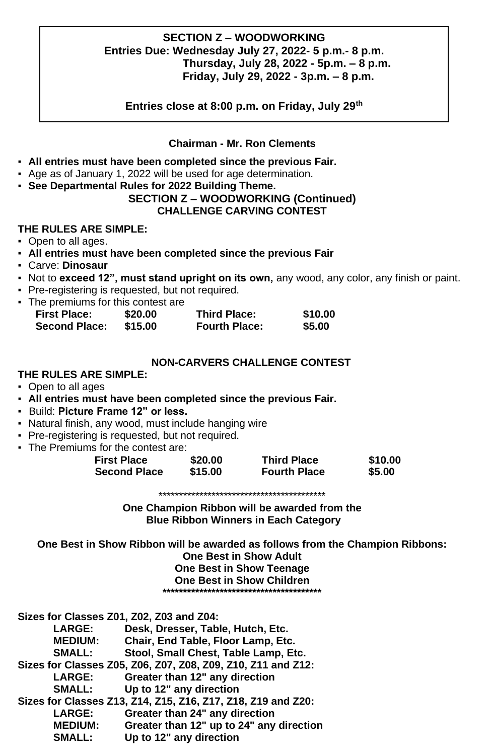**SECTION Z – WOODWORKING**
**Entries Due: Wednesday July 27, 2022- 5 p.m.- 8 p.m.**
**Thursday, July 28, 2022 - 5p.m. – 8 p.m.**
**Friday, July 29, 2022 - 3p.m. – 8 p.m.**

**Entries close at 8:00 p.m. on Friday, July 29th**

**Chairman - Mr. Ron Clements**

- **All entries must have been completed since the previous Fair.**
- Age as of January 1, 2022 will be used for age determination.
- **See Departmental Rules for 2022 Building Theme.**

**SECTION Z – WOODWORKING (Continued)**
**CHALLENGE CARVING CONTEST**

**THE RULES ARE SIMPLE:**

- Open to all ages.
- **All entries must have been completed since the previous Fair**
- Carve: **Dinosaur**
- Not to **exceed 12", must stand upright on its own,** any wood, any color, any finish or paint.
- Pre-registering is requested, but not required.
- The premiums for this contest are

| | | | |
|---|---|---|---|
| **First Place:** | **$20.00** | **Third Place:** | **$10.00** |
| **Second Place:** | **$15.00** | **Fourth Place:** | **$5.00** |

**NON-CARVERS CHALLENGE CONTEST**

**THE RULES ARE SIMPLE:**

- Open to all ages
- **All entries must have been completed since the previous Fair.**
- Build: **Picture Frame 12" or less.**
- Natural finish, any wood, must include hanging wire
- Pre-registering is requested, but not required.
- The Premiums for the contest are:

| | | | |
|---|---|---|---|
| **First Place** | **$20.00** | **Third Place** | **$10.00** |
| **Second Place** | **$15.00** | **Fourth Place** | **$5.00** |

******************************************

**One Champion Ribbon will be awarded from the Blue Ribbon Winners in Each Category**

**One Best in Show Ribbon will be awarded as follows from the Champion Ribbons:**
**One Best in Show Adult**
**One Best in Show Teenage**
**One Best in Show Children**

****************************************

**Sizes for Classes Z01, Z02, Z03 and Z04:**

| | |
|---|---|
| **LARGE:** | **Desk, Dresser, Table, Hutch, Etc.** |
| **MEDIUM:** | **Chair, End Table, Floor Lamp, Etc.** |
| **SMALL:** | **Stool, Small Chest, Table Lamp, Etc.** |

**Sizes for Classes Z05, Z06, Z07, Z08, Z09, Z10, Z11 and Z12:**

| | |
|---|---|
| **LARGE:** | **Greater than 12" any direction** |
| **SMALL:** | **Up to 12" any direction** |

**Sizes for Classes Z13, Z14, Z15, Z16, Z17, Z18, Z19 and Z20:**

| | |
|---|---|
| **LARGE:** | **Greater than 24" any direction** |
| **MEDIUM:** | **Greater than 12" up to 24" any direction** |
| **SMALL:** | **Up to 12" any direction** |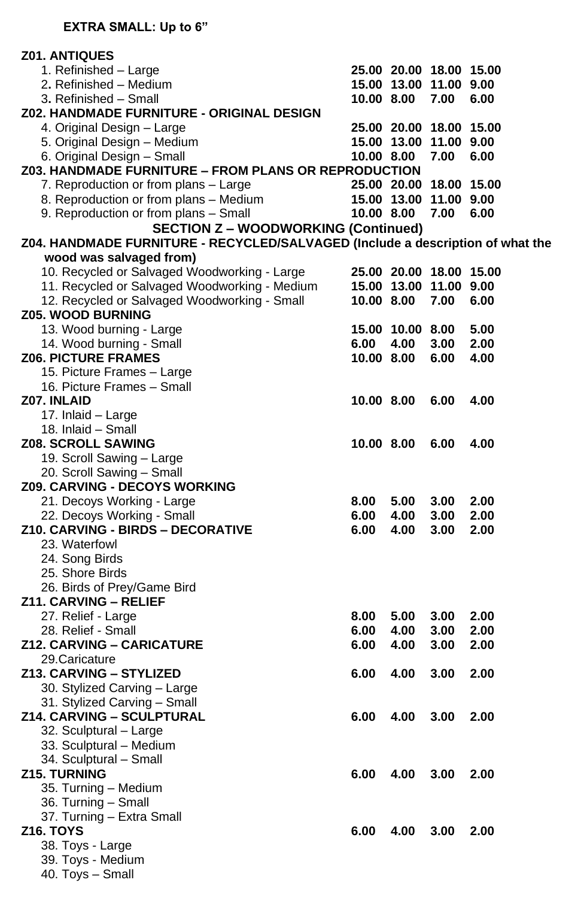**EXTRA SMALL: Up to 6"**

| | | | | |
|---|---|---|---|---|
| **Z01. ANTIQUES** | | | | |
| 1. Refinished – Large | **25.00** | **20.00** | **18.00** | **15.00** |
| 2. Refinished – Medium | **15.00** | **13.00** | **11.00** | **9.00** |
| 3. Refinished – Small | **10.00** | **8.00** | **7.00** | **6.00** |
| **Z02. HANDMADE FURNITURE - ORIGINAL DESIGN** | | | | |
| 4. Original Design – Large | **25.00** | **20.00** | **18.00** | **15.00** |
| 5. Original Design – Medium | **15.00** | **13.00** | **11.00** | **9.00** |
| 6. Original Design – Small | **10.00** | **8.00** | **7.00** | **6.00** |
| **Z03. HANDMADE FURNITURE – FROM PLANS OR REPRODUCTION** | | | | |
| 7. Reproduction or from plans – Large | **25.00** | **20.00** | **18.00** | **15.00** |
| 8. Reproduction or from plans – Medium | **15.00** | **13.00** | **11.00** | **9.00** |
| 9. Reproduction or from plans – Small | **10.00** | **8.00** | **7.00** | **6.00** |

**SECTION Z – WOODWORKING (Continued)**

| | | | | |
|---|---|---|---|---|
| **Z04. HANDMADE FURNITURE - RECYCLED/SALVAGED (Include a description of what the wood was salvaged from)** | | | | |
| 10. Recycled or Salvaged Woodworking - Large | **25.00** | **20.00** | **18.00** | **15.00** |
| 11. Recycled or Salvaged Woodworking - Medium | **15.00** | **13.00** | **11.00** | **9.00** |
| 12. Recycled or Salvaged Woodworking - Small | **10.00** | **8.00** | **7.00** | **6.00** |
| **Z05. WOOD BURNING** | | | | |
| 13. Wood burning - Large | **15.00** | **10.00** | **8.00** | **5.00** |
| 14. Wood burning - Small | **6.00** | **4.00** | **3.00** | **2.00** |
| **Z06. PICTURE FRAMES** | **10.00** | **8.00** | **6.00** | **4.00** |
| 15. Picture Frames – Large | | | | |
| 16. Picture Frames – Small | | | | |
| **Z07. INLAID** | **10.00** | **8.00** | **6.00** | **4.00** |
| 17. Inlaid – Large | | | | |
| 18. Inlaid – Small | | | | |
| **Z08. SCROLL SAWING** | **10.00** | **8.00** | **6.00** | **4.00** |
| 19. Scroll Sawing – Large | | | | |
| 20. Scroll Sawing – Small | | | | |
| **Z09. CARVING - DECOYS WORKING** | | | | |
| 21. Decoys Working - Large | **8.00** | **5.00** | **3.00** | **2.00** |
| 22. Decoys Working - Small | **6.00** | **4.00** | **3.00** | **2.00** |
| **Z10. CARVING - BIRDS – DECORATIVE** | **6.00** | **4.00** | **3.00** | **2.00** |
| 23. Waterfowl | | | | |
| 24. Song Birds | | | | |
| 25. Shore Birds | | | | |
| 26. Birds of Prey/Game Bird | | | | |
| **Z11. CARVING – RELIEF** | | | | |
| 27. Relief - Large | **8.00** | **5.00** | **3.00** | **2.00** |
| 28. Relief - Small | **6.00** | **4.00** | **3.00** | **2.00** |
| **Z12. CARVING – CARICATURE** | **6.00** | **4.00** | **3.00** | **2.00** |
| 29.Caricature | | | | |
| **Z13. CARVING – STYLIZED** | **6.00** | **4.00** | **3.00** | **2.00** |
| 30. Stylized Carving – Large | | | | |
| 31. Stylized Carving – Small | | | | |
| **Z14. CARVING – SCULPTURAL** | **6.00** | **4.00** | **3.00** | **2.00** |
| 32. Sculptural – Large | | | | |
| 33. Sculptural – Medium | | | | |
| 34. Sculptural – Small | | | | |
| **Z15. TURNING** | **6.00** | **4.00** | **3.00** | **2.00** |
| 35. Turning – Medium | | | | |
| 36. Turning – Small | | | | |
| 37. Turning – Extra Small | | | | |
| **Z16. TOYS** | **6.00** | **4.00** | **3.00** | **2.00** |
| 38. Toys - Large | | | | |
| 39. Toys - Medium | | | | |
| 40. Toys – Small | | | | |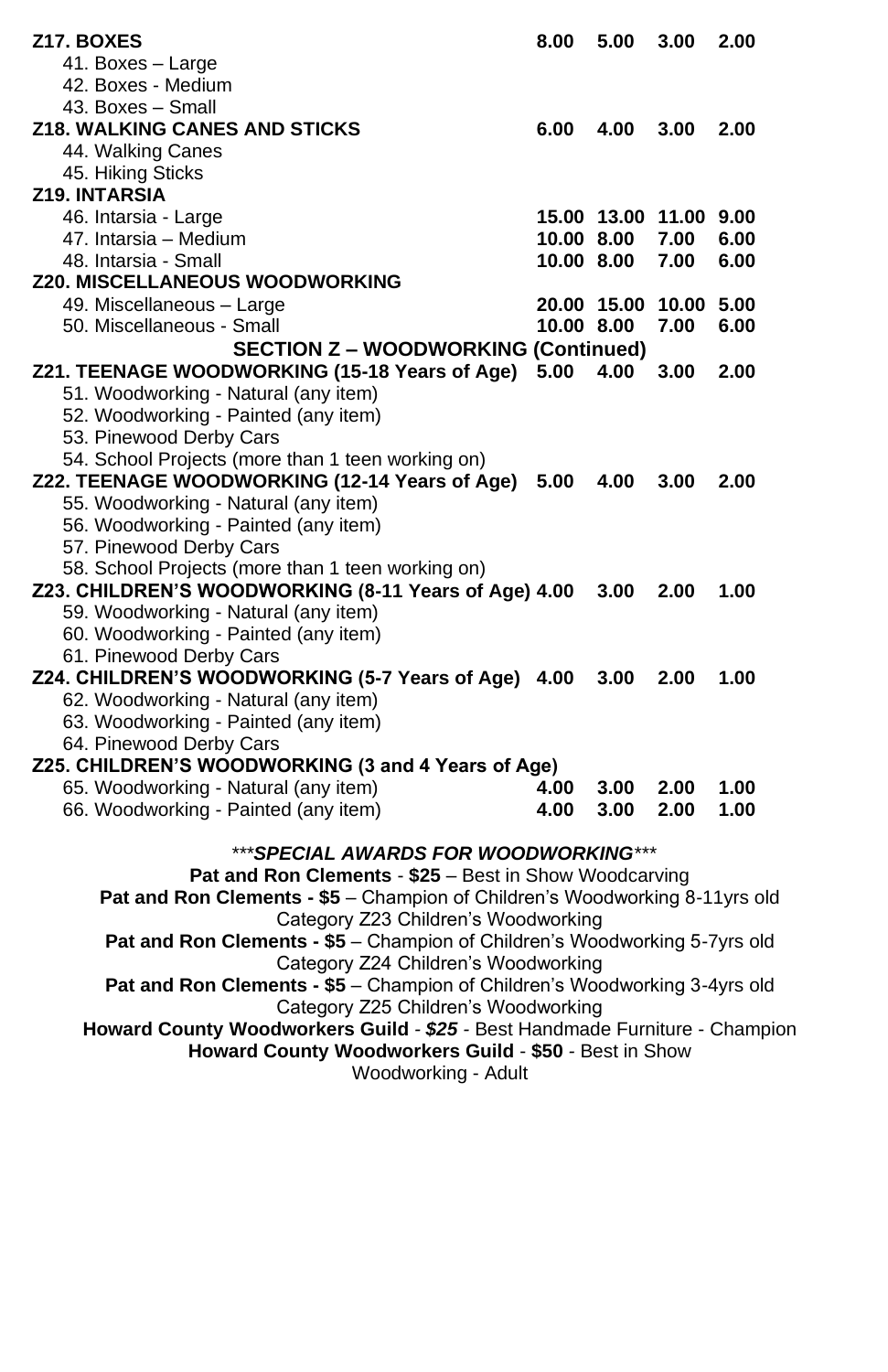| | | | | |
|---|---|---|---|---|
| **Z17. BOXES** | **8.00** | **5.00** | **3.00** | **2.00** |
| 41. Boxes – Large | | | | |
| 42. Boxes - Medium | | | | |
| 43. Boxes – Small | | | | |
| **Z18. WALKING CANES AND STICKS** | **6.00** | **4.00** | **3.00** | **2.00** |
| 44. Walking Canes | | | | |
| 45. Hiking Sticks | | | | |
| **Z19. INTARSIA** | | | | |
| 46. Intarsia - Large | **15.00** | **13.00** | **11.00** | **9.00** |
| 47. Intarsia – Medium | **10.00** | **8.00** | **7.00** | **6.00** |
| 48. Intarsia - Small | **10.00** | **8.00** | **7.00** | **6.00** |
| **Z20. MISCELLANEOUS WOODWORKING** | | | | |
| 49. Miscellaneous – Large | **20.00** | **15.00** | **10.00** | **5.00** |
| 50. Miscellaneous - Small | **10.00** | **8.00** | **7.00** | **6.00** |

## SECTION Z – WOODWORKING (Continued)

| | | | | |
|---|---|---|---|---|
| **Z21. TEENAGE WOODWORKING (15-18 Years of Age)** | **5.00** | **4.00** | **3.00** | **2.00** |
| 51. Woodworking - Natural (any item) | | | | |
| 52. Woodworking - Painted (any item) | | | | |
| 53. Pinewood Derby Cars | | | | |
| 54. School Projects (more than 1 teen working on) | | | | |
| **Z22. TEENAGE WOODWORKING (12-14 Years of Age)** | **5.00** | **4.00** | **3.00** | **2.00** |
| 55. Woodworking - Natural (any item) | | | | |
| 56. Woodworking - Painted (any item) | | | | |
| 57. Pinewood Derby Cars | | | | |
| 58. School Projects (more than 1 teen working on) | | | | |
| **Z23. CHILDREN'S WOODWORKING (8-11 Years of Age)** | **4.00** | **3.00** | **2.00** | **1.00** |
| 59. Woodworking - Natural (any item) | | | | |
| 60. Woodworking - Painted (any item) | | | | |
| 61. Pinewood Derby Cars | | | | |
| **Z24. CHILDREN'S WOODWORKING (5-7 Years of Age)** | **4.00** | **3.00** | **2.00** | **1.00** |
| 62. Woodworking - Natural (any item) | | | | |
| 63. Woodworking - Painted (any item) | | | | |
| 64. Pinewood Derby Cars | | | | |
| **Z25. CHILDREN'S WOODWORKING (3 and 4 Years of Age)** | | | | |
| 65. Woodworking - Natural (any item) | **4.00** | **3.00** | **2.00** | **1.00** |
| 66. Woodworking - Painted (any item) | **4.00** | **3.00** | **2.00** | **1.00** |

***\*\*\*SPECIAL AWARDS FOR WOODWORKING\*\*\****

**Pat and Ron Clements** - **$25** – Best in Show Woodcarving

**Pat and Ron Clements - $5** – Champion of Children's Woodworking 8-11yrs old Category Z23 Children's Woodworking

**Pat and Ron Clements - $5** – Champion of Children's Woodworking 5-7yrs old Category Z24 Children's Woodworking

**Pat and Ron Clements - $5** – Champion of Children's Woodworking 3-4yrs old Category Z25 Children's Woodworking

**Howard County Woodworkers Guild** - ***$25*** - Best Handmade Furniture - Champion

**Howard County Woodworkers Guild** - **$50** - Best in Show Woodworking - Adult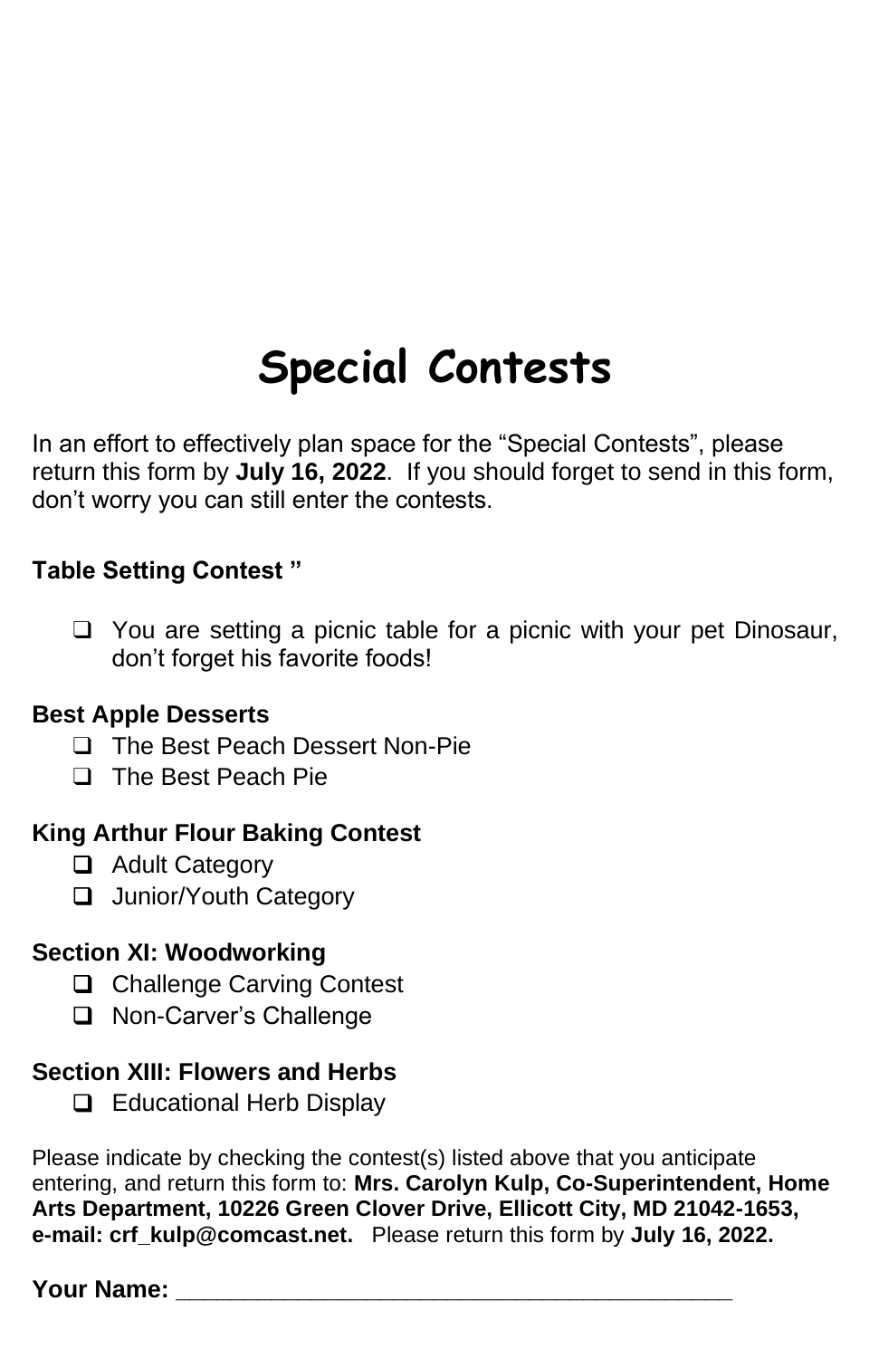# Special Contests

In an effort to effectively plan space for the "Special Contests", please return this form by **July 16, 2022**. If you should forget to send in this form, don't worry you can still enter the contests.

**Table Setting Contest "**

- ❑ You are setting a picnic table for a picnic with your pet Dinosaur, don't forget his favorite foods!

**Best Apple Desserts**

- ❑ The Best Peach Dessert Non-Pie
- ❑ The Best Peach Pie

**King Arthur Flour Baking Contest**

- ❑ Adult Category
- ❑ Junior/Youth Category

**Section XI: Woodworking**

- ❑ Challenge Carving Contest
- ❑ Non-Carver's Challenge

**Section XIII: Flowers and Herbs**

- ❑ Educational Herb Display

Please indicate by checking the contest(s) listed above that you anticipate entering, and return this form to: **Mrs. Carolyn Kulp, Co-Superintendent, Home Arts Department, 10226 Green Clover Drive, Ellicott City, MD 21042-1653, e-mail: crf_kulp@comcast.net.** Please return this form by **July 16, 2022.**

**Your Name:** ___________________________________________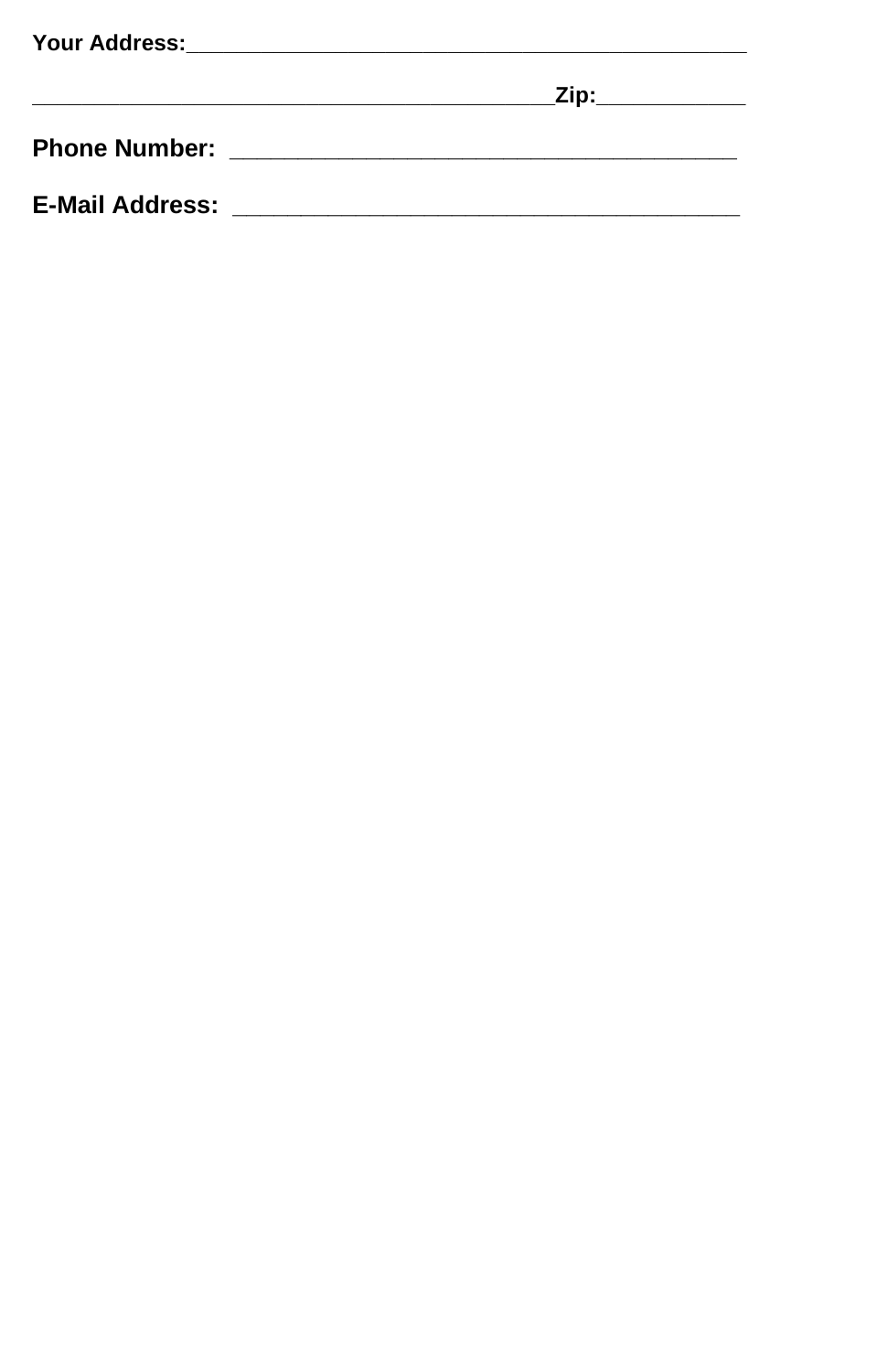**Your Address:**_______________________________________________

_____________________________________________**Zip:**____________

**Phone Number:** ______________________________________

**E-Mail Address:** ______________________________________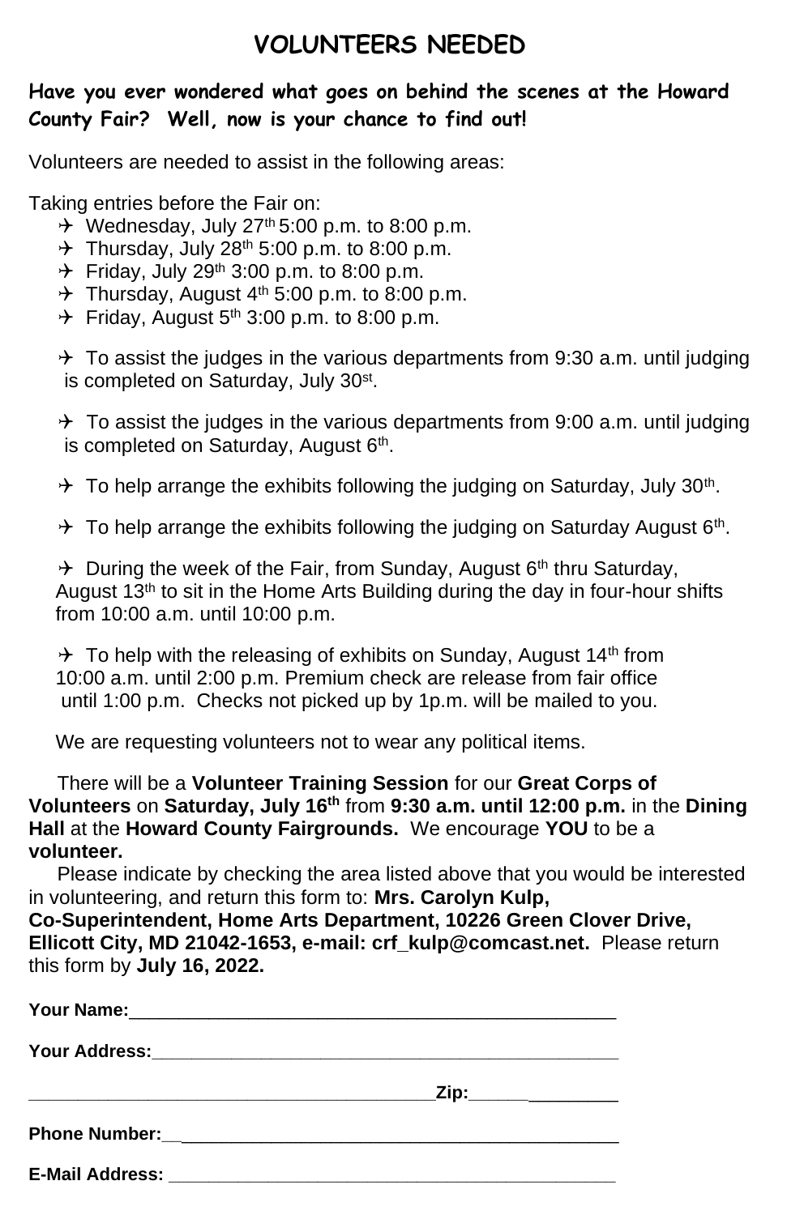# VOLUNTEERS NEEDED

**Have you ever wondered what goes on behind the scenes at the Howard County Fair? Well, now is your chance to find out!**

Volunteers are needed to assist in the following areas:

Taking entries before the Fair on:

- ✈ Wednesday, July 27th 5:00 p.m. to 8:00 p.m.
- ✈ Thursday, July 28th 5:00 p.m. to 8:00 p.m.
- ✈ Friday, July 29th 3:00 p.m. to 8:00 p.m.
- ✈ Thursday, August 4th 5:00 p.m. to 8:00 p.m.
- ✈ Friday, August 5th 3:00 p.m. to 8:00 p.m.

✈ To assist the judges in the various departments from 9:30 a.m. until judging is completed on Saturday, July 30st.

✈ To assist the judges in the various departments from 9:00 a.m. until judging is completed on Saturday, August 6th.

✈ To help arrange the exhibits following the judging on Saturday, July 30th.

✈ To help arrange the exhibits following the judging on Saturday August 6th.

✈ During the week of the Fair, from Sunday, August 6th thru Saturday, August 13th to sit in the Home Arts Building during the day in four-hour shifts from 10:00 a.m. until 10:00 p.m.

✈ To help with the releasing of exhibits on Sunday, August 14th from 10:00 a.m. until 2:00 p.m. Premium check are release from fair office until 1:00 p.m. Checks not picked up by 1p.m. will be mailed to you.

We are requesting volunteers not to wear any political items.

There will be a **Volunteer Training Session** for our **Great Corps of Volunteers** on **Saturday, July 16th** from **9:30 a.m. until 12:00 p.m.** in the **Dining Hall** at the **Howard County Fairgrounds.** We encourage **YOU** to be a **volunteer.**

Please indicate by checking the area listed above that you would be interested in volunteering, and return this form to: **Mrs. Carolyn Kulp, Co-Superintendent, Home Arts Department, 10226 Green Clover Drive, Ellicott City, MD 21042-1653, e-mail: crf_kulp@comcast.net.** Please return this form by **July 16, 2022.**

**Your Name:**___________________________________________________

**Your Address:**_________________________________________________

________________________________________**Zip:**_______________

**Phone Number:**_________________________________________________

**E-Mail Address:** _______________________________________________